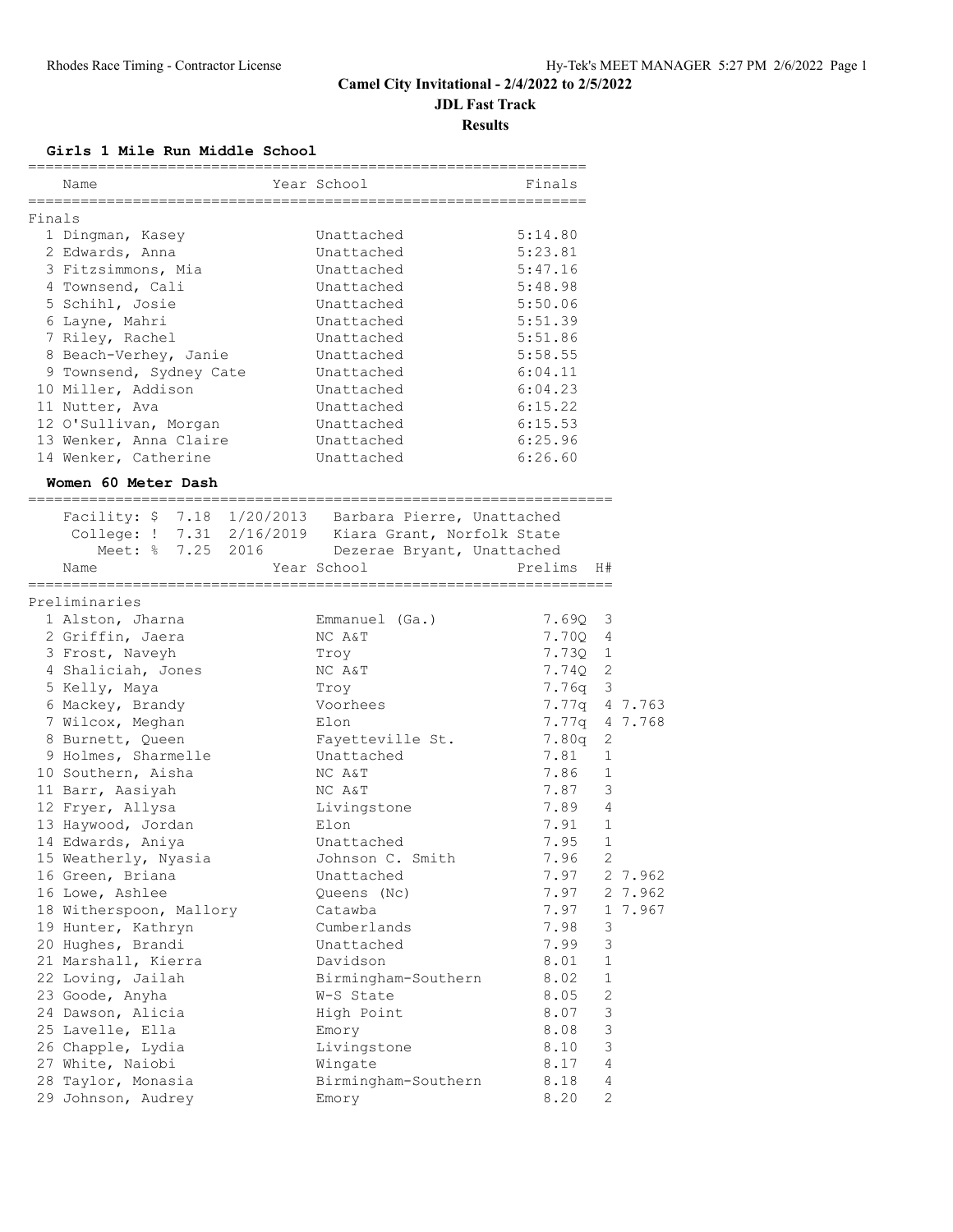# Camel City Invitational - 2/4/2022 to 2/5/2022

## JDL Fast Track

### Results

**Girls 1 Mile Run Middle School**

Finals

| Place | Name | Year | School | Finals |
|---|---|---|---|---|
| 1 | Dingman, Kasey | | Unattached | 5:14.80 |
| 2 | Edwards, Anna | | Unattached | 5:23.81 |
| 3 | Fitzsimmons, Mia | | Unattached | 5:47.16 |
| 4 | Townsend, Cali | | Unattached | 5:48.98 |
| 5 | Schihl, Josie | | Unattached | 5:50.06 |
| 6 | Layne, Mahri | | Unattached | 5:51.39 |
| 7 | Riley, Rachel | | Unattached | 5:51.86 |
| 8 | Beach-Verhey, Janie | | Unattached | 5:58.55 |
| 9 | Townsend, Sydney Cate | | Unattached | 6:04.11 |
| 10 | Miller, Addison | | Unattached | 6:04.23 |
| 11 | Nutter, Ava | | Unattached | 6:15.22 |
| 12 | O'Sullivan, Morgan | | Unattached | 6:15.53 |
| 13 | Wenker, Anna Claire | | Unattached | 6:25.96 |
| 14 | Wenker, Catherine | | Unattached | 6:26.60 |

**Women 60 Meter Dash**

Facility: $ 7.18 1/20/2013 Barbara Pierre, Unattached
College: ! 7.31 2/16/2019 Kiara Grant, Norfolk State
Meet: % 7.25 2016 Dezerae Bryant, Unattached

Preliminaries

| Place | Name | Year | School | Prelims | H# | |
|---|---|---|---|---|---|---|
| 1 | Alston, Jharna | | Emmanuel (Ga.) | 7.69Q | 3 | |
| 2 | Griffin, Jaera | | NC A&T | 7.70Q | 4 | |
| 3 | Frost, Naveyh | | Troy | 7.73Q | 1 | |
| 4 | Shaliciah, Jones | | NC A&T | 7.74Q | 2 | |
| 5 | Kelly, Maya | | Troy | 7.76q | 3 | |
| 6 | Mackey, Brandy | | Voorhees | 7.77q | 4 | 7.763 |
| 7 | Wilcox, Meghan | | Elon | 7.77q | 4 | 7.768 |
| 8 | Burnett, Queen | | Fayetteville St. | 7.80q | 2 | |
| 9 | Holmes, Sharmelle | | Unattached | 7.81 | 1 | |
| 10 | Southern, Aisha | | NC A&T | 7.86 | 1 | |
| 11 | Barr, Aasiyah | | NC A&T | 7.87 | 3 | |
| 12 | Fryer, Allysa | | Livingstone | 7.89 | 4 | |
| 13 | Haywood, Jordan | | Elon | 7.91 | 1 | |
| 14 | Edwards, Aniya | | Unattached | 7.95 | 1 | |
| 15 | Weatherly, Nyasia | | Johnson C. Smith | 7.96 | 2 | |
| 16 | Green, Briana | | Unattached | 7.97 | 2 | 7.962 |
| 16 | Lowe, Ashlee | | Queens (Nc) | 7.97 | 2 | 7.962 |
| 18 | Witherspoon, Mallory | | Catawba | 7.97 | 1 | 7.967 |
| 19 | Hunter, Kathryn | | Cumberlands | 7.98 | 3 | |
| 20 | Hughes, Brandi | | Unattached | 7.99 | 3 | |
| 21 | Marshall, Kierra | | Davidson | 8.01 | 1 | |
| 22 | Loving, Jailah | | Birmingham-Southern | 8.02 | 1 | |
| 23 | Goode, Anyha | | W-S State | 8.05 | 2 | |
| 24 | Dawson, Alicia | | High Point | 8.07 | 3 | |
| 25 | Lavelle, Ella | | Emory | 8.08 | 3 | |
| 26 | Chapple, Lydia | | Livingstone | 8.10 | 3 | |
| 27 | White, Naiobi | | Wingate | 8.17 | 4 | |
| 28 | Taylor, Monasia | | Birmingham-Southern | 8.18 | 4 | |
| 29 | Johnson, Audrey | | Emory | 8.20 | 2 | |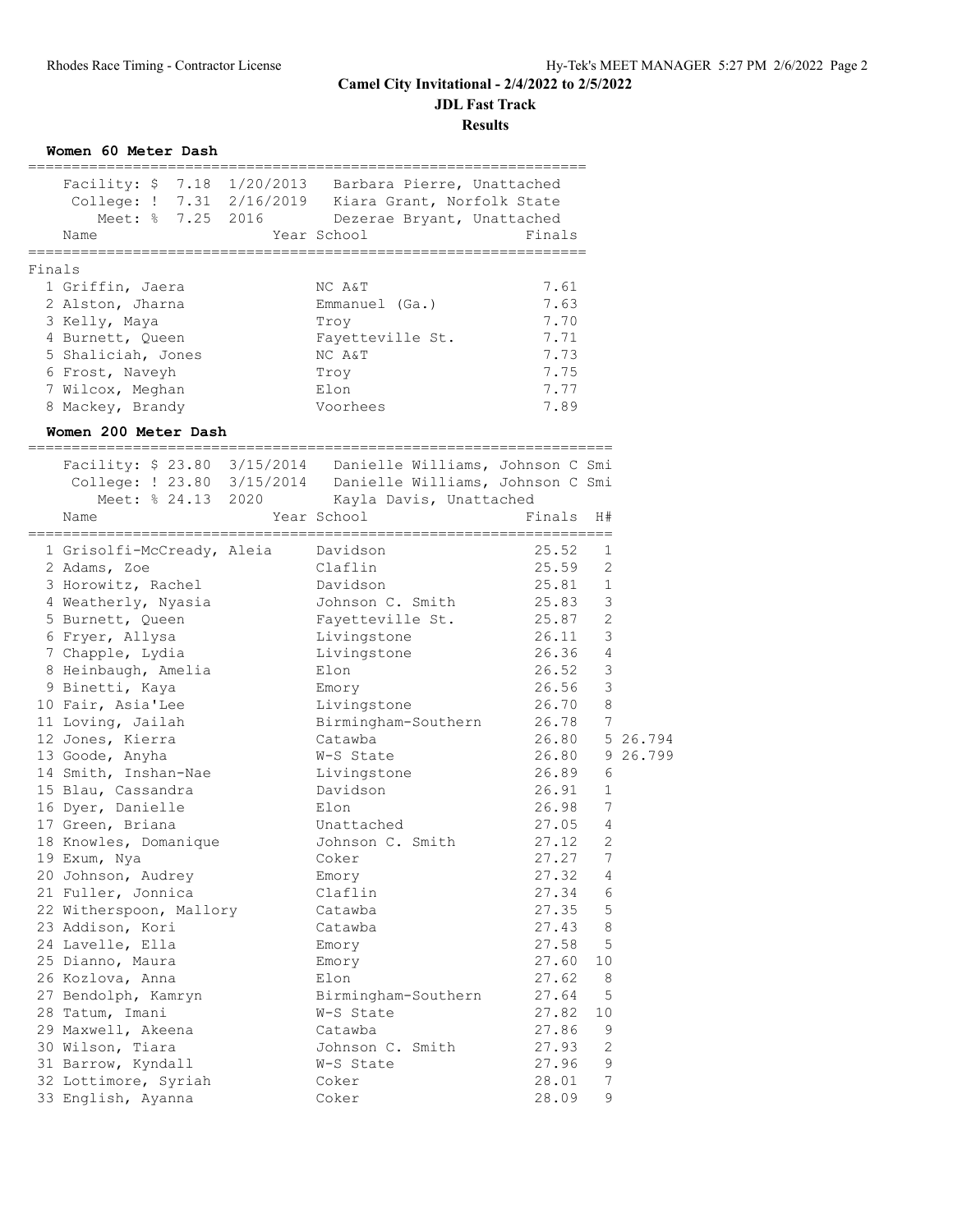# Camel City Invitational - 2/4/2022 to 2/5/2022

## JDL Fast Track

## Results

### Women 60 Meter Dash

Facility: $ 7.18 1/20/2013 Barbara Pierre, Unattached
College: ! 7.31 2/16/2019 Kiara Grant, Norfolk State
Meet: % 7.25 2016 Dezerae Bryant, Unattached

**Finals**

| Place | Name | Year | School | Finals |
|---|---|---|---|---|
| 1 | Griffin, Jaera | | NC A&T | 7.61 |
| 2 | Alston, Jharna | | Emmanuel (Ga.) | 7.63 |
| 3 | Kelly, Maya | | Troy | 7.70 |
| 4 | Burnett, Queen | | Fayetteville St. | 7.71 |
| 5 | Shaliciah, Jones | | NC A&T | 7.73 |
| 6 | Frost, Naveyh | | Troy | 7.75 |
| 7 | Wilcox, Meghan | | Elon | 7.77 |
| 8 | Mackey, Brandy | | Voorhees | 7.89 |

### Women 200 Meter Dash

Facility: $ 23.80 3/15/2014 Danielle Williams, Johnson C Smi
College: ! 23.80 3/15/2014 Danielle Williams, Johnson C Smi
Meet: % 24.13 2020 Kayla Davis, Unattached

| Place | Name | Year | School | Finals | H# | |
|---|---|---|---|---|---|---|
| 1 | Grisolfi-McCready, Aleia | | Davidson | 25.52 | 1 | |
| 2 | Adams, Zoe | | Claflin | 25.59 | 2 | |
| 3 | Horowitz, Rachel | | Davidson | 25.81 | 1 | |
| 4 | Weatherly, Nyasia | | Johnson C. Smith | 25.83 | 3 | |
| 5 | Burnett, Queen | | Fayetteville St. | 25.87 | 2 | |
| 6 | Fryer, Allysa | | Livingstone | 26.11 | 3 | |
| 7 | Chapple, Lydia | | Livingstone | 26.36 | 4 | |
| 8 | Heinbaugh, Amelia | | Elon | 26.52 | 3 | |
| 9 | Binetti, Kaya | | Emory | 26.56 | 3 | |
| 10 | Fair, Asia'Lee | | Livingstone | 26.70 | 8 | |
| 11 | Loving, Jailah | | Birmingham-Southern | 26.78 | 7 | |
| 12 | Jones, Kierra | | Catawba | 26.80 | 5 | 26.794 |
| 13 | Goode, Anyha | | W-S State | 26.80 | 9 | 26.799 |
| 14 | Smith, Inshan-Nae | | Livingstone | 26.89 | 6 | |
| 15 | Blau, Cassandra | | Davidson | 26.91 | 1 | |
| 16 | Dyer, Danielle | | Elon | 26.98 | 7 | |
| 17 | Green, Briana | | Unattached | 27.05 | 4 | |
| 18 | Knowles, Domanique | | Johnson C. Smith | 27.12 | 2 | |
| 19 | Exum, Nya | | Coker | 27.27 | 7 | |
| 20 | Johnson, Audrey | | Emory | 27.32 | 4 | |
| 21 | Fuller, Jonnica | | Claflin | 27.34 | 6 | |
| 22 | Witherspoon, Mallory | | Catawba | 27.35 | 5 | |
| 23 | Addison, Kori | | Catawba | 27.43 | 8 | |
| 24 | Lavelle, Ella | | Emory | 27.58 | 5 | |
| 25 | Dianno, Maura | | Emory | 27.60 | 10 | |
| 26 | Kozlova, Anna | | Elon | 27.62 | 8 | |
| 27 | Bendolph, Kamryn | | Birmingham-Southern | 27.64 | 5 | |
| 28 | Tatum, Imani | | W-S State | 27.82 | 10 | |
| 29 | Maxwell, Akeena | | Catawba | 27.86 | 9 | |
| 30 | Wilson, Tiara | | Johnson C. Smith | 27.93 | 2 | |
| 31 | Barrow, Kyndall | | W-S State | 27.96 | 9 | |
| 32 | Lottimore, Syriah | | Coker | 28.01 | 7 | |
| 33 | English, Ayanna | | Coker | 28.09 | 9 | |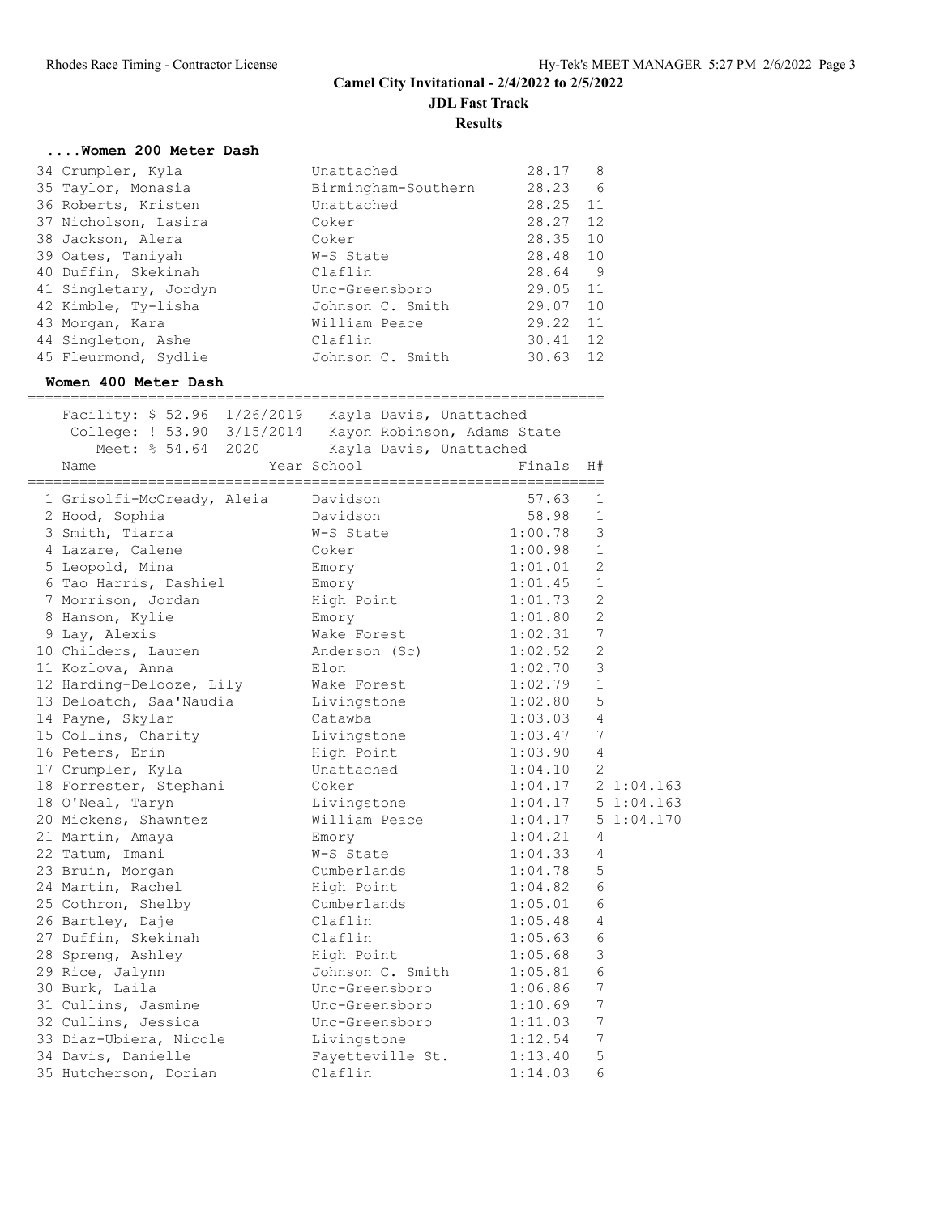# Camel City Invitational - 2/4/2022 to 2/5/2022

## JDL Fast Track

### Results

#### ....Women 200 Meter Dash

| Place | Name | School | Finals | H# |
|---|---|---|---|---|
| 34 | Crumpler, Kyla | Unattached | 28.17 | 8 |
| 35 | Taylor, Monasia | Birmingham-Southern | 28.23 | 6 |
| 36 | Roberts, Kristen | Unattached | 28.25 | 11 |
| 37 | Nicholson, Lasira | Coker | 28.27 | 12 |
| 38 | Jackson, Alera | Coker | 28.35 | 10 |
| 39 | Oates, Taniyah | W-S State | 28.48 | 10 |
| 40 | Duffin, Skekinah | Claflin | 28.64 | 9 |
| 41 | Singletary, Jordyn | Unc-Greensboro | 29.05 | 11 |
| 42 | Kimble, Ty-lisha | Johnson C. Smith | 29.07 | 10 |
| 43 | Morgan, Kara | William Peace | 29.22 | 11 |
| 44 | Singleton, Ashe | Claflin | 30.41 | 12 |
| 45 | Fleurmond, Sydlie | Johnson C. Smith | 30.63 | 12 |

#### Women 400 Meter Dash

Facility: $ 52.96 1/26/2019 Kayla Davis, Unattached
College: ! 53.90 3/15/2014 Kayon Robinson, Adams State
Meet: % 54.64 2020 Kayla Davis, Unattached

| Place | Name | Year School | Finals | H# | |
|---|---|---|---|---|---|
| 1 | Grisolfi-McCready, Aleia | Davidson | 57.63 | 1 | |
| 2 | Hood, Sophia | Davidson | 58.98 | 1 | |
| 3 | Smith, Tiarra | W-S State | 1:00.78 | 3 | |
| 4 | Lazare, Calene | Coker | 1:00.98 | 1 | |
| 5 | Leopold, Mina | Emory | 1:01.01 | 2 | |
| 6 | Tao Harris, Dashiel | Emory | 1:01.45 | 1 | |
| 7 | Morrison, Jordan | High Point | 1:01.73 | 2 | |
| 8 | Hanson, Kylie | Emory | 1:01.80 | 2 | |
| 9 | Lay, Alexis | Wake Forest | 1:02.31 | 7 | |
| 10 | Childers, Lauren | Anderson (Sc) | 1:02.52 | 2 | |
| 11 | Kozlova, Anna | Elon | 1:02.70 | 3 | |
| 12 | Harding-Delooze, Lily | Wake Forest | 1:02.79 | 1 | |
| 13 | Deloatch, Saa'Naudia | Livingstone | 1:02.80 | 5 | |
| 14 | Payne, Skylar | Catawba | 1:03.03 | 4 | |
| 15 | Collins, Charity | Livingstone | 1:03.47 | 7 | |
| 16 | Peters, Erin | High Point | 1:03.90 | 4 | |
| 17 | Crumpler, Kyla | Unattached | 1:04.10 | 2 | |
| 18 | Forrester, Stephani | Coker | 1:04.17 | 2 | 1:04.163 |
| 18 | O'Neal, Taryn | Livingstone | 1:04.17 | 5 | 1:04.163 |
| 20 | Mickens, Shawntez | William Peace | 1:04.17 | 5 | 1:04.170 |
| 21 | Martin, Amaya | Emory | 1:04.21 | 4 | |
| 22 | Tatum, Imani | W-S State | 1:04.33 | 4 | |
| 23 | Bruin, Morgan | Cumberlands | 1:04.78 | 5 | |
| 24 | Martin, Rachel | High Point | 1:04.82 | 6 | |
| 25 | Cothron, Shelby | Cumberlands | 1:05.01 | 6 | |
| 26 | Bartley, Daje | Claflin | 1:05.48 | 4 | |
| 27 | Duffin, Skekinah | Claflin | 1:05.63 | 6 | |
| 28 | Spreng, Ashley | High Point | 1:05.68 | 3 | |
| 29 | Rice, Jalynn | Johnson C. Smith | 1:05.81 | 6 | |
| 30 | Burk, Laila | Unc-Greensboro | 1:06.86 | 7 | |
| 31 | Cullins, Jasmine | Unc-Greensboro | 1:10.69 | 7 | |
| 32 | Cullins, Jessica | Unc-Greensboro | 1:11.03 | 7 | |
| 33 | Diaz-Ubiera, Nicole | Livingstone | 1:12.54 | 7 | |
| 34 | Davis, Danielle | Fayetteville St. | 1:13.40 | 5 | |
| 35 | Hutcherson, Dorian | Claflin | 1:14.03 | 6 | |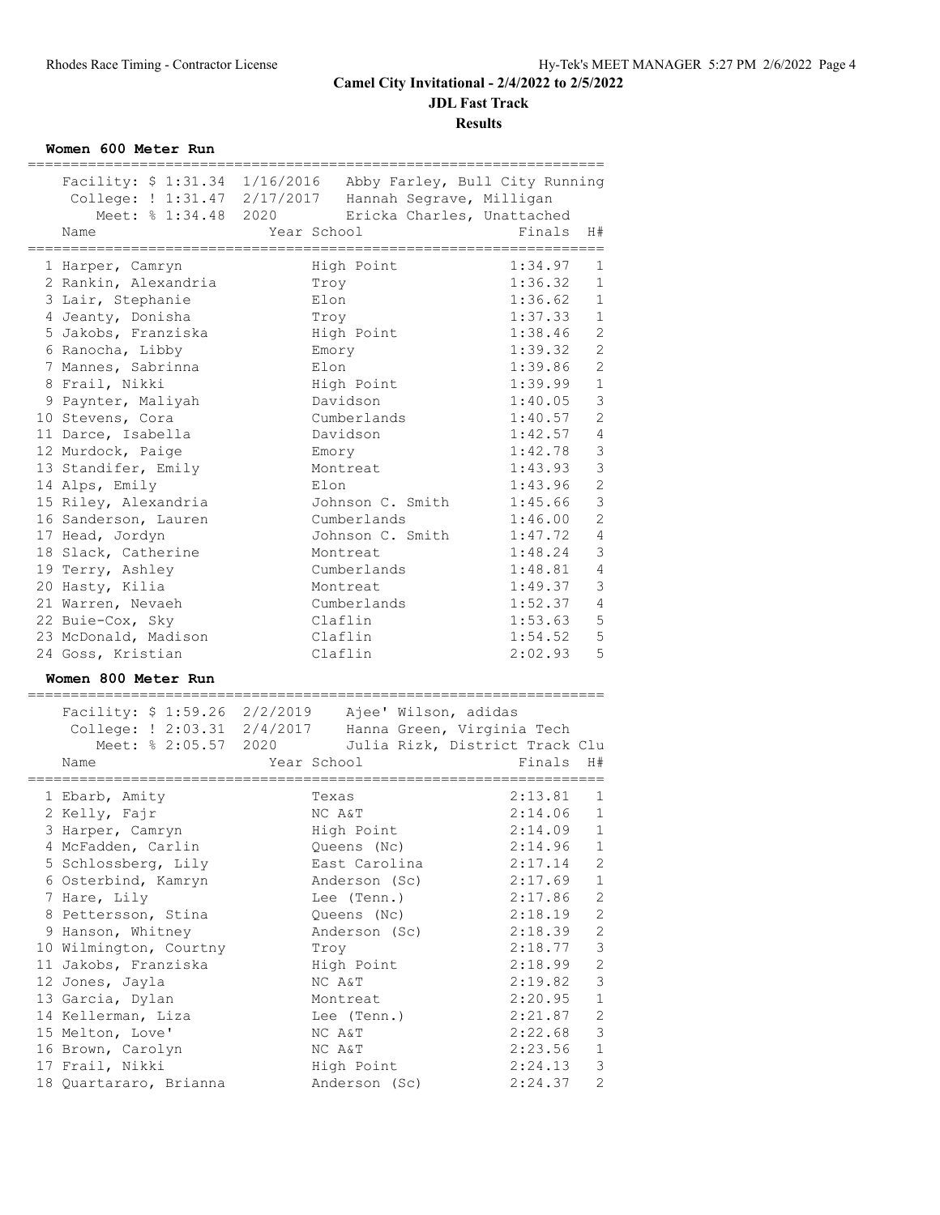# Camel City Invitational - 2/4/2022 to 2/5/2022

## JDL Fast Track

## Results

### Women 600 Meter Run

Facility: $ 1:31.34 1/16/2016 Abby Farley, Bull City Running
College: ! 1:31.47 2/17/2017 Hannah Segrave, Milligan
Meet: % 1:34.48 2020 Ericka Charles, Unattached

| Place | Name | Year | School | Finals | H# |
|---|---|---|---|---|---|
| 1 | Harper, Camryn | | High Point | 1:34.97 | 1 |
| 2 | Rankin, Alexandria | | Troy | 1:36.32 | 1 |
| 3 | Lair, Stephanie | | Elon | 1:36.62 | 1 |
| 4 | Jeanty, Donisha | | Troy | 1:37.33 | 1 |
| 5 | Jakobs, Franziska | | High Point | 1:38.46 | 2 |
| 6 | Ranocha, Libby | | Emory | 1:39.32 | 2 |
| 7 | Mannes, Sabrinna | | Elon | 1:39.86 | 2 |
| 8 | Frail, Nikki | | High Point | 1:39.99 | 1 |
| 9 | Paynter, Maliyah | | Davidson | 1:40.05 | 3 |
| 10 | Stevens, Cora | | Cumberlands | 1:40.57 | 2 |
| 11 | Darce, Isabella | | Davidson | 1:42.57 | 4 |
| 12 | Murdock, Paige | | Emory | 1:42.78 | 3 |
| 13 | Standifer, Emily | | Montreat | 1:43.93 | 3 |
| 14 | Alps, Emily | | Elon | 1:43.96 | 2 |
| 15 | Riley, Alexandria | | Johnson C. Smith | 1:45.66 | 3 |
| 16 | Sanderson, Lauren | | Cumberlands | 1:46.00 | 2 |
| 17 | Head, Jordyn | | Johnson C. Smith | 1:47.72 | 4 |
| 18 | Slack, Catherine | | Montreat | 1:48.24 | 3 |
| 19 | Terry, Ashley | | Cumberlands | 1:48.81 | 4 |
| 20 | Hasty, Kilia | | Montreat | 1:49.37 | 3 |
| 21 | Warren, Nevaeh | | Cumberlands | 1:52.37 | 4 |
| 22 | Buie-Cox, Sky | | Claflin | 1:53.63 | 5 |
| 23 | McDonald, Madison | | Claflin | 1:54.52 | 5 |
| 24 | Goss, Kristian | | Claflin | 2:02.93 | 5 |

### Women 800 Meter Run

Facility: $ 1:59.26 2/2/2019 Ajee' Wilson, adidas
College: ! 2:03.31 2/4/2017 Hanna Green, Virginia Tech
Meet: % 2:05.57 2020 Julia Rizk, District Track Clu

| Place | Name | Year | School | Finals | H# |
|---|---|---|---|---|---|
| 1 | Ebarb, Amity | | Texas | 2:13.81 | 1 |
| 2 | Kelly, Fajr | | NC A&T | 2:14.06 | 1 |
| 3 | Harper, Camryn | | High Point | 2:14.09 | 1 |
| 4 | McFadden, Carlin | | Queens (Nc) | 2:14.96 | 1 |
| 5 | Schlossberg, Lily | | East Carolina | 2:17.14 | 2 |
| 6 | Osterbind, Kamryn | | Anderson (Sc) | 2:17.69 | 1 |
| 7 | Hare, Lily | | Lee (Tenn.) | 2:17.86 | 2 |
| 8 | Pettersson, Stina | | Queens (Nc) | 2:18.19 | 2 |
| 9 | Hanson, Whitney | | Anderson (Sc) | 2:18.39 | 2 |
| 10 | Wilmington, Courtny | | Troy | 2:18.77 | 3 |
| 11 | Jakobs, Franziska | | High Point | 2:18.99 | 2 |
| 12 | Jones, Jayla | | NC A&T | 2:19.82 | 3 |
| 13 | Garcia, Dylan | | Montreat | 2:20.95 | 1 |
| 14 | Kellerman, Liza | | Lee (Tenn.) | 2:21.87 | 2 |
| 15 | Melton, Love' | | NC A&T | 2:22.68 | 3 |
| 16 | Brown, Carolyn | | NC A&T | 2:23.56 | 1 |
| 17 | Frail, Nikki | | High Point | 2:24.13 | 3 |
| 18 | Quartararo, Brianna | | Anderson (Sc) | 2:24.37 | 2 |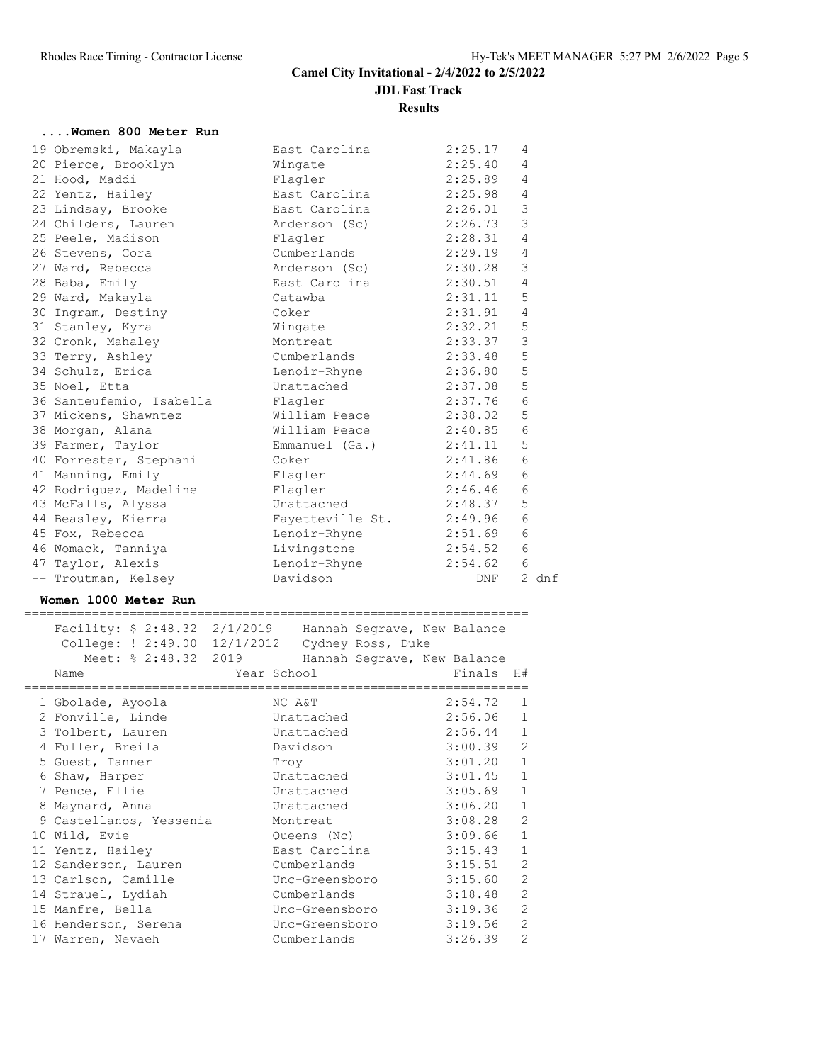# Camel City Invitational - 2/4/2022 to 2/5/2022

## JDL Fast Track

### Results

#### ....Women 800 Meter Run

| Place | Name | School | Finals | H# | |
|---|---|---|---|---|---|
| 19 | Obremski, Makayla | East Carolina | 2:25.17 | 4 | |
| 20 | Pierce, Brooklyn | Wingate | 2:25.40 | 4 | |
| 21 | Hood, Maddi | Flagler | 2:25.89 | 4 | |
| 22 | Yentz, Hailey | East Carolina | 2:25.98 | 4 | |
| 23 | Lindsay, Brooke | East Carolina | 2:26.01 | 3 | |
| 24 | Childers, Lauren | Anderson (Sc) | 2:26.73 | 3 | |
| 25 | Peele, Madison | Flagler | 2:28.31 | 4 | |
| 26 | Stevens, Cora | Cumberlands | 2:29.19 | 4 | |
| 27 | Ward, Rebecca | Anderson (Sc) | 2:30.28 | 3 | |
| 28 | Baba, Emily | East Carolina | 2:30.51 | 4 | |
| 29 | Ward, Makayla | Catawba | 2:31.11 | 5 | |
| 30 | Ingram, Destiny | Coker | 2:31.91 | 4 | |
| 31 | Stanley, Kyra | Wingate | 2:32.21 | 5 | |
| 32 | Cronk, Mahaley | Montreat | 2:33.37 | 3 | |
| 33 | Terry, Ashley | Cumberlands | 2:33.48 | 5 | |
| 34 | Schulz, Erica | Lenoir-Rhyne | 2:36.80 | 5 | |
| 35 | Noel, Etta | Unattached | 2:37.08 | 5 | |
| 36 | Santeufemio, Isabella | Flagler | 2:37.76 | 6 | |
| 37 | Mickens, Shawntez | William Peace | 2:38.02 | 5 | |
| 38 | Morgan, Alana | William Peace | 2:40.85 | 6 | |
| 39 | Farmer, Taylor | Emmanuel (Ga.) | 2:41.11 | 5 | |
| 40 | Forrester, Stephani | Coker | 2:41.86 | 6 | |
| 41 | Manning, Emily | Flagler | 2:44.69 | 6 | |
| 42 | Rodriguez, Madeline | Flagler | 2:46.46 | 6 | |
| 43 | McFalls, Alyssa | Unattached | 2:48.37 | 5 | |
| 44 | Beasley, Kierra | Fayetteville St. | 2:49.96 | 6 | |
| 45 | Fox, Rebecca | Lenoir-Rhyne | 2:51.69 | 6 | |
| 46 | Womack, Tanniya | Livingstone | 2:54.52 | 6 | |
| 47 | Taylor, Alexis | Lenoir-Rhyne | 2:54.62 | 6 | |
| -- | Troutman, Kelsey | Davidson | DNF | 2 | dnf |

#### Women 1000 Meter Run

Facility: $ 2:48.32 2/1/2019 Hannah Segrave, New Balance
College: ! 2:49.00 12/1/2012 Cydney Ross, Duke
Meet: % 2:48.32 2019 Hannah Segrave, New Balance

| Place | Name | Year School | Finals | H# |
|---|---|---|---|---|
| 1 | Gbolade, Ayoola | NC A&T | 2:54.72 | 1 |
| 2 | Fonville, Linde | Unattached | 2:56.06 | 1 |
| 3 | Tolbert, Lauren | Unattached | 2:56.44 | 1 |
| 4 | Fuller, Breila | Davidson | 3:00.39 | 2 |
| 5 | Guest, Tanner | Troy | 3:01.20 | 1 |
| 6 | Shaw, Harper | Unattached | 3:01.45 | 1 |
| 7 | Pence, Ellie | Unattached | 3:05.69 | 1 |
| 8 | Maynard, Anna | Unattached | 3:06.20 | 1 |
| 9 | Castellanos, Yessenia | Montreat | 3:08.28 | 2 |
| 10 | Wild, Evie | Queens (Nc) | 3:09.66 | 1 |
| 11 | Yentz, Hailey | East Carolina | 3:15.43 | 1 |
| 12 | Sanderson, Lauren | Cumberlands | 3:15.51 | 2 |
| 13 | Carlson, Camille | Unc-Greensboro | 3:15.60 | 2 |
| 14 | Strauel, Lydiah | Cumberlands | 3:18.48 | 2 |
| 15 | Manfre, Bella | Unc-Greensboro | 3:19.36 | 2 |
| 16 | Henderson, Serena | Unc-Greensboro | 3:19.56 | 2 |
| 17 | Warren, Nevaeh | Cumberlands | 3:26.39 | 2 |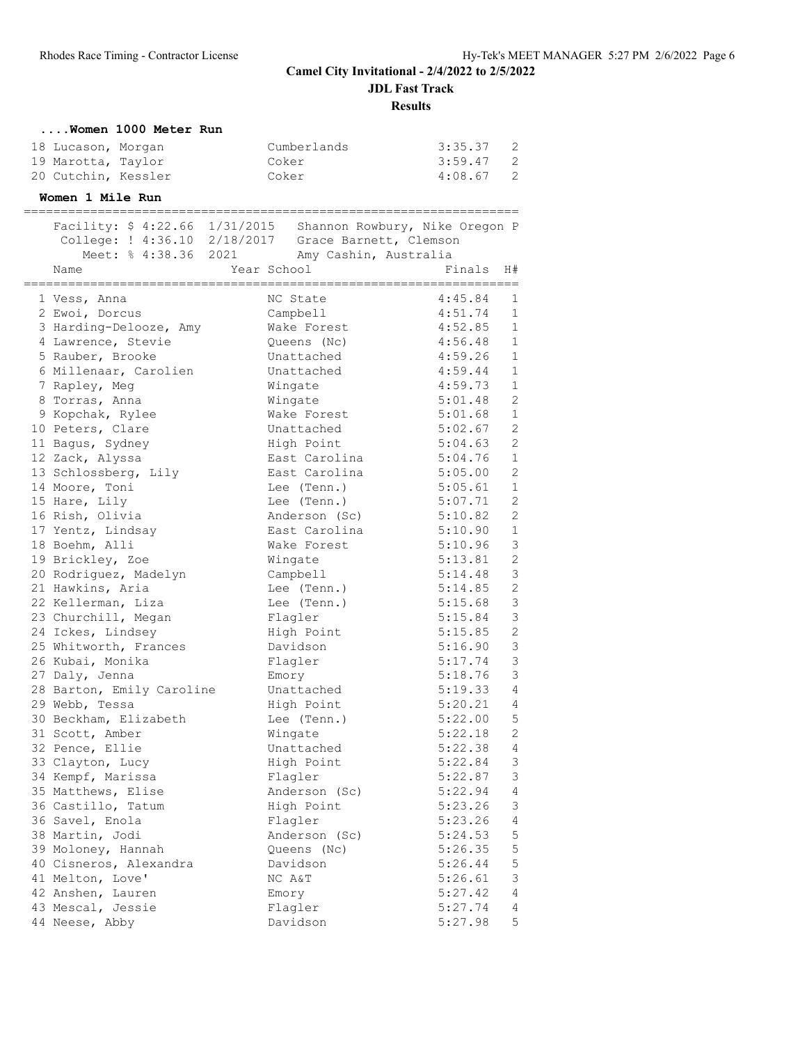**Camel City Invitational - 2/4/2022 to 2/5/2022**

**JDL Fast Track**

**Results**

### ....Women 1000 Meter Run

| Place | Name | School | Finals | H# |
|---|---|---|---|---|
| 18 | Lucason, Morgan | Cumberlands | 3:35.37 | 2 |
| 19 | Marotta, Taylor | Coker | 3:59.47 | 2 |
| 20 | Cutchin, Kessler | Coker | 4:08.67 | 2 |

### Women 1 Mile Run

Facility: $ 4:22.66 1/31/2015 Shannon Rowbury, Nike Oregon P
College: ! 4:36.10 2/18/2017 Grace Barnett, Clemson
Meet: % 4:38.36 2021 Amy Cashin, Australia

| Place | Name | Year School | Finals | H# |
|---|---|---|---|---|
| 1 | Vess, Anna | NC State | 4:45.84 | 1 |
| 2 | Ewoi, Dorcus | Campbell | 4:51.74 | 1 |
| 3 | Harding-Delooze, Amy | Wake Forest | 4:52.85 | 1 |
| 4 | Lawrence, Stevie | Queens (Nc) | 4:56.48 | 1 |
| 5 | Rauber, Brooke | Unattached | 4:59.26 | 1 |
| 6 | Millenaar, Carolien | Unattached | 4:59.44 | 1 |
| 7 | Rapley, Meg | Wingate | 4:59.73 | 1 |
| 8 | Torras, Anna | Wingate | 5:01.48 | 2 |
| 9 | Kopchak, Rylee | Wake Forest | 5:01.68 | 1 |
| 10 | Peters, Clare | Unattached | 5:02.67 | 2 |
| 11 | Bagus, Sydney | High Point | 5:04.63 | 2 |
| 12 | Zack, Alyssa | East Carolina | 5:04.76 | 1 |
| 13 | Schlossberg, Lily | East Carolina | 5:05.00 | 2 |
| 14 | Moore, Toni | Lee (Tenn.) | 5:05.61 | 1 |
| 15 | Hare, Lily | Lee (Tenn.) | 5:07.71 | 2 |
| 16 | Rish, Olivia | Anderson (Sc) | 5:10.82 | 2 |
| 17 | Yentz, Lindsay | East Carolina | 5:10.90 | 1 |
| 18 | Boehm, Alli | Wake Forest | 5:10.96 | 3 |
| 19 | Brickley, Zoe | Wingate | 5:13.81 | 2 |
| 20 | Rodriguez, Madelyn | Campbell | 5:14.48 | 3 |
| 21 | Hawkins, Aria | Lee (Tenn.) | 5:14.85 | 2 |
| 22 | Kellerman, Liza | Lee (Tenn.) | 5:15.68 | 3 |
| 23 | Churchill, Megan | Flagler | 5:15.84 | 3 |
| 24 | Ickes, Lindsey | High Point | 5:15.85 | 2 |
| 25 | Whitworth, Frances | Davidson | 5:16.90 | 3 |
| 26 | Kubai, Monika | Flagler | 5:17.74 | 3 |
| 27 | Daly, Jenna | Emory | 5:18.76 | 3 |
| 28 | Barton, Emily Caroline | Unattached | 5:19.33 | 4 |
| 29 | Webb, Tessa | High Point | 5:20.21 | 4 |
| 30 | Beckham, Elizabeth | Lee (Tenn.) | 5:22.00 | 5 |
| 31 | Scott, Amber | Wingate | 5:22.18 | 2 |
| 32 | Pence, Ellie | Unattached | 5:22.38 | 4 |
| 33 | Clayton, Lucy | High Point | 5:22.84 | 3 |
| 34 | Kempf, Marissa | Flagler | 5:22.87 | 3 |
| 35 | Matthews, Elise | Anderson (Sc) | 5:22.94 | 4 |
| 36 | Castillo, Tatum | High Point | 5:23.26 | 3 |
| 36 | Savel, Enola | Flagler | 5:23.26 | 4 |
| 38 | Martin, Jodi | Anderson (Sc) | 5:24.53 | 5 |
| 39 | Moloney, Hannah | Queens (Nc) | 5:26.35 | 5 |
| 40 | Cisneros, Alexandra | Davidson | 5:26.44 | 5 |
| 41 | Melton, Love' | NC A&T | 5:26.61 | 3 |
| 42 | Anshen, Lauren | Emory | 5:27.42 | 4 |
| 43 | Mescal, Jessie | Flagler | 5:27.74 | 4 |
| 44 | Neese, Abby | Davidson | 5:27.98 | 5 |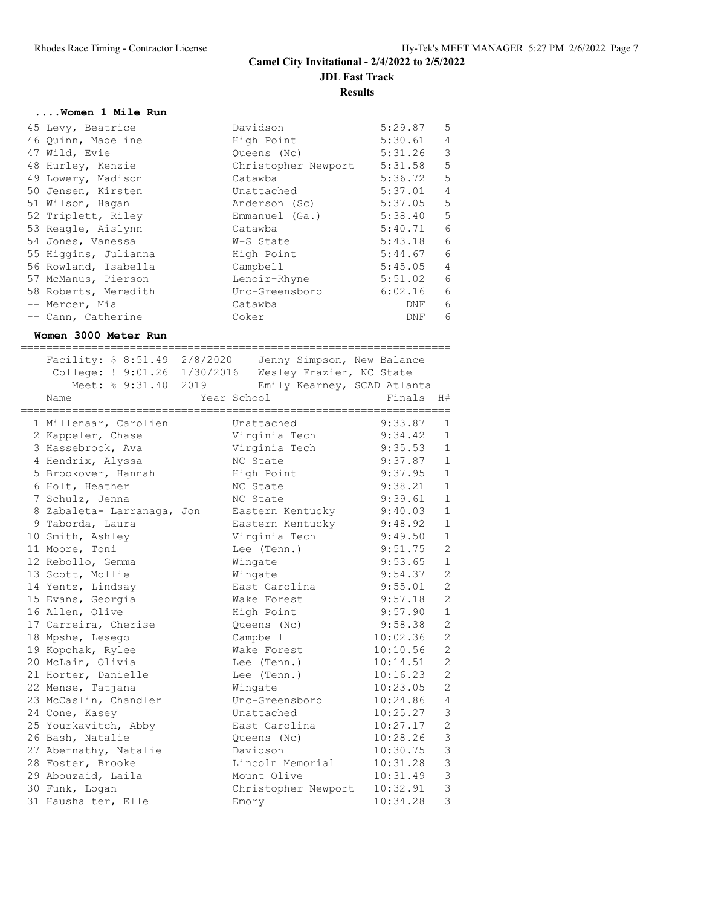## Camel City Invitational - 2/4/2022 to 2/5/2022

**JDL Fast Track**

**Results**

### ....Women 1 Mile Run

| Place | Name | School | Finals | H# |
|---|---|---|---|---|
| 45 | Levy, Beatrice | Davidson | 5:29.87 | 5 |
| 46 | Quinn, Madeline | High Point | 5:30.61 | 4 |
| 47 | Wild, Evie | Queens (Nc) | 5:31.26 | 3 |
| 48 | Hurley, Kenzie | Christopher Newport | 5:31.58 | 5 |
| 49 | Lowery, Madison | Catawba | 5:36.72 | 5 |
| 50 | Jensen, Kirsten | Unattached | 5:37.01 | 4 |
| 51 | Wilson, Hagan | Anderson (Sc) | 5:37.05 | 5 |
| 52 | Triplett, Riley | Emmanuel (Ga.) | 5:38.40 | 5 |
| 53 | Reagle, Aislynn | Catawba | 5:40.71 | 6 |
| 54 | Jones, Vanessa | W-S State | 5:43.18 | 6 |
| 55 | Higgins, Julianna | High Point | 5:44.67 | 6 |
| 56 | Rowland, Isabella | Campbell | 5:45.05 | 4 |
| 57 | McManus, Pierson | Lenoir-Rhyne | 5:51.02 | 6 |
| 58 | Roberts, Meredith | Unc-Greensboro | 6:02.16 | 6 |
| -- | Mercer, Mia | Catawba | DNF | 6 |
| -- | Cann, Catherine | Coker | DNF | 6 |

### Women 3000 Meter Run

Facility: $ 8:51.49 2/8/2020 Jenny Simpson, New Balance
College: ! 9:01.26 1/30/2016 Wesley Frazier, NC State
Meet: % 9:31.40 2019 Emily Kearney, SCAD Atlanta

| Place | Name | Year | School | Finals | H# |
|---|---|---|---|---|---|
| 1 | Millenaar, Carolien | | Unattached | 9:33.87 | 1 |
| 2 | Kappeler, Chase | | Virginia Tech | 9:34.42 | 1 |
| 3 | Hassebrock, Ava | | Virginia Tech | 9:35.53 | 1 |
| 4 | Hendrix, Alyssa | | NC State | 9:37.87 | 1 |
| 5 | Brookover, Hannah | | High Point | 9:37.95 | 1 |
| 6 | Holt, Heather | | NC State | 9:38.21 | 1 |
| 7 | Schulz, Jenna | | NC State | 9:39.61 | 1 |
| 8 | Zabaleta- Larranaga, Jon | | Eastern Kentucky | 9:40.03 | 1 |
| 9 | Taborda, Laura | | Eastern Kentucky | 9:48.92 | 1 |
| 10 | Smith, Ashley | | Virginia Tech | 9:49.50 | 1 |
| 11 | Moore, Toni | | Lee (Tenn.) | 9:51.75 | 2 |
| 12 | Rebollo, Gemma | | Wingate | 9:53.65 | 1 |
| 13 | Scott, Mollie | | Wingate | 9:54.37 | 2 |
| 14 | Yentz, Lindsay | | East Carolina | 9:55.01 | 2 |
| 15 | Evans, Georgia | | Wake Forest | 9:57.18 | 2 |
| 16 | Allen, Olive | | High Point | 9:57.90 | 1 |
| 17 | Carreira, Cherise | | Queens (Nc) | 9:58.38 | 2 |
| 18 | Mpshe, Lesego | | Campbell | 10:02.36 | 2 |
| 19 | Kopchak, Rylee | | Wake Forest | 10:10.56 | 2 |
| 20 | McLain, Olivia | | Lee (Tenn.) | 10:14.51 | 2 |
| 21 | Horter, Danielle | | Lee (Tenn.) | 10:16.23 | 2 |
| 22 | Mense, Tatjana | | Wingate | 10:23.05 | 2 |
| 23 | McCaslin, Chandler | | Unc-Greensboro | 10:24.86 | 4 |
| 24 | Cone, Kasey | | Unattached | 10:25.27 | 3 |
| 25 | Yourkavitch, Abby | | East Carolina | 10:27.17 | 2 |
| 26 | Bash, Natalie | | Queens (Nc) | 10:28.26 | 3 |
| 27 | Abernathy, Natalie | | Davidson | 10:30.75 | 3 |
| 28 | Foster, Brooke | | Lincoln Memorial | 10:31.28 | 3 |
| 29 | Abouzaid, Laila | | Mount Olive | 10:31.49 | 3 |
| 30 | Funk, Logan | | Christopher Newport | 10:32.91 | 3 |
| 31 | Haushalter, Elle | | Emory | 10:34.28 | 3 |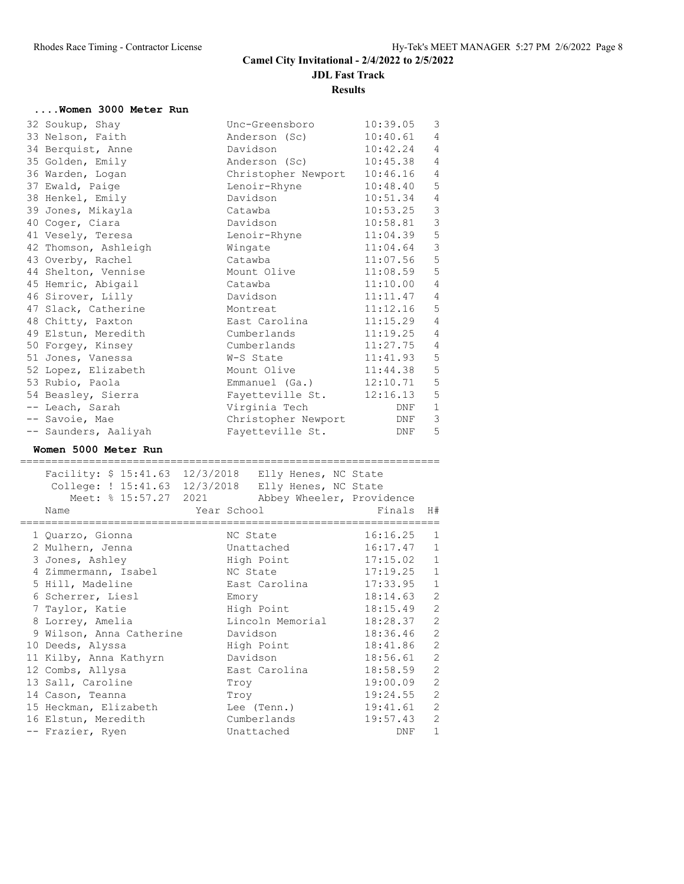# Camel City Invitational - 2/4/2022 to 2/5/2022

## JDL Fast Track

### Results

#### ....Women 3000 Meter Run

| Place | Name | School | Finals | H# |
|---|---|---|---|---|
| 32 | Soukup, Shay | Unc-Greensboro | 10:39.05 | 3 |
| 33 | Nelson, Faith | Anderson (Sc) | 10:40.61 | 4 |
| 34 | Berquist, Anne | Davidson | 10:42.24 | 4 |
| 35 | Golden, Emily | Anderson (Sc) | 10:45.38 | 4 |
| 36 | Warden, Logan | Christopher Newport | 10:46.16 | 4 |
| 37 | Ewald, Paige | Lenoir-Rhyne | 10:48.40 | 5 |
| 38 | Henkel, Emily | Davidson | 10:51.34 | 4 |
| 39 | Jones, Mikayla | Catawba | 10:53.25 | 3 |
| 40 | Coger, Ciara | Davidson | 10:58.81 | 3 |
| 41 | Vesely, Teresa | Lenoir-Rhyne | 11:04.39 | 5 |
| 42 | Thomson, Ashleigh | Wingate | 11:04.64 | 3 |
| 43 | Overby, Rachel | Catawba | 11:07.56 | 5 |
| 44 | Shelton, Vennise | Mount Olive | 11:08.59 | 5 |
| 45 | Hemric, Abigail | Catawba | 11:10.00 | 4 |
| 46 | Sirover, Lilly | Davidson | 11:11.47 | 4 |
| 47 | Slack, Catherine | Montreat | 11:12.16 | 5 |
| 48 | Chitty, Paxton | East Carolina | 11:15.29 | 4 |
| 49 | Elstun, Meredith | Cumberlands | 11:19.25 | 4 |
| 50 | Forgey, Kinsey | Cumberlands | 11:27.75 | 4 |
| 51 | Jones, Vanessa | W-S State | 11:41.93 | 5 |
| 52 | Lopez, Elizabeth | Mount Olive | 11:44.38 | 5 |
| 53 | Rubio, Paola | Emmanuel (Ga.) | 12:10.71 | 5 |
| 54 | Beasley, Sierra | Fayetteville St. | 12:16.13 | 5 |
| -- | Leach, Sarah | Virginia Tech | DNF | 1 |
| -- | Savoie, Mae | Christopher Newport | DNF | 3 |
| -- | Saunders, Aaliyah | Fayetteville St. | DNF | 5 |

#### Women 5000 Meter Run

Facility: $ 15:41.63 12/3/2018 Elly Henes, NC State
College: ! 15:41.63 12/3/2018 Elly Henes, NC State
Meet: % 15:57.27 2021 Abbey Wheeler, Providence

| Place | Name | Year School | Finals | H# |
|---|---|---|---|---|
| 1 | Quarzo, Gionna | NC State | 16:16.25 | 1 |
| 2 | Mulhern, Jenna | Unattached | 16:17.47 | 1 |
| 3 | Jones, Ashley | High Point | 17:15.02 | 1 |
| 4 | Zimmermann, Isabel | NC State | 17:19.25 | 1 |
| 5 | Hill, Madeline | East Carolina | 17:33.95 | 1 |
| 6 | Scherrer, Liesl | Emory | 18:14.63 | 2 |
| 7 | Taylor, Katie | High Point | 18:15.49 | 2 |
| 8 | Lorrey, Amelia | Lincoln Memorial | 18:28.37 | 2 |
| 9 | Wilson, Anna Catherine | Davidson | 18:36.46 | 2 |
| 10 | Deeds, Alyssa | High Point | 18:41.86 | 2 |
| 11 | Kilby, Anna Kathyrn | Davidson | 18:56.61 | 2 |
| 12 | Combs, Allysa | East Carolina | 18:58.59 | 2 |
| 13 | Sall, Caroline | Troy | 19:00.09 | 2 |
| 14 | Cason, Teanna | Troy | 19:24.55 | 2 |
| 15 | Heckman, Elizabeth | Lee (Tenn.) | 19:41.61 | 2 |
| 16 | Elstun, Meredith | Cumberlands | 19:57.43 | 2 |
| -- | Frazier, Ryen | Unattached | DNF | 1 |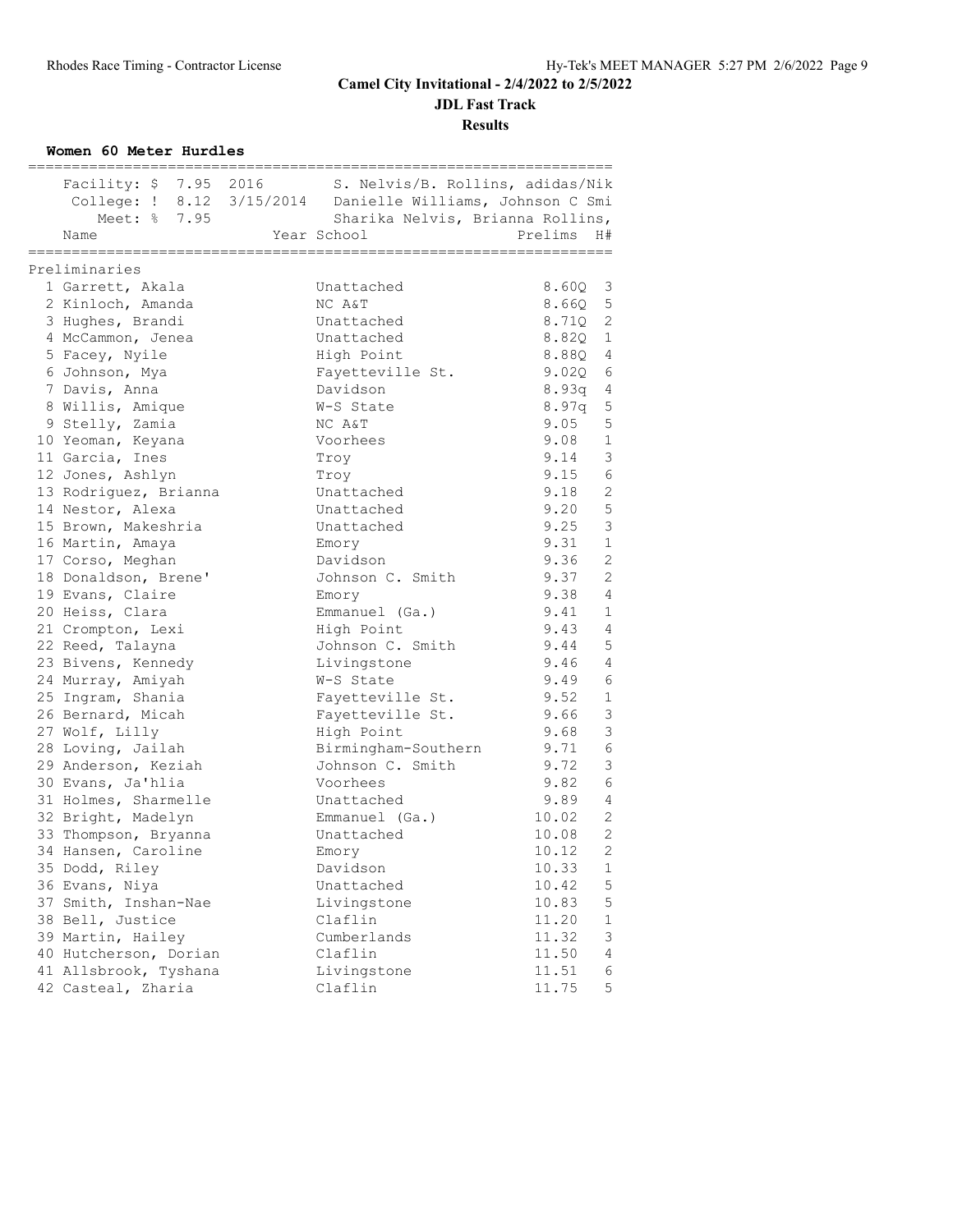# Camel City Invitational - 2/4/2022 to 2/5/2022

## JDL Fast Track

### Results

**Women 60 Meter Hurdles**

| Record | Mark | Date | Holder |
|---|---|---|---|
| Facility: $ | 7.95 | 2016 | S. Nelvis/B. Rollins, adidas/Nik |
| College: ! | 8.12 | 3/15/2014 | Danielle Williams, Johnson C Smi |
| Meet: % | 7.95 | | Sharika Nelvis, Brianna Rollins, |

Preliminaries

| Place | Name | Year | School | Prelims | H# |
|---|---|---|---|---|---|
| 1 | Garrett, Akala | | Unattached | 8.60Q | 3 |
| 2 | Kinloch, Amanda | | NC A&T | 8.66Q | 5 |
| 3 | Hughes, Brandi | | Unattached | 8.71Q | 2 |
| 4 | McCammon, Jenea | | Unattached | 8.82Q | 1 |
| 5 | Facey, Nyile | | High Point | 8.88Q | 4 |
| 6 | Johnson, Mya | | Fayetteville St. | 9.02Q | 6 |
| 7 | Davis, Anna | | Davidson | 8.93q | 4 |
| 8 | Willis, Amique | | W-S State | 8.97q | 5 |
| 9 | Stelly, Zamia | | NC A&T | 9.05 | 5 |
| 10 | Yeoman, Keyana | | Voorhees | 9.08 | 1 |
| 11 | Garcia, Ines | | Troy | 9.14 | 3 |
| 12 | Jones, Ashlyn | | Troy | 9.15 | 6 |
| 13 | Rodriguez, Brianna | | Unattached | 9.18 | 2 |
| 14 | Nestor, Alexa | | Unattached | 9.20 | 5 |
| 15 | Brown, Makeshria | | Unattached | 9.25 | 3 |
| 16 | Martin, Amaya | | Emory | 9.31 | 1 |
| 17 | Corso, Meghan | | Davidson | 9.36 | 2 |
| 18 | Donaldson, Brene' | | Johnson C. Smith | 9.37 | 2 |
| 19 | Evans, Claire | | Emory | 9.38 | 4 |
| 20 | Heiss, Clara | | Emmanuel (Ga.) | 9.41 | 1 |
| 21 | Crompton, Lexi | | High Point | 9.43 | 4 |
| 22 | Reed, Talayna | | Johnson C. Smith | 9.44 | 5 |
| 23 | Bivens, Kennedy | | Livingstone | 9.46 | 4 |
| 24 | Murray, Amiyah | | W-S State | 9.49 | 6 |
| 25 | Ingram, Shania | | Fayetteville St. | 9.52 | 1 |
| 26 | Bernard, Micah | | Fayetteville St. | 9.66 | 3 |
| 27 | Wolf, Lilly | | High Point | 9.68 | 3 |
| 28 | Loving, Jailah | | Birmingham-Southern | 9.71 | 6 |
| 29 | Anderson, Keziah | | Johnson C. Smith | 9.72 | 3 |
| 30 | Evans, Ja'hlia | | Voorhees | 9.82 | 6 |
| 31 | Holmes, Sharmelle | | Unattached | 9.89 | 4 |
| 32 | Bright, Madelyn | | Emmanuel (Ga.) | 10.02 | 2 |
| 33 | Thompson, Bryanna | | Unattached | 10.08 | 2 |
| 34 | Hansen, Caroline | | Emory | 10.12 | 2 |
| 35 | Dodd, Riley | | Davidson | 10.33 | 1 |
| 36 | Evans, Niya | | Unattached | 10.42 | 5 |
| 37 | Smith, Inshan-Nae | | Livingstone | 10.83 | 5 |
| 38 | Bell, Justice | | Claflin | 11.20 | 1 |
| 39 | Martin, Hailey | | Cumberlands | 11.32 | 3 |
| 40 | Hutcherson, Dorian | | Claflin | 11.50 | 4 |
| 41 | Allsbrook, Tyshana | | Livingstone | 11.51 | 6 |
| 42 | Casteal, Zharia | | Claflin | 11.75 | 5 |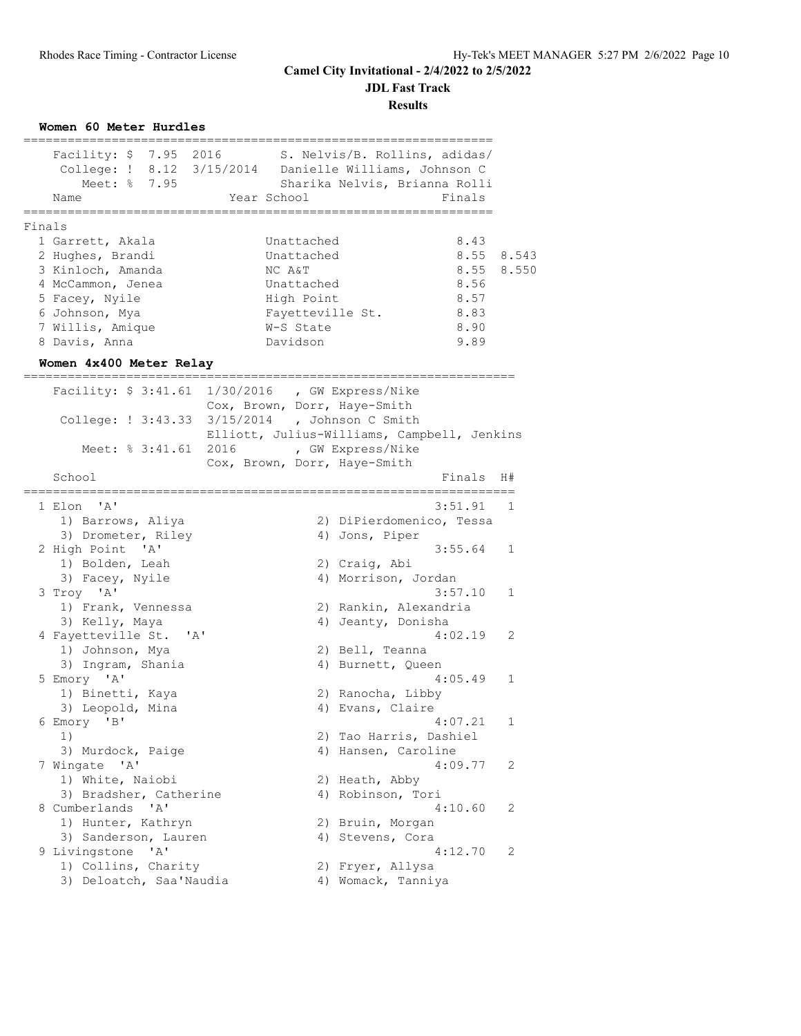# Camel City Invitational - 2/4/2022 to 2/5/2022

## JDL Fast Track

### Results

**Women 60 Meter Hurdles**

Facility: $ 7.95 2016 S. Nelvis/B. Rollins, adidas/
College: ! 8.12 3/15/2014 Danielle Williams, Johnson C
Meet: % 7.95 Sharika Nelvis, Brianna Rolli

Finals

| Place | Name | Year | School | Finals | |
|---|---|---|---|---|---|
| 1 | Garrett, Akala | | Unattached | 8.43 | |
| 2 | Hughes, Brandi | | Unattached | 8.55 | 8.543 |
| 3 | Kinloch, Amanda | | NC A&T | 8.55 | 8.550 |
| 4 | McCammon, Jenea | | Unattached | 8.56 | |
| 5 | Facey, Nyile | | High Point | 8.57 | |
| 6 | Johnson, Mya | | Fayetteville St. | 8.83 | |
| 7 | Willis, Amique | | W-S State | 8.90 | |
| 8 | Davis, Anna | | Davidson | 9.89 | |

**Women 4x400 Meter Relay**

Facility: $ 3:41.61 1/30/2016 , GW Express/Nike
Cox, Brown, Dorr, Haye-Smith
College: ! 3:43.33 3/15/2014 , Johnson C Smith
Elliott, Julius-Williams, Campbell, Jenkins
Meet: % 3:41.61 2016 , GW Express/Nike
Cox, Brown, Dorr, Haye-Smith

| Place | School | Finals | H# |
|---|---|---|---|
| 1 | Elon 'A' | 3:51.91 | 1 |
| | 1) Barrows, Aliya 2) DiPierdomenico, Tessa 3) Drometer, Riley 4) Jons, Piper | | |
| 2 | High Point 'A' | 3:55.64 | 1 |
| | 1) Bolden, Leah 2) Craig, Abi 3) Facey, Nyile 4) Morrison, Jordan | | |
| 3 | Troy 'A' | 3:57.10 | 1 |
| | 1) Frank, Vennessa 2) Rankin, Alexandria 3) Kelly, Maya 4) Jeanty, Donisha | | |
| 4 | Fayetteville St. 'A' | 4:02.19 | 2 |
| | 1) Johnson, Mya 2) Bell, Teanna 3) Ingram, Shania 4) Burnett, Queen | | |
| 5 | Emory 'A' | 4:05.49 | 1 |
| | 1) Binetti, Kaya 2) Ranocha, Libby 3) Leopold, Mina 4) Evans, Claire | | |
| 6 | Emory 'B' | 4:07.21 | 1 |
| | 1) 2) Tao Harris, Dashiel 3) Murdock, Paige 4) Hansen, Caroline | | |
| 7 | Wingate 'A' | 4:09.77 | 2 |
| | 1) White, Naiobi 2) Heath, Abby 3) Bradsher, Catherine 4) Robinson, Tori | | |
| 8 | Cumberlands 'A' | 4:10.60 | 2 |
| | 1) Hunter, Kathryn 2) Bruin, Morgan 3) Sanderson, Lauren 4) Stevens, Cora | | |
| 9 | Livingstone 'A' | 4:12.70 | 2 |
| | 1) Collins, Charity 2) Fryer, Allysa 3) Deloatch, Saa'Naudia 4) Womack, Tanniya | | |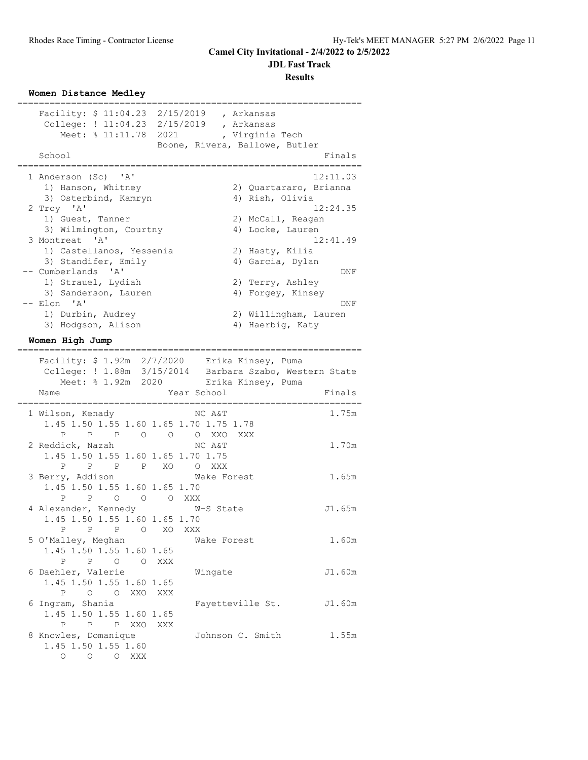# Camel City Invitational - 2/4/2022 to 2/5/2022

## JDL Fast Track

### Results

**Women Distance Medley**

```
================================================================
    Facility: $ 11:04.23  2/15/2019   , Arkansas
     College: ! 11:04.23  2/15/2019   , Arkansas
        Meet: % 11:11.78  2021        , Virginia Tech
                          Boone, Rivera, Ballowe, Butler
    School                                              Finals
================================================================
  1 Anderson (Sc)  'A'                                12:11.03
     1) Hanson, Whitney                2) Quartararo, Brianna
     3) Osterbind, Kamryn              4) Rish, Olivia
  2 Troy  'A'                                         12:24.35
     1) Guest, Tanner                  2) McCall, Reagan
     3) Wilmington, Courtny            4) Locke, Lauren
  3 Montreat  'A'                                     12:41.49
     1) Castellanos, Yessenia          2) Hasty, Kilia
     3) Standifer, Emily               4) Garcia, Dylan
 -- Cumberlands  'A'                                       DNF
     1) Strauel, Lydiah                2) Terry, Ashley
     3) Sanderson, Lauren              4) Forgey, Kinsey
 -- Elon  'A'                                              DNF
     1) Durbin, Audrey                 2) Willingham, Lauren
     3) Hodgson, Alison                4) Haerbig, Katy
```

**Women High Jump**

```
================================================================
    Facility: $ 1.92m  2/7/2020    Erika Kinsey, Puma
     College: ! 1.88m  3/15/2014   Barbara Szabo, Western State
        Meet: % 1.92m  2020        Erika Kinsey, Puma
    Name                    Year School                 Finals
================================================================
  1 Wilson, Kenady               NC A&T                  1.75m
      1.45 1.50 1.55 1.60 1.65 1.70 1.75 1.78
         P    P    P    O    O    O  XXO  XXX
  2 Reddick, Nazah               NC A&T                  1.70m
      1.45 1.50 1.55 1.60 1.65 1.70 1.75
         P    P    P    P   XO    O  XXX
  3 Berry, Addison               Wake Forest             1.65m
      1.45 1.50 1.55 1.60 1.65 1.70
         P    P    O    O    O  XXX
  4 Alexander, Kennedy           W-S State              J1.65m
      1.45 1.50 1.55 1.60 1.65 1.70
         P    P    P    O   XO  XXX
  5 O'Malley, Meghan             Wake Forest             1.60m
      1.45 1.50 1.55 1.60 1.65
         P    P    O    O  XXX
  6 Daehler, Valerie             Wingate                J1.60m
      1.45 1.50 1.55 1.60 1.65
         P    O    O  XXO  XXX
  6 Ingram, Shania               Fayetteville St.       J1.60m
      1.45 1.50 1.55 1.60 1.65
         P    P    P  XXO  XXX
  8 Knowles, Domanique           Johnson C. Smith        1.55m
      1.45 1.50 1.55 1.60
         O    O    O  XXX
```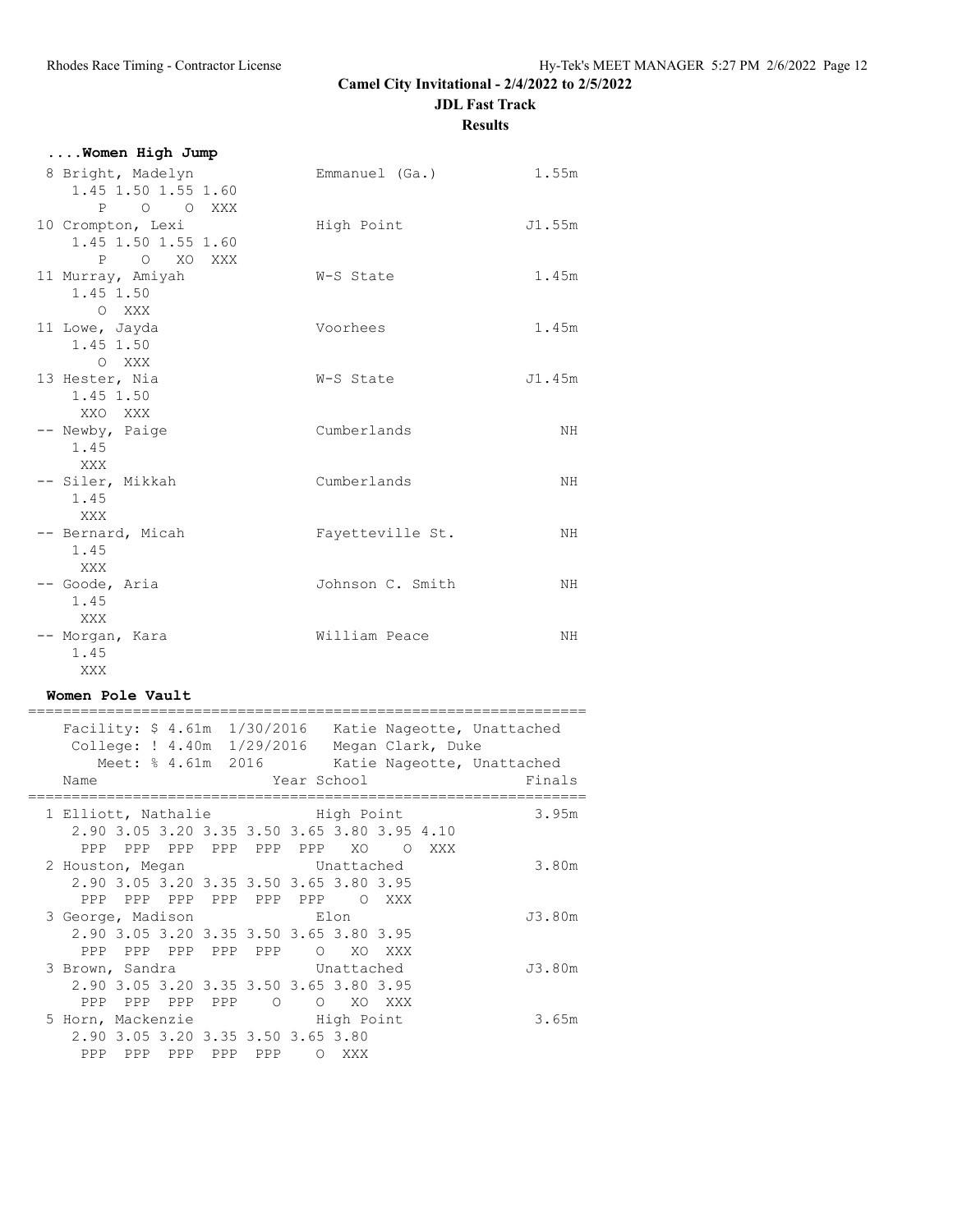# Camel City Invitational - 2/4/2022 to 2/5/2022

## JDL Fast Track

### Results

**....Women High Jump**

```
 8 Bright, Madelyn             Emmanuel (Ga.)          1.55m
    1.45 1.50 1.55 1.60
       P    O    O  XXX
10 Crompton, Lexi              High Point             J1.55m
    1.45 1.50 1.55 1.60
       P    O   XO  XXX
11 Murray, Amiyah              W-S State               1.45m
    1.45 1.50
       O  XXX
11 Lowe, Jayda                 Voorhees                1.45m
    1.45 1.50
       O  XXX
13 Hester, Nia                 W-S State              J1.45m
    1.45 1.50
     XXO  XXX
-- Newby, Paige                Cumberlands                NH
    1.45
     XXX
-- Siler, Mikkah               Cumberlands                NH
    1.45
     XXX
-- Bernard, Micah              Fayetteville St.           NH
    1.45
     XXX
-- Goode, Aria                 Johnson C. Smith           NH
    1.45
     XXX
-- Morgan, Kara                William Peace              NH
    1.45
     XXX
```

**Women Pole Vault**

```
===============================================================
   Facility: $ 4.61m  1/30/2016   Katie Nageotte, Unattached
    College: ! 4.40m  1/29/2016   Megan Clark, Duke
       Meet: % 4.61m  2016        Katie Nageotte, Unattached
   Name                    Year School                  Finals
===============================================================
 1 Elliott, Nathalie            High Point               3.95m
    2.90 3.05 3.20 3.35 3.50 3.65 3.80 3.95 4.10
     PPP  PPP  PPP  PPP  PPP  PPP   XO    O  XXX
 2 Houston, Megan               Unattached               3.80m
    2.90 3.05 3.20 3.35 3.50 3.65 3.80 3.95
     PPP  PPP  PPP  PPP  PPP  PPP    O  XXX
 3 George, Madison              Elon                    J3.80m
    2.90 3.05 3.20 3.35 3.50 3.65 3.80 3.95
     PPP  PPP  PPP  PPP  PPP    O   XO  XXX
 3 Brown, Sandra                Unattached              J3.80m
    2.90 3.05 3.20 3.35 3.50 3.65 3.80 3.95
     PPP  PPP  PPP  PPP    O    O   XO  XXX
 5 Horn, Mackenzie              High Point               3.65m
    2.90 3.05 3.20 3.35 3.50 3.65 3.80
     PPP  PPP  PPP  PPP  PPP    O  XXX
```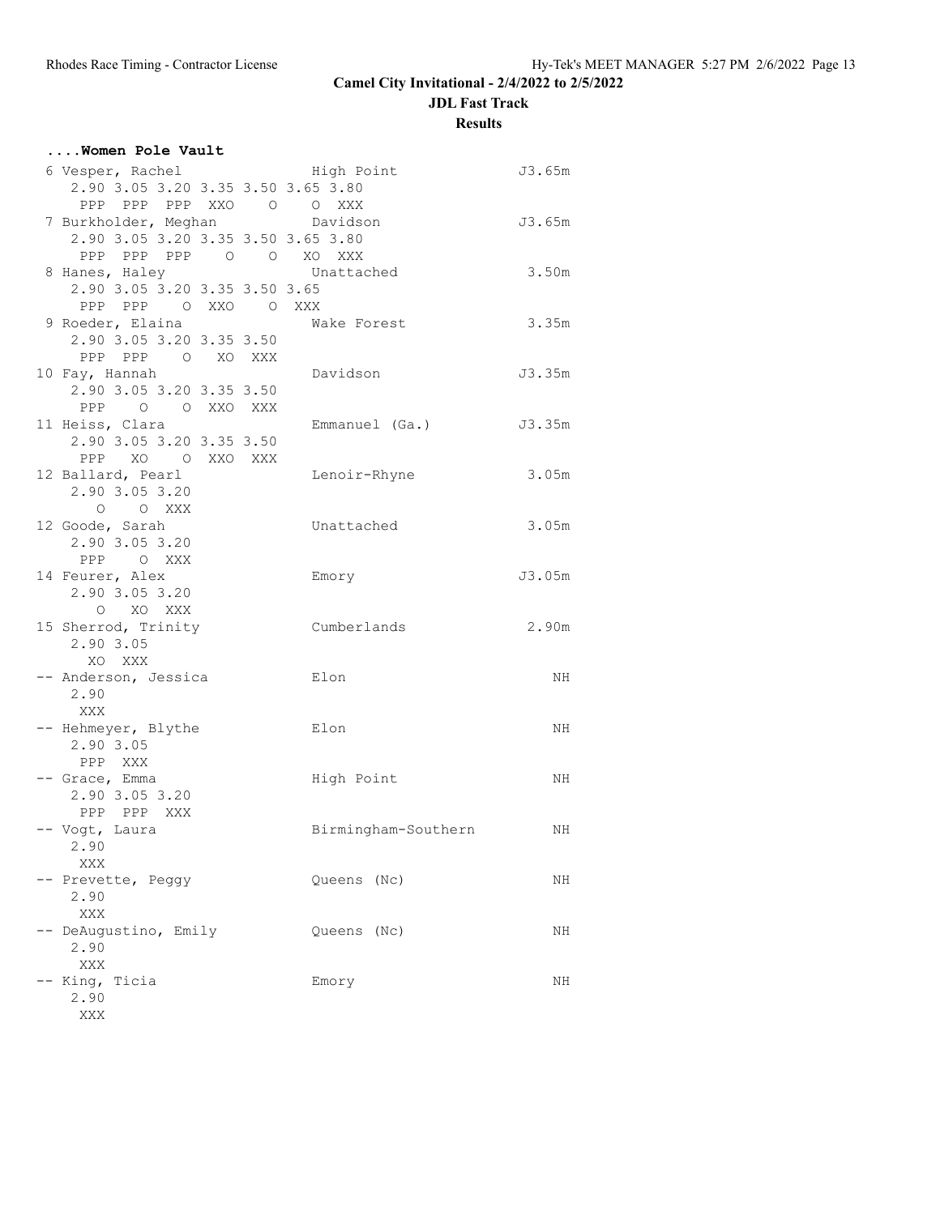**Camel City Invitational - 2/4/2022 to 2/5/2022**

**JDL Fast Track**

**Results**

**....Women Pole Vault**

```
 6 Vesper, Rachel              High Point               J3.65m
    2.90 3.05 3.20 3.35 3.50 3.65 3.80
     PPP  PPP  PPP  XXO    O    O  XXX
 7 Burkholder, Meghan          Davidson                 J3.65m
    2.90 3.05 3.20 3.35 3.50 3.65 3.80
     PPP  PPP  PPP    O    O   XO  XXX
 8 Hanes, Haley                Unattached                3.50m
    2.90 3.05 3.20 3.35 3.50 3.65
     PPP  PPP    O  XXO    O  XXX
 9 Roeder, Elaina              Wake Forest               3.35m
    2.90 3.05 3.20 3.35 3.50
     PPP  PPP    O   XO  XXX
10 Fay, Hannah                 Davidson                 J3.35m
    2.90 3.05 3.20 3.35 3.50
     PPP    O    O  XXO  XXX
11 Heiss, Clara                Emmanuel (Ga.)           J3.35m
    2.90 3.05 3.20 3.35 3.50
     PPP   XO    O  XXO  XXX
12 Ballard, Pearl              Lenoir-Rhyne              3.05m
    2.90 3.05 3.20
       O    O  XXX
12 Goode, Sarah                Unattached                3.05m
    2.90 3.05 3.20
     PPP    O  XXX
14 Feurer, Alex                Emory                    J3.05m
    2.90 3.05 3.20
       O   XO  XXX
15 Sherrod, Trinity            Cumberlands               2.90m
    2.90 3.05
      XO  XXX
-- Anderson, Jessica           Elon                         NH
    2.90
     XXX
-- Hehmeyer, Blythe            Elon                         NH
    2.90 3.05
     PPP  XXX
-- Grace, Emma                 High Point                   NH
    2.90 3.05 3.20
     PPP  PPP  XXX
-- Vogt, Laura                 Birmingham-Southern          NH
    2.90
     XXX
-- Prevette, Peggy             Queens (Nc)                  NH
    2.90
     XXX
-- DeAugustino, Emily          Queens (Nc)                  NH
    2.90
     XXX
-- King, Ticia                 Emory                        NH
    2.90
     XXX
```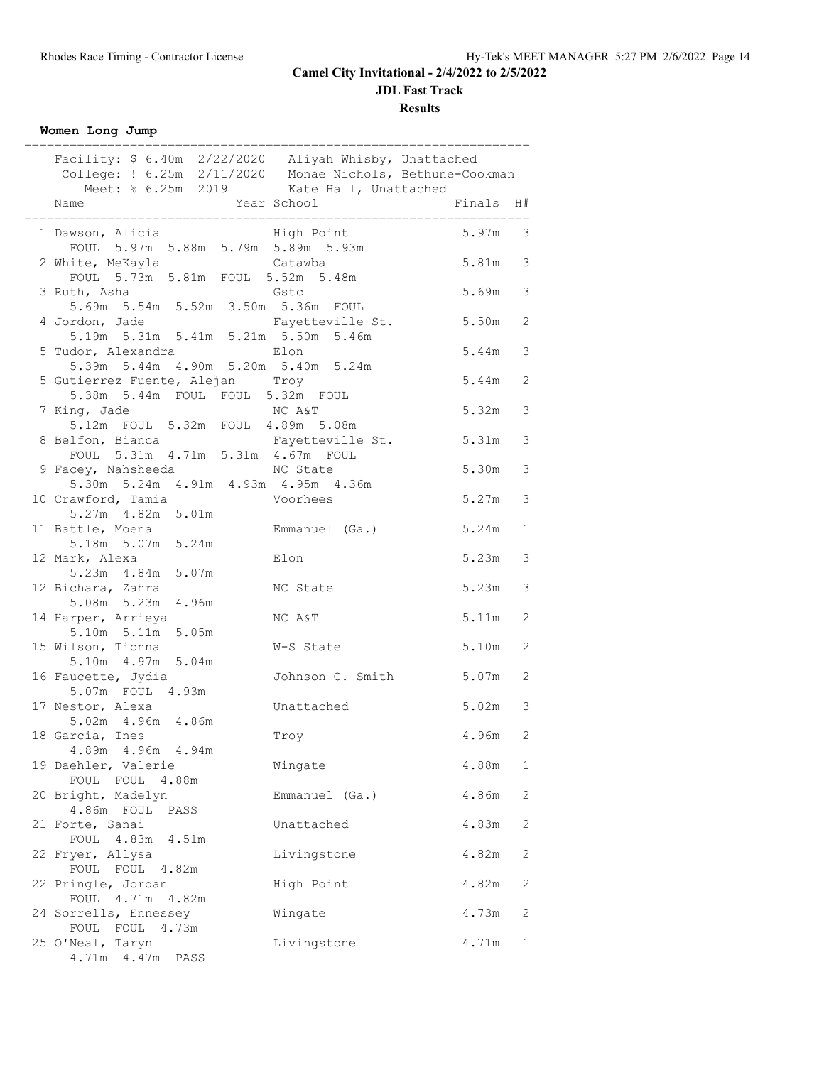**Camel City Invitational - 2/4/2022 to 2/5/2022**

**JDL Fast Track**

**Results**

**Women Long Jump**

```
====================================================================
   Facility: $ 6.40m  2/22/2020   Aliyah Whisby, Unattached
    College: ! 6.25m  2/11/2020   Monae Nichols, Bethune-Cookman
       Meet: % 6.25m  2019        Kate Hall, Unattached
    Name                    Year School                 Finals  H#
====================================================================
  1 Dawson, Alicia               High Point              5.97m   3
      FOUL  5.97m  5.88m  5.79m  5.89m  5.93m
  2 White, MeKayla               Catawba                 5.81m   3
      FOUL  5.73m  5.81m  FOUL  5.52m  5.48m
  3 Ruth, Asha                   Gstc                    5.69m   3
      5.69m  5.54m  5.52m  3.50m  5.36m  FOUL
  4 Jordon, Jade                 Fayetteville St.        5.50m   2
      5.19m  5.31m  5.41m  5.21m  5.50m  5.46m
  5 Tudor, Alexandra             Elon                    5.44m   3
      5.39m  5.44m  4.90m  5.20m  5.40m  5.24m
  5 Gutierrez Fuente, Alejan     Troy                    5.44m   2
      5.38m  5.44m  FOUL  FOUL  5.32m  FOUL
  7 King, Jade                   NC A&T                  5.32m   3
      5.12m  FOUL  5.32m  FOUL  4.89m  5.08m
  8 Belfon, Bianca               Fayetteville St.        5.31m   3
      FOUL  5.31m  4.71m  5.31m  4.67m  FOUL
  9 Facey, Nahsheeda             NC State                5.30m   3
      5.30m  5.24m  4.91m  4.93m  4.95m  4.36m
 10 Crawford, Tamia              Voorhees                5.27m   3
      5.27m  4.82m  5.01m
 11 Battle, Moena                Emmanuel (Ga.)          5.24m   1
      5.18m  5.07m  5.24m
 12 Mark, Alexa                  Elon                    5.23m   3
      5.23m  4.84m  5.07m
 12 Bichara, Zahra               NC State                5.23m   3
      5.08m  5.23m  4.96m
 14 Harper, Arrieya              NC A&T                  5.11m   2
      5.10m  5.11m  5.05m
 15 Wilson, Tionna               W-S State               5.10m   2
      5.10m  4.97m  5.04m
 16 Faucette, Jydia              Johnson C. Smith        5.07m   2
      5.07m  FOUL  4.93m
 17 Nestor, Alexa                Unattached              5.02m   3
      5.02m  4.96m  4.86m
 18 Garcia, Ines                 Troy                    4.96m   2
      4.89m  4.96m  4.94m
 19 Daehler, Valerie             Wingate                 4.88m   1
      FOUL  FOUL  4.88m
 20 Bright, Madelyn              Emmanuel (Ga.)          4.86m   2
      4.86m  FOUL  PASS
 21 Forte, Sanai                 Unattached              4.83m   2
      FOUL  4.83m  4.51m
 22 Fryer, Allysa                Livingstone             4.82m   2
      FOUL  FOUL  4.82m
 22 Pringle, Jordan              High Point              4.82m   2
      FOUL  4.71m  4.82m
 24 Sorrells, Ennessey           Wingate                 4.73m   2
      FOUL  FOUL  4.73m
 25 O'Neal, Taryn                Livingstone             4.71m   1
      4.71m  4.47m  PASS
```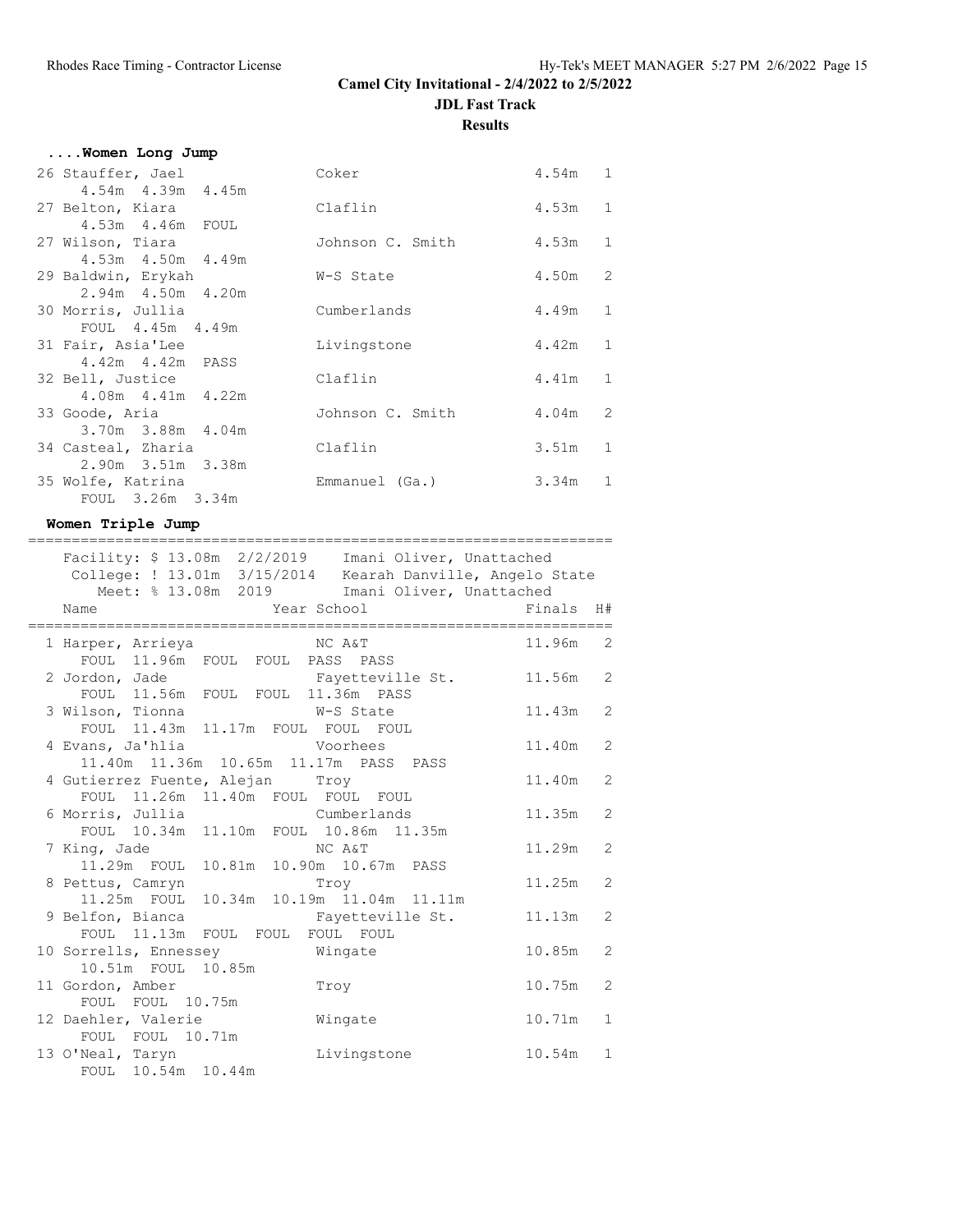**Camel City Invitational - 2/4/2022 to 2/5/2022**

**JDL Fast Track**

**Results**

### ....Women Long Jump

| Place | Name | School | Finals | H# |
|---|---|---|---|---|
| 26 | Stauffer, Jael | Coker | 4.54m | 1 |
| | 4.54m 4.39m 4.45m | | | |
| 27 | Belton, Kiara | Claflin | 4.53m | 1 |
| | 4.53m 4.46m FOUL | | | |
| 27 | Wilson, Tiara | Johnson C. Smith | 4.53m | 1 |
| | 4.53m 4.50m 4.49m | | | |
| 29 | Baldwin, Erykah | W-S State | 4.50m | 2 |
| | 2.94m 4.50m 4.20m | | | |
| 30 | Morris, Jullia | Cumberlands | 4.49m | 1 |
| | FOUL 4.45m 4.49m | | | |
| 31 | Fair, Asia'Lee | Livingstone | 4.42m | 1 |
| | 4.42m 4.42m PASS | | | |
| 32 | Bell, Justice | Claflin | 4.41m | 1 |
| | 4.08m 4.41m 4.22m | | | |
| 33 | Goode, Aria | Johnson C. Smith | 4.04m | 2 |
| | 3.70m 3.88m 4.04m | | | |
| 34 | Casteal, Zharia | Claflin | 3.51m | 1 |
| | 2.90m 3.51m 3.38m | | | |
| 35 | Wolfe, Katrina | Emmanuel (Ga.) | 3.34m | 1 |
| | FOUL 3.26m 3.34m | | | |

### Women Triple Jump

Facility: $ 13.08m 2/2/2019 Imani Oliver, Unattached
College: ! 13.01m 3/15/2014 Kearah Danville, Angelo State
Meet: % 13.08m 2019 Imani Oliver, Unattached

| Place | Name | Year | School | Finals | H# |
|---|---|---|---|---|---|
| 1 | Harper, Arrieya | | NC A&T | 11.96m | 2 |
| | FOUL 11.96m FOUL FOUL PASS PASS | | | | |
| 2 | Jordon, Jade | | Fayetteville St. | 11.56m | 2 |
| | FOUL 11.56m FOUL FOUL 11.36m PASS | | | | |
| 3 | Wilson, Tionna | | W-S State | 11.43m | 2 |
| | FOUL 11.43m 11.17m FOUL FOUL FOUL | | | | |
| 4 | Evans, Ja'hlia | | Voorhees | 11.40m | 2 |
| | 11.40m 11.36m 10.65m 11.17m PASS PASS | | | | |
| 4 | Gutierrez Fuente, Alejan | | Troy | 11.40m | 2 |
| | FOUL 11.26m 11.40m FOUL FOUL FOUL | | | | |
| 6 | Morris, Jullia | | Cumberlands | 11.35m | 2 |
| | FOUL 10.34m 11.10m FOUL 10.86m 11.35m | | | | |
| 7 | King, Jade | | NC A&T | 11.29m | 2 |
| | 11.29m FOUL 10.81m 10.90m 10.67m PASS | | | | |
| 8 | Pettus, Camryn | | Troy | 11.25m | 2 |
| | 11.25m FOUL 10.34m 10.19m 11.04m 11.11m | | | | |
| 9 | Belfon, Bianca | | Fayetteville St. | 11.13m | 2 |
| | FOUL 11.13m FOUL FOUL FOUL FOUL | | | | |
| 10 | Sorrells, Ennessey | | Wingate | 10.85m | 2 |
| | 10.51m FOUL 10.85m | | | | |
| 11 | Gordon, Amber | | Troy | 10.75m | 2 |
| | FOUL FOUL 10.75m | | | | |
| 12 | Daehler, Valerie | | Wingate | 10.71m | 1 |
| | FOUL FOUL 10.71m | | | | |
| 13 | O'Neal, Taryn | | Livingstone | 10.54m | 1 |
| | FOUL 10.54m 10.44m | | | | |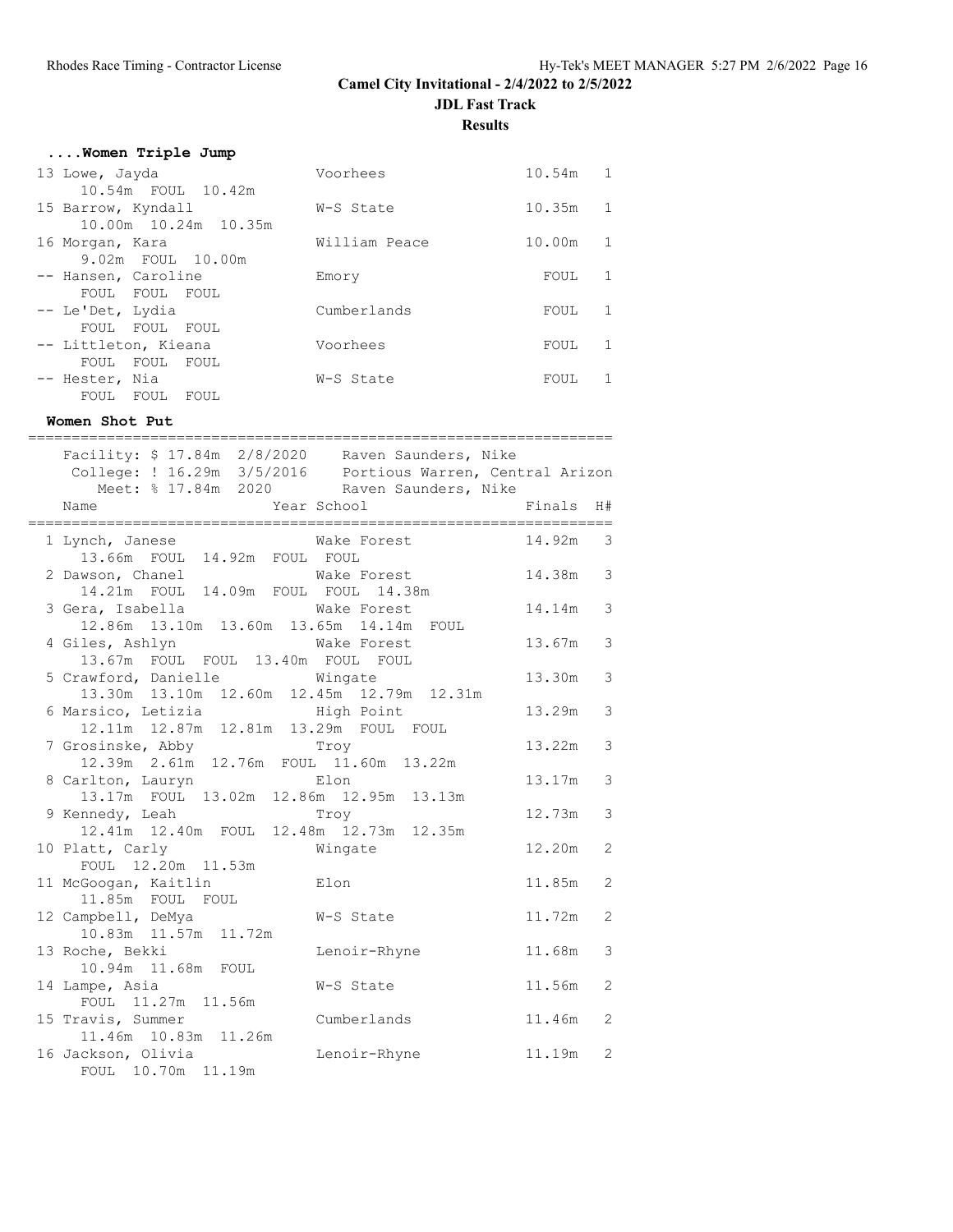# Camel City Invitational - 2/4/2022 to 2/5/2022

## JDL Fast Track

### Results

**....Women Triple Jump**

```
 13 Lowe, Jayda                 Voorhees                10.54m   1 
      10.54m  FOUL  10.42m 
 15 Barrow, Kyndall             W-S State               10.35m   1 
      10.00m  10.24m  10.35m 
 16 Morgan, Kara                William Peace           10.00m   1 
      9.02m  FOUL  10.00m 
 -- Hansen, Caroline            Emory                     FOUL   1 
      FOUL  FOUL  FOUL 
 -- Le'Det, Lydia               Cumberlands               FOUL   1 
      FOUL  FOUL  FOUL 
 -- Littleton, Kieana           Voorhees                  FOUL   1 
      FOUL  FOUL  FOUL 
 -- Hester, Nia                 W-S State                 FOUL   1 
      FOUL  FOUL  FOUL 
```

**Women Shot Put**

```
=================================================================
   Facility: $ 17.84m  2/8/2020    Raven Saunders, Nike          
    College: ! 16.29m  3/5/2016    Portious Warren, Central Arizon
       Meet: % 17.84m  2020        Raven Saunders, Nike          
    Name                    Year School                  Finals  H#
=================================================================
  1 Lynch, Janese                Wake Forest              14.92m   3 
      13.66m  FOUL  14.92m  FOUL  FOUL 
  2 Dawson, Chanel               Wake Forest              14.38m   3 
      14.21m  FOUL  14.09m  FOUL  FOUL  14.38m 
  3 Gera, Isabella               Wake Forest              14.14m   3 
      12.86m  13.10m  13.60m  13.65m  14.14m  FOUL 
  4 Giles, Ashlyn                Wake Forest              13.67m   3 
      13.67m  FOUL  FOUL  13.40m  FOUL  FOUL 
  5 Crawford, Danielle           Wingate                  13.30m   3 
      13.30m  13.10m  12.60m  12.45m  12.79m  12.31m 
  6 Marsico, Letizia             High Point               13.29m   3 
      12.11m  12.87m  12.81m  13.29m  FOUL  FOUL 
  7 Grosinske, Abby              Troy                     13.22m   3 
      12.39m  2.61m  12.76m  FOUL  11.60m  13.22m 
  8 Carlton, Lauryn              Elon                     13.17m   3 
      13.17m  FOUL  13.02m  12.86m  12.95m  13.13m 
  9 Kennedy, Leah                Troy                     12.73m   3 
      12.41m  12.40m  FOUL  12.48m  12.73m  12.35m 
 10 Platt, Carly                 Wingate                  12.20m   2 
      FOUL  12.20m  11.53m 
 11 McGoogan, Kaitlin            Elon                     11.85m   2 
      11.85m  FOUL  FOUL 
 12 Campbell, DeMya              W-S State                11.72m   2 
      10.83m  11.57m  11.72m 
 13 Roche, Bekki                 Lenoir-Rhyne             11.68m   3 
      10.94m  11.68m  FOUL 
 14 Lampe, Asia                  W-S State                11.56m   2 
      FOUL  11.27m  11.56m 
 15 Travis, Summer               Cumberlands              11.46m   2 
      11.46m  10.83m  11.26m 
 16 Jackson, Olivia              Lenoir-Rhyne             11.19m   2 
      FOUL  10.70m  11.19m 
```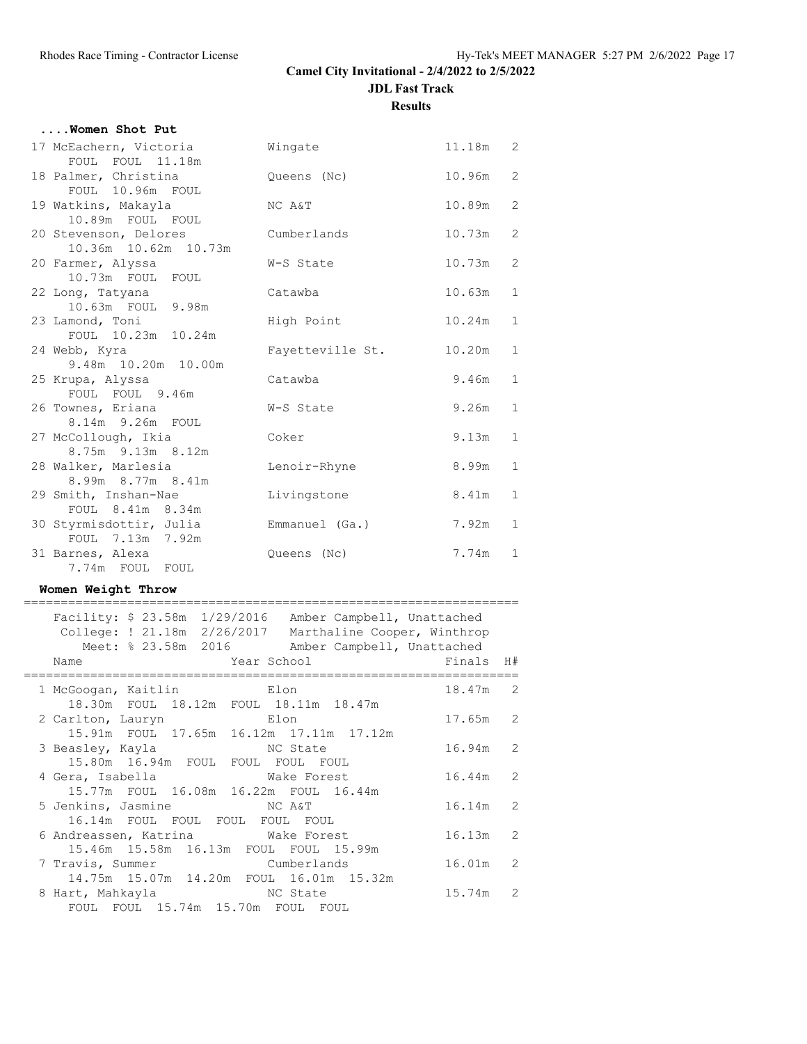# Camel City Invitational - 2/4/2022 to 2/5/2022

## JDL Fast Track

### Results

#### ....Women Shot Put

```
 17 McEachern, Victoria          Wingate                  11.18m   2 
      FOUL  FOUL  11.18m 
 18 Palmer, Christina            Queens (Nc)              10.96m   2 
      FOUL  10.96m  FOUL 
 19 Watkins, Makayla             NC A&T                   10.89m   2 
      10.89m  FOUL  FOUL 
 20 Stevenson, Delores           Cumberlands              10.73m   2 
      10.36m  10.62m  10.73m 
 20 Farmer, Alyssa               W-S State                10.73m   2 
      10.73m  FOUL  FOUL 
 22 Long, Tatyana                Catawba                  10.63m   1 
      10.63m  FOUL  9.98m 
 23 Lamond, Toni                 High Point               10.24m   1 
      FOUL  10.23m  10.24m 
 24 Webb, Kyra                   Fayetteville St.         10.20m   1 
      9.48m  10.20m  10.00m 
 25 Krupa, Alyssa                Catawba                   9.46m   1 
      FOUL  FOUL  9.46m 
 26 Townes, Eriana               W-S State                 9.26m   1 
      8.14m  9.26m  FOUL 
 27 McCollough, Ikia             Coker                     9.13m   1 
      8.75m  9.13m  8.12m 
 28 Walker, Marlesia             Lenoir-Rhyne              8.99m   1 
      8.99m  8.77m  8.41m 
 29 Smith, Inshan-Nae            Livingstone               8.41m   1 
      FOUL  8.41m  8.34m 
 30 Styrmisdottir, Julia         Emmanuel (Ga.)            7.92m   1 
      FOUL  7.13m  7.92m 
 31 Barnes, Alexa                Queens (Nc)               7.74m   1 
      7.74m  FOUL  FOUL 
```

#### Women Weight Throw

```
=================================================================
   Facility: $ 23.58m  1/29/2016   Amber Campbell, Unattached    
    College: ! 21.18m  2/26/2017   Marthaline Cooper, Winthrop   
       Meet: % 23.58m  2016        Amber Campbell, Unattached    
    Name                    Year School                 Finals  H# 
=================================================================
  1 McGoogan, Kaitlin            Elon                     18.47m   2 
      18.30m  FOUL  18.12m  FOUL  18.11m  18.47m 
  2 Carlton, Lauryn              Elon                     17.65m   2 
      15.91m  FOUL  17.65m  16.12m  17.11m  17.12m 
  3 Beasley, Kayla               NC State                 16.94m   2 
      15.80m  16.94m  FOUL  FOUL  FOUL  FOUL 
  4 Gera, Isabella               Wake Forest              16.44m   2 
      15.77m  FOUL  16.08m  16.22m  FOUL  16.44m 
  5 Jenkins, Jasmine             NC A&T                   16.14m   2 
      16.14m  FOUL  FOUL  FOUL  FOUL  FOUL 
  6 Andreassen, Katrina          Wake Forest              16.13m   2 
      15.46m  15.58m  16.13m  FOUL  FOUL  15.99m 
  7 Travis, Summer               Cumberlands              16.01m   2 
      14.75m  15.07m  14.20m  FOUL  16.01m  15.32m 
  8 Hart, Mahkayla               NC State                 15.74m   2 
      FOUL  FOUL  15.74m  15.70m  FOUL  FOUL 
```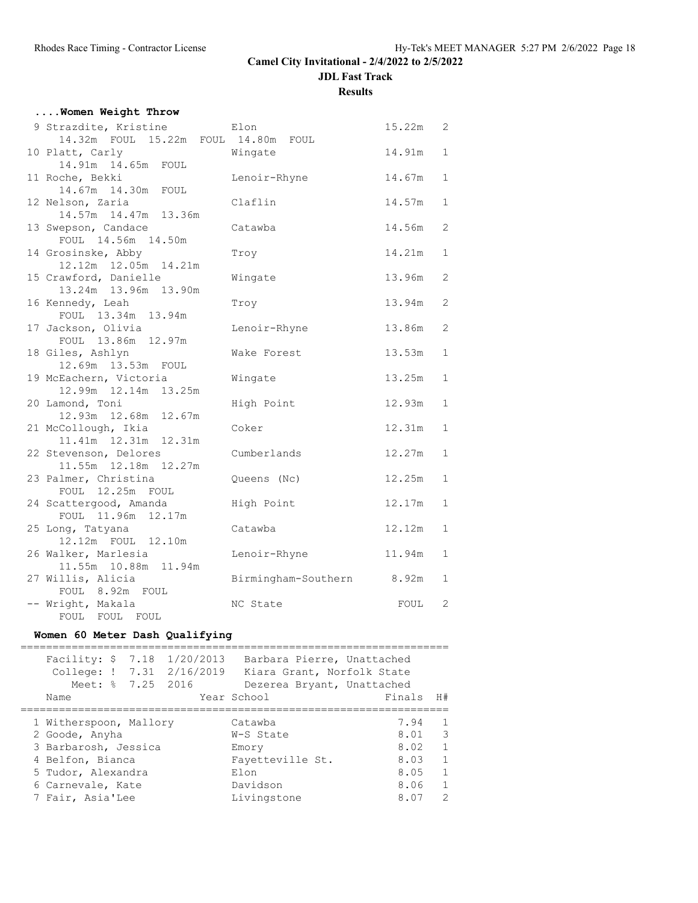Camel City Invitational - 2/4/2022 to 2/5/2022

JDL Fast Track

**Results**

### ....Women Weight Throw

| Place | Name | School | Finals | Flight |
|---|---|---|---|---|
| 9 | Strazdite, Kristine | Elon | 15.22m | 2 |
| | 14.32m FOUL 15.22m FOUL 14.80m FOUL | | | |
| 10 | Platt, Carly | Wingate | 14.91m | 1 |
| | 14.91m 14.65m FOUL | | | |
| 11 | Roche, Bekki | Lenoir-Rhyne | 14.67m | 1 |
| | 14.67m 14.30m FOUL | | | |
| 12 | Nelson, Zaria | Claflin | 14.57m | 1 |
| | 14.57m 14.47m 13.36m | | | |
| 13 | Swepson, Candace | Catawba | 14.56m | 2 |
| | FOUL 14.56m 14.50m | | | |
| 14 | Grosinske, Abby | Troy | 14.21m | 1 |
| | 12.12m 12.05m 14.21m | | | |
| 15 | Crawford, Danielle | Wingate | 13.96m | 2 |
| | 13.24m 13.96m 13.90m | | | |
| 16 | Kennedy, Leah | Troy | 13.94m | 2 |
| | FOUL 13.34m 13.94m | | | |
| 17 | Jackson, Olivia | Lenoir-Rhyne | 13.86m | 2 |
| | FOUL 13.86m 12.97m | | | |
| 18 | Giles, Ashlyn | Wake Forest | 13.53m | 1 |
| | 12.69m 13.53m FOUL | | | |
| 19 | McEachern, Victoria | Wingate | 13.25m | 1 |
| | 12.99m 12.14m 13.25m | | | |
| 20 | Lamond, Toni | High Point | 12.93m | 1 |
| | 12.93m 12.68m 12.67m | | | |
| 21 | McCollough, Ikia | Coker | 12.31m | 1 |
| | 11.41m 12.31m 12.31m | | | |
| 22 | Stevenson, Delores | Cumberlands | 12.27m | 1 |
| | 11.55m 12.18m 12.27m | | | |
| 23 | Palmer, Christina | Queens (Nc) | 12.25m | 1 |
| | FOUL 12.25m FOUL | | | |
| 24 | Scattergood, Amanda | High Point | 12.17m | 1 |
| | FOUL 11.96m 12.17m | | | |
| 25 | Long, Tatyana | Catawba | 12.12m | 1 |
| | 12.12m FOUL 12.10m | | | |
| 26 | Walker, Marlesia | Lenoir-Rhyne | 11.94m | 1 |
| | 11.55m 10.88m 11.94m | | | |
| 27 | Willis, Alicia | Birmingham-Southern | 8.92m | 1 |
| | FOUL 8.92m FOUL | | | |
| -- | Wright, Makala | NC State | FOUL | 2 |
| | FOUL FOUL FOUL | | | |

### Women 60 Meter Dash Qualifying

Facility: $ 7.18 1/20/2013 Barbara Pierre, Unattached
College: ! 7.31 2/16/2019 Kiara Grant, Norfolk State
Meet: % 7.25 2016 Dezerea Bryant, Unattached

| Place | Name | Year | School | Finals | H# |
|---|---|---|---|---|---|
| 1 | Witherspoon, Mallory | | Catawba | 7.94 | 1 |
| 2 | Goode, Anyha | | W-S State | 8.01 | 3 |
| 3 | Barbarosh, Jessica | | Emory | 8.02 | 1 |
| 4 | Belfon, Bianca | | Fayetteville St. | 8.03 | 1 |
| 5 | Tudor, Alexandra | | Elon | 8.05 | 1 |
| 6 | Carnevale, Kate | | Davidson | 8.06 | 1 |
| 7 | Fair, Asia'Lee | | Livingstone | 8.07 | 2 |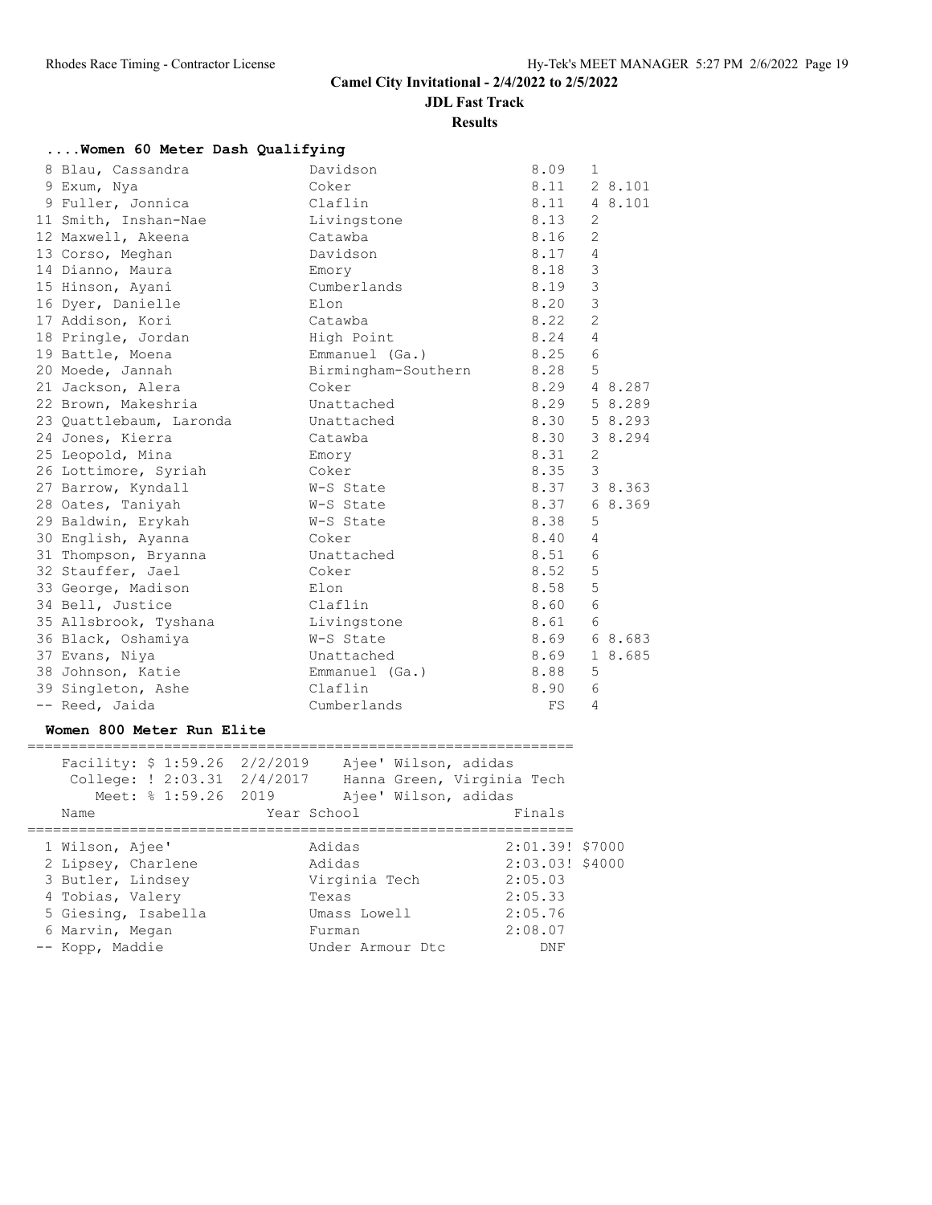# Camel City Invitational - 2/4/2022 to 2/5/2022

## JDL Fast Track

### Results

#### ....Women 60 Meter Dash Qualifying

| Place | Name | School | Time | Heat | Tiebreak |
|---|---|---|---|---|---|
| 8 | Blau, Cassandra | Davidson | 8.09 | 1 | |
| 9 | Exum, Nya | Coker | 8.11 | 2 | 8.101 |
| 9 | Fuller, Jonnica | Claflin | 8.11 | 4 | 8.101 |
| 11 | Smith, Inshan-Nae | Livingstone | 8.13 | 2 | |
| 12 | Maxwell, Akeena | Catawba | 8.16 | 2 | |
| 13 | Corso, Meghan | Davidson | 8.17 | 4 | |
| 14 | Dianno, Maura | Emory | 8.18 | 3 | |
| 15 | Hinson, Ayani | Cumberlands | 8.19 | 3 | |
| 16 | Dyer, Danielle | Elon | 8.20 | 3 | |
| 17 | Addison, Kori | Catawba | 8.22 | 2 | |
| 18 | Pringle, Jordan | High Point | 8.24 | 4 | |
| 19 | Battle, Moena | Emmanuel (Ga.) | 8.25 | 6 | |
| 20 | Moede, Jannah | Birmingham-Southern | 8.28 | 5 | |
| 21 | Jackson, Alera | Coker | 8.29 | 4 | 8.287 |
| 22 | Brown, Makeshria | Unattached | 8.29 | 5 | 8.289 |
| 23 | Quattlebaum, Laronda | Unattached | 8.30 | 5 | 8.293 |
| 24 | Jones, Kierra | Catawba | 8.30 | 3 | 8.294 |
| 25 | Leopold, Mina | Emory | 8.31 | 2 | |
| 26 | Lottimore, Syriah | Coker | 8.35 | 3 | |
| 27 | Barrow, Kyndall | W-S State | 8.37 | 3 | 8.363 |
| 28 | Oates, Taniyah | W-S State | 8.37 | 6 | 8.369 |
| 29 | Baldwin, Erykah | W-S State | 8.38 | 5 | |
| 30 | English, Ayanna | Coker | 8.40 | 4 | |
| 31 | Thompson, Bryanna | Unattached | 8.51 | 6 | |
| 32 | Stauffer, Jael | Coker | 8.52 | 5 | |
| 33 | George, Madison | Elon | 8.58 | 5 | |
| 34 | Bell, Justice | Claflin | 8.60 | 6 | |
| 35 | Allsbrook, Tyshana | Livingstone | 8.61 | 6 | |
| 36 | Black, Oshamiya | W-S State | 8.69 | 6 | 8.683 |
| 37 | Evans, Niya | Unattached | 8.69 | 1 | 8.685 |
| 38 | Johnson, Katie | Emmanuel (Ga.) | 8.88 | 5 | |
| 39 | Singleton, Ashe | Claflin | 8.90 | 6 | |
| -- | Reed, Jaida | Cumberlands | FS | 4 | |

#### Women 800 Meter Run Elite

Facility: $ 1:59.26 2/2/2019 Ajee' Wilson, adidas
College: ! 2:03.31 2/4/2017 Hanna Green, Virginia Tech
Meet: % 1:59.26 2019 Ajee' Wilson, adidas

| Place | Name | Year School | Finals | |
|---|---|---|---|---|
| 1 | Wilson, Ajee' | Adidas | 2:01.39! | $7000 |
| 2 | Lipsey, Charlene | Adidas | 2:03.03! | $4000 |
| 3 | Butler, Lindsey | Virginia Tech | 2:05.03 | |
| 4 | Tobias, Valery | Texas | 2:05.33 | |
| 5 | Giesing, Isabella | Umass Lowell | 2:05.76 | |
| 6 | Marvin, Megan | Furman | 2:08.07 | |
| -- | Kopp, Maddie | Under Armour Dtc | DNF | |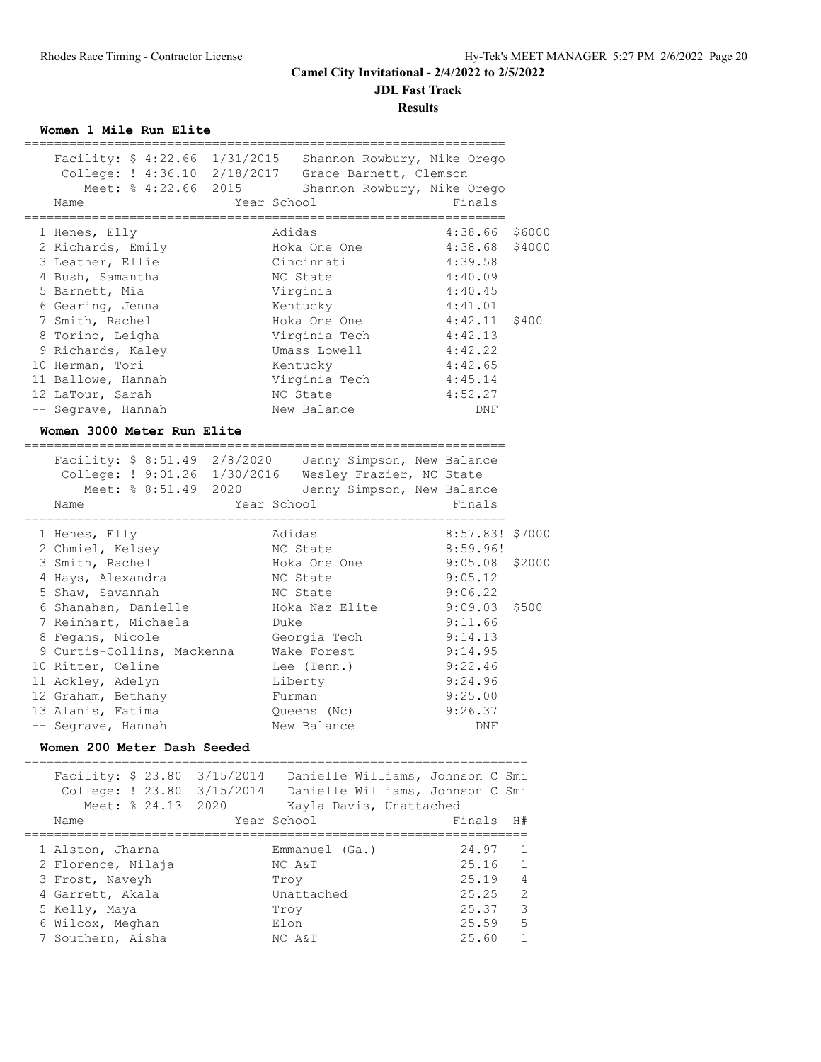# Camel City Invitational - 2/4/2022 to 2/5/2022

## JDL Fast Track

### Results

#### Women 1 Mile Run Elite

Facility: $ 4:22.66 1/31/2015 Shannon Rowbury, Nike Orego
College: ! 4:36.10 2/18/2017 Grace Barnett, Clemson
Meet: % 4:22.66 2015 Shannon Rowbury, Nike Orego

| Place | Name | Year | School | Finals | Prize |
|---|---|---|---|---|---|
| 1 | Henes, Elly | | Adidas | 4:38.66 | $6000 |
| 2 | Richards, Emily | | Hoka One One | 4:38.68 | $4000 |
| 3 | Leather, Ellie | | Cincinnati | 4:39.58 | |
| 4 | Bush, Samantha | | NC State | 4:40.09 | |
| 5 | Barnett, Mia | | Virginia | 4:40.45 | |
| 6 | Gearing, Jenna | | Kentucky | 4:41.01 | |
| 7 | Smith, Rachel | | Hoka One One | 4:42.11 | $400 |
| 8 | Torino, Leigha | | Virginia Tech | 4:42.13 | |
| 9 | Richards, Kaley | | Umass Lowell | 4:42.22 | |
| 10 | Herman, Tori | | Kentucky | 4:42.65 | |
| 11 | Ballowe, Hannah | | Virginia Tech | 4:45.14 | |
| 12 | LaTour, Sarah | | NC State | 4:52.27 | |
| -- | Segrave, Hannah | | New Balance | DNF | |

#### Women 3000 Meter Run Elite

Facility: $ 8:51.49 2/8/2020 Jenny Simpson, New Balance
College: ! 9:01.26 1/30/2016 Wesley Frazier, NC State
Meet: % 8:51.49 2020 Jenny Simpson, New Balance

| Place | Name | Year | School | Finals | Prize |
|---|---|---|---|---|---|
| 1 | Henes, Elly | | Adidas | 8:57.83! | $7000 |
| 2 | Chmiel, Kelsey | | NC State | 8:59.96! | |
| 3 | Smith, Rachel | | Hoka One One | 9:05.08 | $2000 |
| 4 | Hays, Alexandra | | NC State | 9:05.12 | |
| 5 | Shaw, Savannah | | NC State | 9:06.22 | |
| 6 | Shanahan, Danielle | | Hoka Naz Elite | 9:09.03 | $500 |
| 7 | Reinhart, Michaela | | Duke | 9:11.66 | |
| 8 | Fegans, Nicole | | Georgia Tech | 9:14.13 | |
| 9 | Curtis-Collins, Mackenna | | Wake Forest | 9:14.95 | |
| 10 | Ritter, Celine | | Lee (Tenn.) | 9:22.46 | |
| 11 | Ackley, Adelyn | | Liberty | 9:24.96 | |
| 12 | Graham, Bethany | | Furman | 9:25.00 | |
| 13 | Alanis, Fatima | | Queens (Nc) | 9:26.37 | |
| -- | Segrave, Hannah | | New Balance | DNF | |

#### Women 200 Meter Dash Seeded

Facility: $ 23.80 3/15/2014 Danielle Williams, Johnson C Smi
College: ! 23.80 3/15/2014 Danielle Williams, Johnson C Smi
Meet: % 24.13 2020 Kayla Davis, Unattached

| Place | Name | Year | School | Finals | H# |
|---|---|---|---|---|---|
| 1 | Alston, Jharna | | Emmanuel (Ga.) | 24.97 | 1 |
| 2 | Florence, Nilaja | | NC A&T | 25.16 | 1 |
| 3 | Frost, Naveyh | | Troy | 25.19 | 4 |
| 4 | Garrett, Akala | | Unattached | 25.25 | 2 |
| 5 | Kelly, Maya | | Troy | 25.37 | 3 |
| 6 | Wilcox, Meghan | | Elon | 25.59 | 5 |
| 7 | Southern, Aisha | | NC A&T | 25.60 | 1 |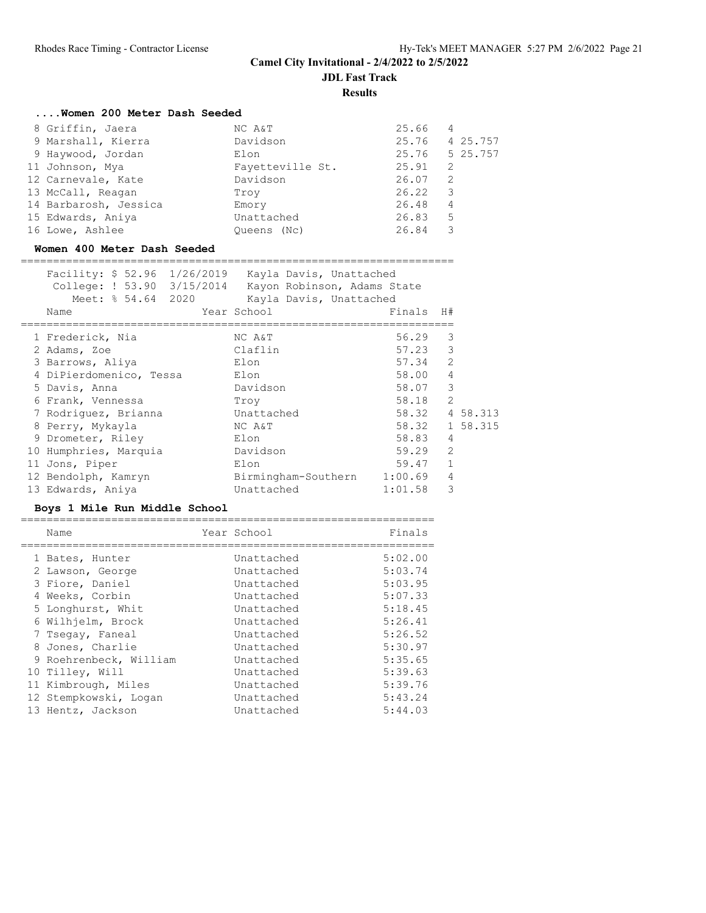Camel City Invitational - 2/4/2022 to 2/5/2022

JDL Fast Track

Results

### ....Women 200 Meter Dash Seeded

| Place | Name | School | Finals | H# | Tiebreak |
|---|---|---|---|---|---|
| 8 | Griffin, Jaera | NC A&T | 25.66 | 4 | |
| 9 | Marshall, Kierra | Davidson | 25.76 | 4 | 25.757 |
| 9 | Haywood, Jordan | Elon | 25.76 | 5 | 25.757 |
| 11 | Johnson, Mya | Fayetteville St. | 25.91 | 2 | |
| 12 | Carnevale, Kate | Davidson | 26.07 | 2 | |
| 13 | McCall, Reagan | Troy | 26.22 | 3 | |
| 14 | Barbarosh, Jessica | Emory | 26.48 | 4 | |
| 15 | Edwards, Aniya | Unattached | 26.83 | 5 | |
| 16 | Lowe, Ashlee | Queens (Nc) | 26.84 | 3 | |

### Women 400 Meter Dash Seeded

Facility: $ 52.96 1/26/2019 Kayla Davis, Unattached
College: ! 53.90 3/15/2014 Kayon Robinson, Adams State
Meet: % 54.64 2020 Kayla Davis, Unattached

| Place | Name | Year School | Finals | H# | Tiebreak |
|---|---|---|---|---|---|
| 1 | Frederick, Nia | NC A&T | 56.29 | 3 | |
| 2 | Adams, Zoe | Claflin | 57.23 | 3 | |
| 3 | Barrows, Aliya | Elon | 57.34 | 2 | |
| 4 | DiPierdomenico, Tessa | Elon | 58.00 | 4 | |
| 5 | Davis, Anna | Davidson | 58.07 | 3 | |
| 6 | Frank, Vennessa | Troy | 58.18 | 2 | |
| 7 | Rodriguez, Brianna | Unattached | 58.32 | 4 | 58.313 |
| 8 | Perry, Mykayla | NC A&T | 58.32 | 1 | 58.315 |
| 9 | Drometer, Riley | Elon | 58.83 | 4 | |
| 10 | Humphries, Marquia | Davidson | 59.29 | 2 | |
| 11 | Jons, Piper | Elon | 59.47 | 1 | |
| 12 | Bendolph, Kamryn | Birmingham-Southern | 1:00.69 | 4 | |
| 13 | Edwards, Aniya | Unattached | 1:01.58 | 3 | |

### Boys 1 Mile Run Middle School

| Place | Name | Year School | Finals |
|---|---|---|---|
| 1 | Bates, Hunter | Unattached | 5:02.00 |
| 2 | Lawson, George | Unattached | 5:03.74 |
| 3 | Fiore, Daniel | Unattached | 5:03.95 |
| 4 | Weeks, Corbin | Unattached | 5:07.33 |
| 5 | Longhurst, Whit | Unattached | 5:18.45 |
| 6 | Wilhjelm, Brock | Unattached | 5:26.41 |
| 7 | Tsegay, Faneal | Unattached | 5:26.52 |
| 8 | Jones, Charlie | Unattached | 5:30.97 |
| 9 | Roehrenbeck, William | Unattached | 5:35.65 |
| 10 | Tilley, Will | Unattached | 5:39.63 |
| 11 | Kimbrough, Miles | Unattached | 5:39.76 |
| 12 | Stempkowski, Logan | Unattached | 5:43.24 |
| 13 | Hentz, Jackson | Unattached | 5:44.03 |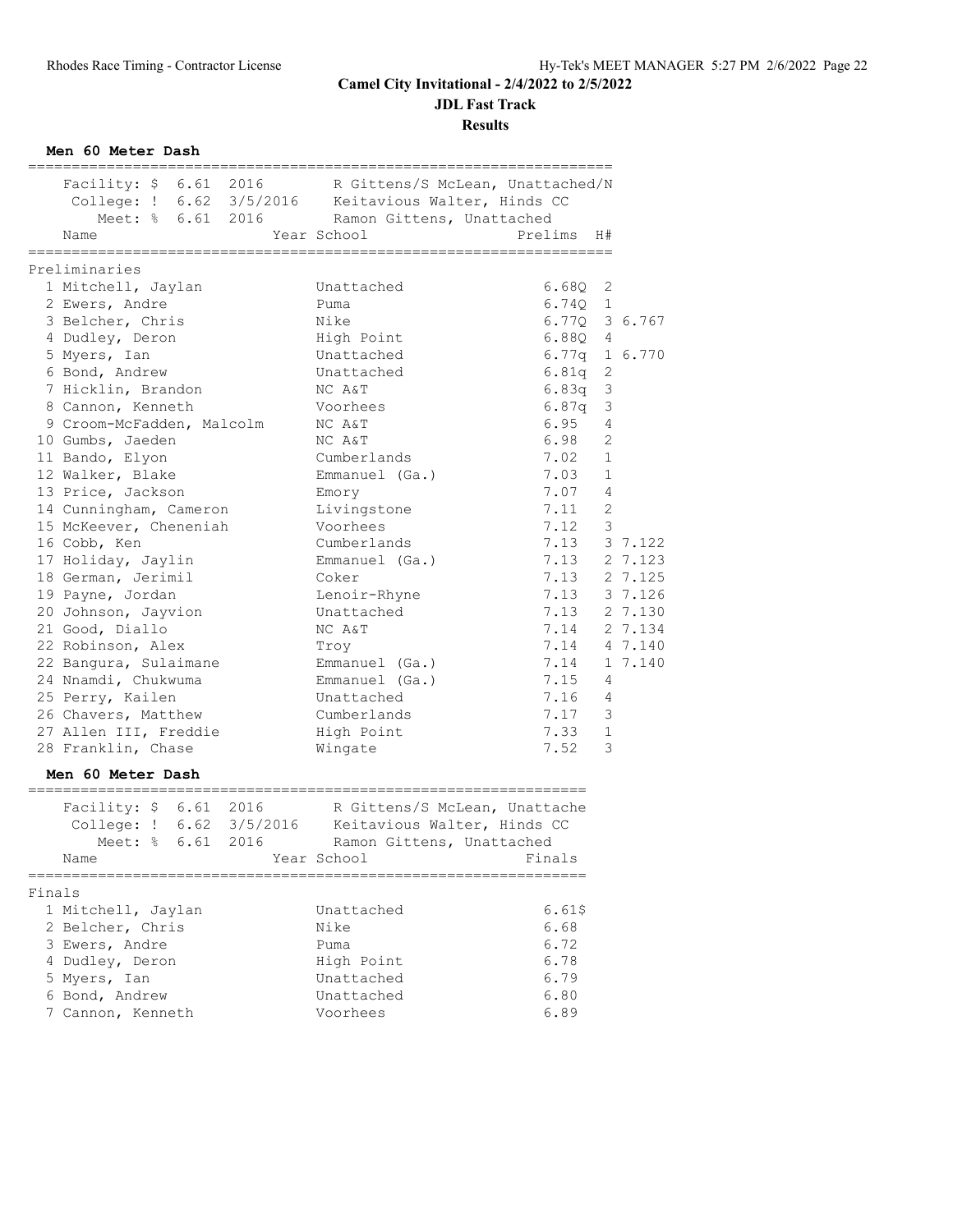# Camel City Invitational - 2/4/2022 to 2/5/2022

## JDL Fast Track

### Results

**Men 60 Meter Dash**

Facility: $ 6.61 2016 R Gittens/S McLean, Unattached/N
College: ! 6.62 3/5/2016 Keitavious Walter, Hinds CC
Meet: % 6.61 2016 Ramon Gittens, Unattached

Preliminaries

| Place | Name | Year | School | Prelims | H# | |
|---|---|---|---|---|---|---|
| 1 | Mitchell, Jaylan | | Unattached | 6.68Q | 2 | |
| 2 | Ewers, Andre | | Puma | 6.74Q | 1 | |
| 3 | Belcher, Chris | | Nike | 6.77Q | 3 | 6.767 |
| 4 | Dudley, Deron | | High Point | 6.88Q | 4 | |
| 5 | Myers, Ian | | Unattached | 6.77q | 1 | 6.770 |
| 6 | Bond, Andrew | | Unattached | 6.81q | 2 | |
| 7 | Hicklin, Brandon | | NC A&T | 6.83q | 3 | |
| 8 | Cannon, Kenneth | | Voorhees | 6.87q | 3 | |
| 9 | Croom-McFadden, Malcolm | | NC A&T | 6.95 | 4 | |
| 10 | Gumbs, Jaeden | | NC A&T | 6.98 | 2 | |
| 11 | Bando, Elyon | | Cumberlands | 7.02 | 1 | |
| 12 | Walker, Blake | | Emmanuel (Ga.) | 7.03 | 1 | |
| 13 | Price, Jackson | | Emory | 7.07 | 4 | |
| 14 | Cunningham, Cameron | | Livingstone | 7.11 | 2 | |
| 15 | McKeever, Cheneniah | | Voorhees | 7.12 | 3 | |
| 16 | Cobb, Ken | | Cumberlands | 7.13 | 3 | 7.122 |
| 17 | Holiday, Jaylin | | Emmanuel (Ga.) | 7.13 | 2 | 7.123 |
| 18 | German, Jerimil | | Coker | 7.13 | 2 | 7.125 |
| 19 | Payne, Jordan | | Lenoir-Rhyne | 7.13 | 3 | 7.126 |
| 20 | Johnson, Jayvion | | Unattached | 7.13 | 2 | 7.130 |
| 21 | Good, Diallo | | NC A&T | 7.14 | 2 | 7.134 |
| 22 | Robinson, Alex | | Troy | 7.14 | 4 | 7.140 |
| 22 | Bangura, Sulaimane | | Emmanuel (Ga.) | 7.14 | 1 | 7.140 |
| 24 | Nnamdi, Chukwuma | | Emmanuel (Ga.) | 7.15 | 4 | |
| 25 | Perry, Kailen | | Unattached | 7.16 | 4 | |
| 26 | Chavers, Matthew | | Cumberlands | 7.17 | 3 | |
| 27 | Allen III, Freddie | | High Point | 7.33 | 1 | |
| 28 | Franklin, Chase | | Wingate | 7.52 | 3 | |

**Men 60 Meter Dash**

Facility: $ 6.61 2016 R Gittens/S McLean, Unattache
College: ! 6.62 3/5/2016 Keitavious Walter, Hinds CC
Meet: % 6.61 2016 Ramon Gittens, Unattached

Finals

| Place | Name | Year | School | Finals |
|---|---|---|---|---|
| 1 | Mitchell, Jaylan | | Unattached | 6.61$ |
| 2 | Belcher, Chris | | Nike | 6.68 |
| 3 | Ewers, Andre | | Puma | 6.72 |
| 4 | Dudley, Deron | | High Point | 6.78 |
| 5 | Myers, Ian | | Unattached | 6.79 |
| 6 | Bond, Andrew | | Unattached | 6.80 |
| 7 | Cannon, Kenneth | | Voorhees | 6.89 |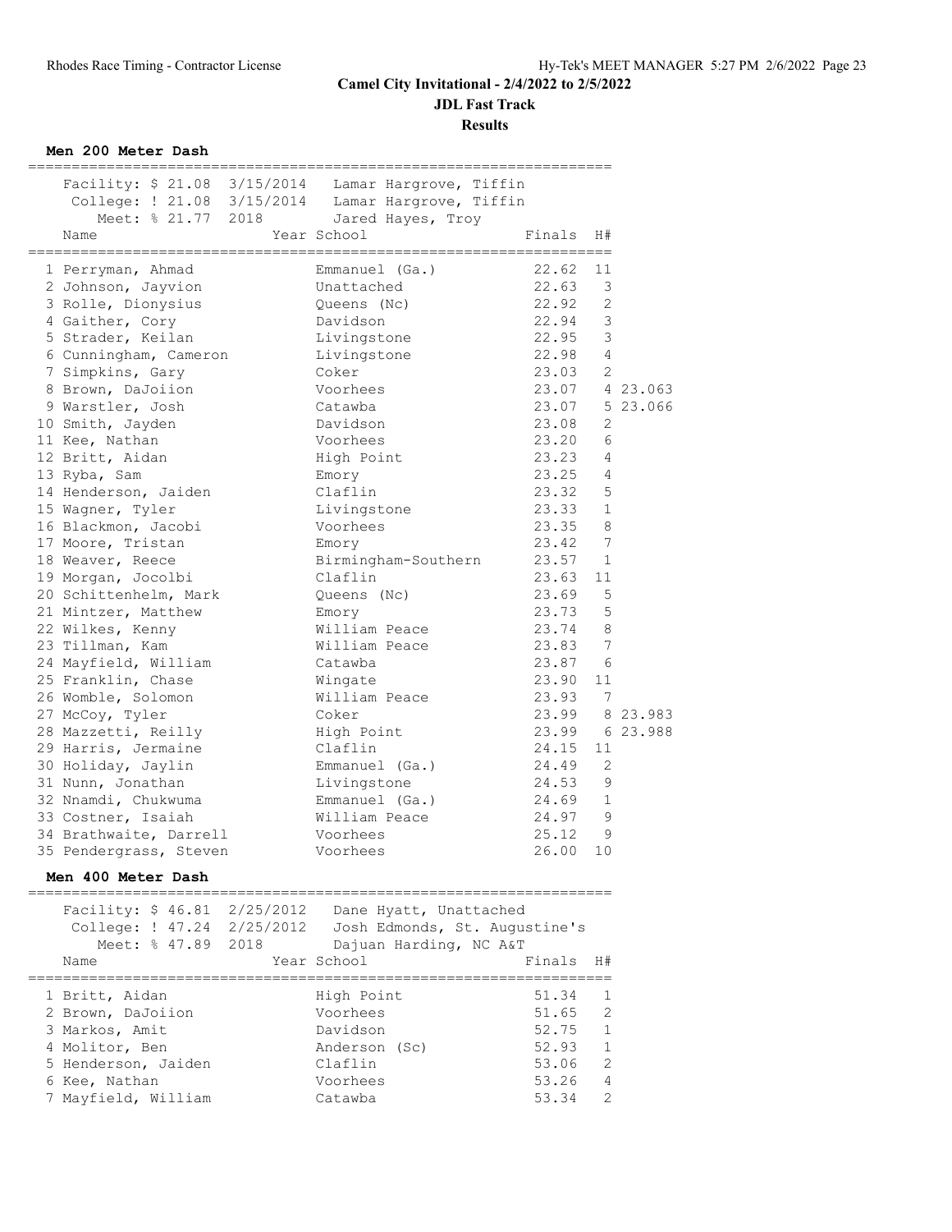**Camel City Invitational - 2/4/2022 to 2/5/2022**

**JDL Fast Track**

**Results**

### Men 200 Meter Dash

Facility: $ 21.08 3/15/2014 Lamar Hargrove, Tiffin
College: ! 21.08 3/15/2014 Lamar Hargrove, Tiffin
Meet: % 21.77 2018 Jared Hayes, Troy

| Place | Name | Year | School | Finals | H# | |
|---|---|---|---|---|---|---|
| 1 | Perryman, Ahmad | | Emmanuel (Ga.) | 22.62 | 11 | |
| 2 | Johnson, Jayvion | | Unattached | 22.63 | 3 | |
| 3 | Rolle, Dionysius | | Queens (Nc) | 22.92 | 2 | |
| 4 | Gaither, Cory | | Davidson | 22.94 | 3 | |
| 5 | Strader, Keilan | | Livingstone | 22.95 | 3 | |
| 6 | Cunningham, Cameron | | Livingstone | 22.98 | 4 | |
| 7 | Simpkins, Gary | | Coker | 23.03 | 2 | |
| 8 | Brown, DaJoiion | | Voorhees | 23.07 | 4 | 23.063 |
| 9 | Warstler, Josh | | Catawba | 23.07 | 5 | 23.066 |
| 10 | Smith, Jayden | | Davidson | 23.08 | 2 | |
| 11 | Kee, Nathan | | Voorhees | 23.20 | 6 | |
| 12 | Britt, Aidan | | High Point | 23.23 | 4 | |
| 13 | Ryba, Sam | | Emory | 23.25 | 4 | |
| 14 | Henderson, Jaiden | | Claflin | 23.32 | 5 | |
| 15 | Wagner, Tyler | | Livingstone | 23.33 | 1 | |
| 16 | Blackmon, Jacobi | | Voorhees | 23.35 | 8 | |
| 17 | Moore, Tristan | | Emory | 23.42 | 7 | |
| 18 | Weaver, Reece | | Birmingham-Southern | 23.57 | 1 | |
| 19 | Morgan, Jocolbi | | Claflin | 23.63 | 11 | |
| 20 | Schittenhelm, Mark | | Queens (Nc) | 23.69 | 5 | |
| 21 | Mintzer, Matthew | | Emory | 23.73 | 5 | |
| 22 | Wilkes, Kenny | | William Peace | 23.74 | 8 | |
| 23 | Tillman, Kam | | William Peace | 23.83 | 7 | |
| 24 | Mayfield, William | | Catawba | 23.87 | 6 | |
| 25 | Franklin, Chase | | Wingate | 23.90 | 11 | |
| 26 | Womble, Solomon | | William Peace | 23.93 | 7 | |
| 27 | McCoy, Tyler | | Coker | 23.99 | 8 | 23.983 |
| 28 | Mazzetti, Reilly | | High Point | 23.99 | 6 | 23.988 |
| 29 | Harris, Jermaine | | Claflin | 24.15 | 11 | |
| 30 | Holiday, Jaylin | | Emmanuel (Ga.) | 24.49 | 2 | |
| 31 | Nunn, Jonathan | | Livingstone | 24.53 | 9 | |
| 32 | Nnamdi, Chukwuma | | Emmanuel (Ga.) | 24.69 | 1 | |
| 33 | Costner, Isaiah | | William Peace | 24.97 | 9 | |
| 34 | Brathwaite, Darrell | | Voorhees | 25.12 | 9 | |
| 35 | Pendergrass, Steven | | Voorhees | 26.00 | 10 | |

### Men 400 Meter Dash

Facility: $ 46.81 2/25/2012 Dane Hyatt, Unattached
College: ! 47.24 2/25/2012 Josh Edmonds, St. Augustine's
Meet: % 47.89 2018 Dajuan Harding, NC A&T

| Place | Name | Year | School | Finals | H# |
|---|---|---|---|---|---|
| 1 | Britt, Aidan | | High Point | 51.34 | 1 |
| 2 | Brown, DaJoiion | | Voorhees | 51.65 | 2 |
| 3 | Markos, Amit | | Davidson | 52.75 | 1 |
| 4 | Molitor, Ben | | Anderson (Sc) | 52.93 | 1 |
| 5 | Henderson, Jaiden | | Claflin | 53.06 | 2 |
| 6 | Kee, Nathan | | Voorhees | 53.26 | 4 |
| 7 | Mayfield, William | | Catawba | 53.34 | 2 |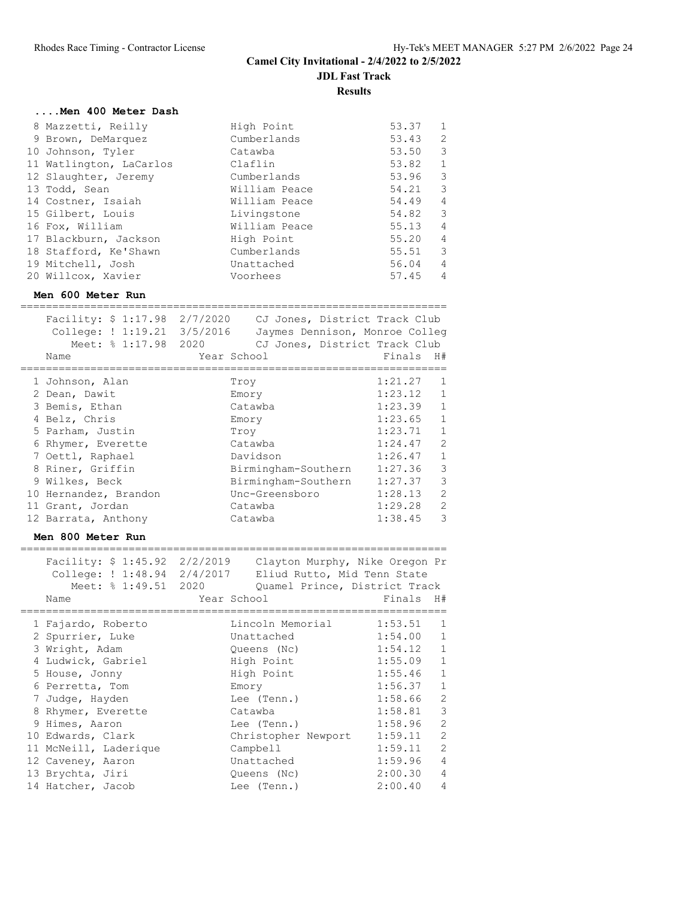# Camel City Invitational - 2/4/2022 to 2/5/2022

## JDL Fast Track

### Results

#### ....Men 400 Meter Dash

| Place | Name | School | Finals | H# |
|---|---|---|---|---|
| 8 | Mazzetti, Reilly | High Point | 53.37 | 1 |
| 9 | Brown, DeMarquez | Cumberlands | 53.43 | 2 |
| 10 | Johnson, Tyler | Catawba | 53.50 | 3 |
| 11 | Watlington, LaCarlos | Claflin | 53.82 | 1 |
| 12 | Slaughter, Jeremy | Cumberlands | 53.96 | 3 |
| 13 | Todd, Sean | William Peace | 54.21 | 3 |
| 14 | Costner, Isaiah | William Peace | 54.49 | 4 |
| 15 | Gilbert, Louis | Livingstone | 54.82 | 3 |
| 16 | Fox, William | William Peace | 55.13 | 4 |
| 17 | Blackburn, Jackson | High Point | 55.20 | 4 |
| 18 | Stafford, Ke'Shawn | Cumberlands | 55.51 | 3 |
| 19 | Mitchell, Josh | Unattached | 56.04 | 4 |
| 20 | Willcox, Xavier | Voorhees | 57.45 | 4 |

#### Men 600 Meter Run

Facility: $ 1:17.98 2/7/2020 CJ Jones, District Track Club
College: ! 1:19.21 3/5/2016 Jaymes Dennison, Monroe Colleg
Meet: % 1:17.98 2020 CJ Jones, District Track Club

| Place | Name | Year School | Finals | H# |
|---|---|---|---|---|
| 1 | Johnson, Alan | Troy | 1:21.27 | 1 |
| 2 | Dean, Dawit | Emory | 1:23.12 | 1 |
| 3 | Bemis, Ethan | Catawba | 1:23.39 | 1 |
| 4 | Belz, Chris | Emory | 1:23.65 | 1 |
| 5 | Parham, Justin | Troy | 1:23.71 | 1 |
| 6 | Rhymer, Everette | Catawba | 1:24.47 | 2 |
| 7 | Oettl, Raphael | Davidson | 1:26.47 | 1 |
| 8 | Riner, Griffin | Birmingham-Southern | 1:27.36 | 3 |
| 9 | Wilkes, Beck | Birmingham-Southern | 1:27.37 | 3 |
| 10 | Hernandez, Brandon | Unc-Greensboro | 1:28.13 | 2 |
| 11 | Grant, Jordan | Catawba | 1:29.28 | 2 |
| 12 | Barrata, Anthony | Catawba | 1:38.45 | 3 |

#### Men 800 Meter Run

Facility: $ 1:45.92 2/2/2019 Clayton Murphy, Nike Oregon Pr
College: ! 1:48.94 2/4/2017 Eliud Rutto, Mid Tenn State
Meet: % 1:49.51 2020 Quamel Prince, District Track

| Place | Name | Year School | Finals | H# |
|---|---|---|---|---|
| 1 | Fajardo, Roberto | Lincoln Memorial | 1:53.51 | 1 |
| 2 | Spurrier, Luke | Unattached | 1:54.00 | 1 |
| 3 | Wright, Adam | Queens (Nc) | 1:54.12 | 1 |
| 4 | Ludwick, Gabriel | High Point | 1:55.09 | 1 |
| 5 | House, Jonny | High Point | 1:55.46 | 1 |
| 6 | Perretta, Tom | Emory | 1:56.37 | 1 |
| 7 | Judge, Hayden | Lee (Tenn.) | 1:58.66 | 2 |
| 8 | Rhymer, Everette | Catawba | 1:58.81 | 3 |
| 9 | Himes, Aaron | Lee (Tenn.) | 1:58.96 | 2 |
| 10 | Edwards, Clark | Christopher Newport | 1:59.11 | 2 |
| 11 | McNeill, Laderique | Campbell | 1:59.11 | 2 |
| 12 | Caveney, Aaron | Unattached | 1:59.96 | 4 |
| 13 | Brychta, Jiri | Queens (Nc) | 2:00.30 | 4 |
| 14 | Hatcher, Jacob | Lee (Tenn.) | 2:00.40 | 4 |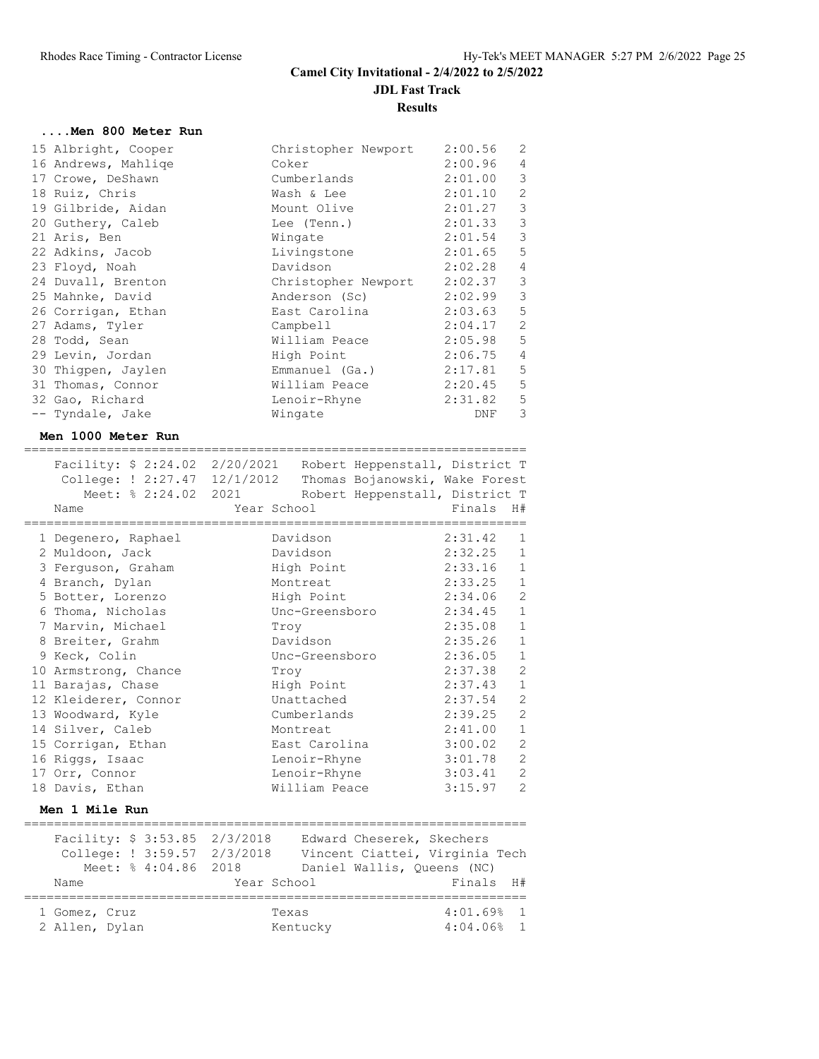# Camel City Invitational - 2/4/2022 to 2/5/2022

## JDL Fast Track

### Results

#### ....Men 800 Meter Run

| Place | Name | School | Finals | H# |
|---|---|---|---|---|
| 15 | Albright, Cooper | Christopher Newport | 2:00.56 | 2 |
| 16 | Andrews, Mahliqe | Coker | 2:00.96 | 4 |
| 17 | Crowe, DeShawn | Cumberlands | 2:01.00 | 3 |
| 18 | Ruiz, Chris | Wash & Lee | 2:01.10 | 2 |
| 19 | Gilbride, Aidan | Mount Olive | 2:01.27 | 3 |
| 20 | Guthery, Caleb | Lee (Tenn.) | 2:01.33 | 3 |
| 21 | Aris, Ben | Wingate | 2:01.54 | 3 |
| 22 | Adkins, Jacob | Livingstone | 2:01.65 | 5 |
| 23 | Floyd, Noah | Davidson | 2:02.28 | 4 |
| 24 | Duvall, Brenton | Christopher Newport | 2:02.37 | 3 |
| 25 | Mahnke, David | Anderson (Sc) | 2:02.99 | 3 |
| 26 | Corrigan, Ethan | East Carolina | 2:03.63 | 5 |
| 27 | Adams, Tyler | Campbell | 2:04.17 | 2 |
| 28 | Todd, Sean | William Peace | 2:05.98 | 5 |
| 29 | Levin, Jordan | High Point | 2:06.75 | 4 |
| 30 | Thigpen, Jaylen | Emmanuel (Ga.) | 2:17.81 | 5 |
| 31 | Thomas, Connor | William Peace | 2:20.45 | 5 |
| 32 | Gao, Richard | Lenoir-Rhyne | 2:31.82 | 5 |
| -- | Tyndale, Jake | Wingate | DNF | 3 |

#### Men 1000 Meter Run

Facility: $ 2:24.02 2/20/2021 Robert Heppenstall, District T
College: ! 2:27.47 12/1/2012 Thomas Bojanowski, Wake Forest
Meet: % 2:24.02 2021 Robert Heppenstall, District T

| Place | Name | Year School | Finals | H# |
|---|---|---|---|---|
| 1 | Degenero, Raphael | Davidson | 2:31.42 | 1 |
| 2 | Muldoon, Jack | Davidson | 2:32.25 | 1 |
| 3 | Ferguson, Graham | High Point | 2:33.16 | 1 |
| 4 | Branch, Dylan | Montreat | 2:33.25 | 1 |
| 5 | Botter, Lorenzo | High Point | 2:34.06 | 2 |
| 6 | Thoma, Nicholas | Unc-Greensboro | 2:34.45 | 1 |
| 7 | Marvin, Michael | Troy | 2:35.08 | 1 |
| 8 | Breiter, Grahm | Davidson | 2:35.26 | 1 |
| 9 | Keck, Colin | Unc-Greensboro | 2:36.05 | 1 |
| 10 | Armstrong, Chance | Troy | 2:37.38 | 2 |
| 11 | Barajas, Chase | High Point | 2:37.43 | 1 |
| 12 | Kleiderer, Connor | Unattached | 2:37.54 | 2 |
| 13 | Woodward, Kyle | Cumberlands | 2:39.25 | 2 |
| 14 | Silver, Caleb | Montreat | 2:41.00 | 1 |
| 15 | Corrigan, Ethan | East Carolina | 3:00.02 | 2 |
| 16 | Riggs, Isaac | Lenoir-Rhyne | 3:01.78 | 2 |
| 17 | Orr, Connor | Lenoir-Rhyne | 3:03.41 | 2 |
| 18 | Davis, Ethan | William Peace | 3:15.97 | 2 |

#### Men 1 Mile Run

Facility: $ 3:53.85 2/3/2018 Edward Cheserek, Skechers
College: ! 3:59.57 2/3/2018 Vincent Ciattei, Virginia Tech
Meet: % 4:04.86 2018 Daniel Wallis, Queens (NC)

| Place | Name | Year School | Finals | H# |
|---|---|---|---|---|
| 1 | Gomez, Cruz | Texas | 4:01.69% | 1 |
| 2 | Allen, Dylan | Kentucky | 4:04.06% | 1 |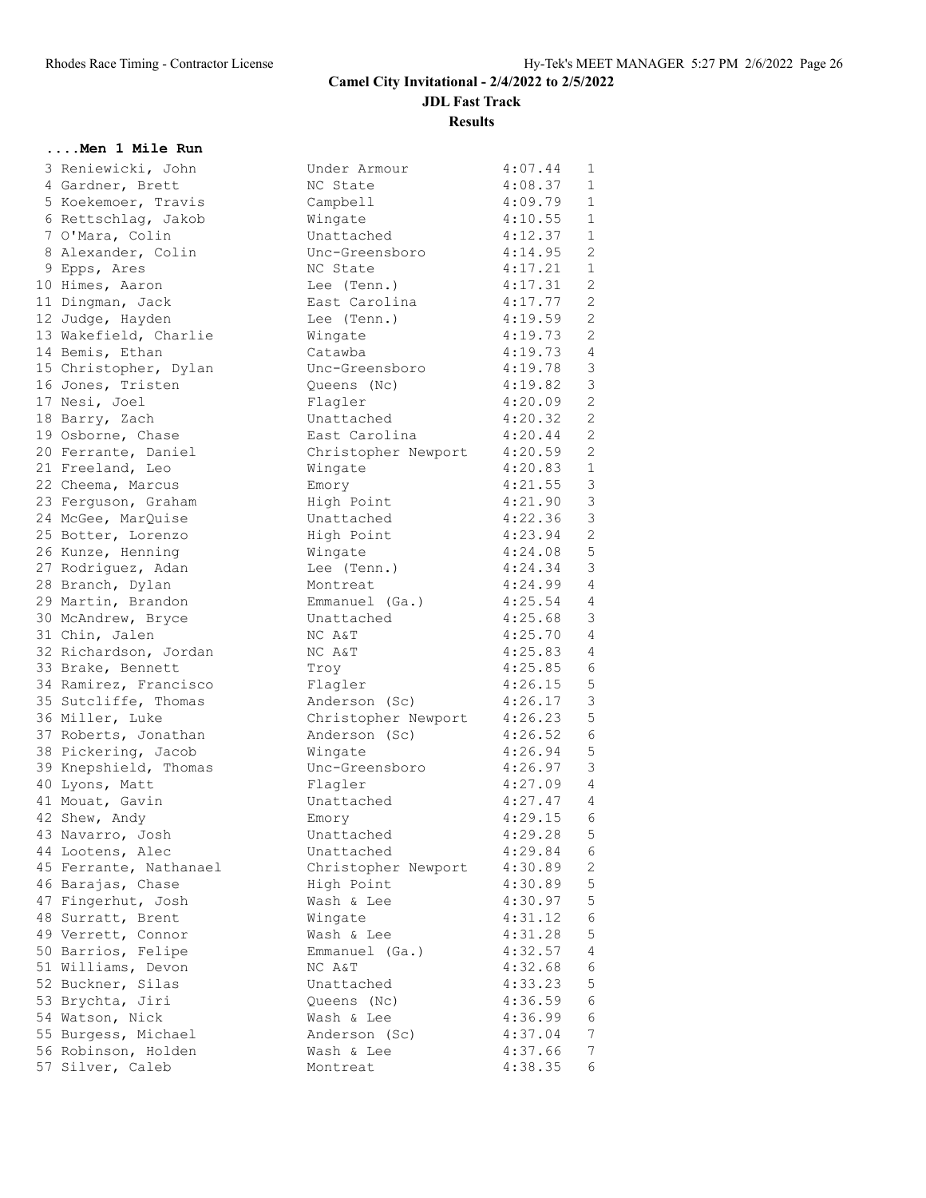Camel City Invitational - 2/4/2022 to 2/5/2022

JDL Fast Track

Results

**....Men 1 Mile Run**

| Place | Name | School | Time | Heat |
|---|---|---|---|---|
| 3 | Reniewicki, John | Under Armour | 4:07.44 | 1 |
| 4 | Gardner, Brett | NC State | 4:08.37 | 1 |
| 5 | Koekemoer, Travis | Campbell | 4:09.79 | 1 |
| 6 | Rettschlag, Jakob | Wingate | 4:10.55 | 1 |
| 7 | O'Mara, Colin | Unattached | 4:12.37 | 1 |
| 8 | Alexander, Colin | Unc-Greensboro | 4:14.95 | 2 |
| 9 | Epps, Ares | NC State | 4:17.21 | 1 |
| 10 | Himes, Aaron | Lee (Tenn.) | 4:17.31 | 2 |
| 11 | Dingman, Jack | East Carolina | 4:17.77 | 2 |
| 12 | Judge, Hayden | Lee (Tenn.) | 4:19.59 | 2 |
| 13 | Wakefield, Charlie | Wingate | 4:19.73 | 2 |
| 14 | Bemis, Ethan | Catawba | 4:19.73 | 4 |
| 15 | Christopher, Dylan | Unc-Greensboro | 4:19.78 | 3 |
| 16 | Jones, Tristen | Queens (Nc) | 4:19.82 | 3 |
| 17 | Nesi, Joel | Flagler | 4:20.09 | 2 |
| 18 | Barry, Zach | Unattached | 4:20.32 | 2 |
| 19 | Osborne, Chase | East Carolina | 4:20.44 | 2 |
| 20 | Ferrante, Daniel | Christopher Newport | 4:20.59 | 2 |
| 21 | Freeland, Leo | Wingate | 4:20.83 | 1 |
| 22 | Cheema, Marcus | Emory | 4:21.55 | 3 |
| 23 | Ferguson, Graham | High Point | 4:21.90 | 3 |
| 24 | McGee, MarQuise | Unattached | 4:22.36 | 3 |
| 25 | Botter, Lorenzo | High Point | 4:23.94 | 2 |
| 26 | Kunze, Henning | Wingate | 4:24.08 | 5 |
| 27 | Rodriguez, Adan | Lee (Tenn.) | 4:24.34 | 3 |
| 28 | Branch, Dylan | Montreat | 4:24.99 | 4 |
| 29 | Martin, Brandon | Emmanuel (Ga.) | 4:25.54 | 4 |
| 30 | McAndrew, Bryce | Unattached | 4:25.68 | 3 |
| 31 | Chin, Jalen | NC A&T | 4:25.70 | 4 |
| 32 | Richardson, Jordan | NC A&T | 4:25.83 | 4 |
| 33 | Brake, Bennett | Troy | 4:25.85 | 6 |
| 34 | Ramirez, Francisco | Flagler | 4:26.15 | 5 |
| 35 | Sutcliffe, Thomas | Anderson (Sc) | 4:26.17 | 3 |
| 36 | Miller, Luke | Christopher Newport | 4:26.23 | 5 |
| 37 | Roberts, Jonathan | Anderson (Sc) | 4:26.52 | 6 |
| 38 | Pickering, Jacob | Wingate | 4:26.94 | 5 |
| 39 | Knepshield, Thomas | Unc-Greensboro | 4:26.97 | 3 |
| 40 | Lyons, Matt | Flagler | 4:27.09 | 4 |
| 41 | Mouat, Gavin | Unattached | 4:27.47 | 4 |
| 42 | Shew, Andy | Emory | 4:29.15 | 6 |
| 43 | Navarro, Josh | Unattached | 4:29.28 | 5 |
| 44 | Lootens, Alec | Unattached | 4:29.84 | 6 |
| 45 | Ferrante, Nathanael | Christopher Newport | 4:30.89 | 2 |
| 46 | Barajas, Chase | High Point | 4:30.89 | 5 |
| 47 | Fingerhut, Josh | Wash & Lee | 4:30.97 | 5 |
| 48 | Surratt, Brent | Wingate | 4:31.12 | 6 |
| 49 | Verrett, Connor | Wash & Lee | 4:31.28 | 5 |
| 50 | Barrios, Felipe | Emmanuel (Ga.) | 4:32.57 | 4 |
| 51 | Williams, Devon | NC A&T | 4:32.68 | 6 |
| 52 | Buckner, Silas | Unattached | 4:33.23 | 5 |
| 53 | Brychta, Jiri | Queens (Nc) | 4:36.59 | 6 |
| 54 | Watson, Nick | Wash & Lee | 4:36.99 | 6 |
| 55 | Burgess, Michael | Anderson (Sc) | 4:37.04 | 7 |
| 56 | Robinson, Holden | Wash & Lee | 4:37.66 | 7 |
| 57 | Silver, Caleb | Montreat | 4:38.35 | 6 |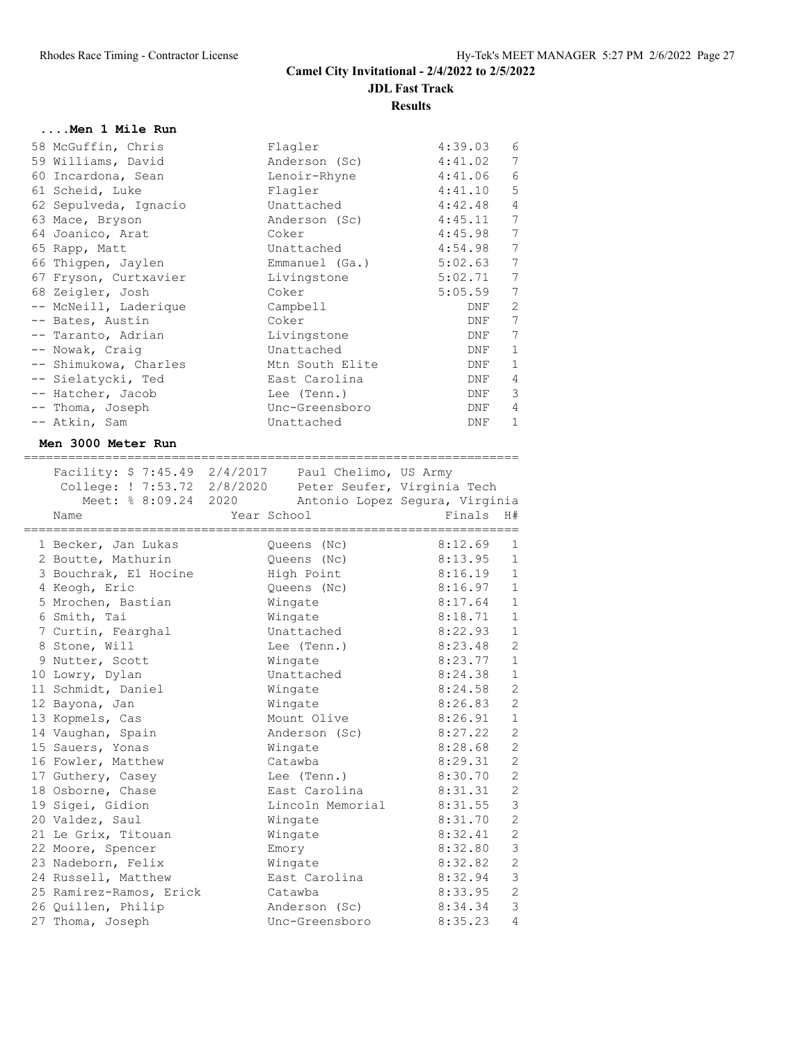**Camel City Invitational - 2/4/2022 to 2/5/2022**

**JDL Fast Track**

**Results**

### ....Men 1 Mile Run

| Place | Name | School | Finals | H# |
|---|---|---|---|---|
| 58 | McGuffin, Chris | Flagler | 4:39.03 | 6 |
| 59 | Williams, David | Anderson (Sc) | 4:41.02 | 7 |
| 60 | Incardona, Sean | Lenoir-Rhyne | 4:41.06 | 6 |
| 61 | Scheid, Luke | Flagler | 4:41.10 | 5 |
| 62 | Sepulveda, Ignacio | Unattached | 4:42.48 | 4 |
| 63 | Mace, Bryson | Anderson (Sc) | 4:45.11 | 7 |
| 64 | Joanico, Arat | Coker | 4:45.98 | 7 |
| 65 | Rapp, Matt | Unattached | 4:54.98 | 7 |
| 66 | Thigpen, Jaylen | Emmanuel (Ga.) | 5:02.63 | 7 |
| 67 | Fryson, Curtxavier | Livingstone | 5:02.71 | 7 |
| 68 | Zeigler, Josh | Coker | 5:05.59 | 7 |
| -- | McNeill, Laderique | Campbell | DNF | 2 |
| -- | Bates, Austin | Coker | DNF | 7 |
| -- | Taranto, Adrian | Livingstone | DNF | 7 |
| -- | Nowak, Craig | Unattached | DNF | 1 |
| -- | Shimukowa, Charles | Mtn South Elite | DNF | 1 |
| -- | Sielatycki, Ted | East Carolina | DNF | 4 |
| -- | Hatcher, Jacob | Lee (Tenn.) | DNF | 3 |
| -- | Thoma, Joseph | Unc-Greensboro | DNF | 4 |
| -- | Atkin, Sam | Unattached | DNF | 1 |

### Men 3000 Meter Run

Facility: $ 7:45.49 2/4/2017 Paul Chelimo, US Army
College: ! 7:53.72 2/8/2020 Peter Seufer, Virginia Tech
Meet: % 8:09.24 2020 Antonio Lopez Segura, Virginia

| Place | Name | Year School | Finals | H# |
|---|---|---|---|---|
| 1 | Becker, Jan Lukas | Queens (Nc) | 8:12.69 | 1 |
| 2 | Boutte, Mathurin | Queens (Nc) | 8:13.95 | 1 |
| 3 | Bouchrak, El Hocine | High Point | 8:16.19 | 1 |
| 4 | Keogh, Eric | Queens (Nc) | 8:16.97 | 1 |
| 5 | Mrochen, Bastian | Wingate | 8:17.64 | 1 |
| 6 | Smith, Tai | Wingate | 8:18.71 | 1 |
| 7 | Curtin, Fearghal | Unattached | 8:22.93 | 1 |
| 8 | Stone, Will | Lee (Tenn.) | 8:23.48 | 2 |
| 9 | Nutter, Scott | Wingate | 8:23.77 | 1 |
| 10 | Lowry, Dylan | Unattached | 8:24.38 | 1 |
| 11 | Schmidt, Daniel | Wingate | 8:24.58 | 2 |
| 12 | Bayona, Jan | Wingate | 8:26.83 | 2 |
| 13 | Kopmels, Cas | Mount Olive | 8:26.91 | 1 |
| 14 | Vaughan, Spain | Anderson (Sc) | 8:27.22 | 2 |
| 15 | Sauers, Yonas | Wingate | 8:28.68 | 2 |
| 16 | Fowler, Matthew | Catawba | 8:29.31 | 2 |
| 17 | Guthery, Casey | Lee (Tenn.) | 8:30.70 | 2 |
| 18 | Osborne, Chase | East Carolina | 8:31.31 | 2 |
| 19 | Sigei, Gidion | Lincoln Memorial | 8:31.55 | 3 |
| 20 | Valdez, Saul | Wingate | 8:31.70 | 2 |
| 21 | Le Grix, Titouan | Wingate | 8:32.41 | 2 |
| 22 | Moore, Spencer | Emory | 8:32.80 | 3 |
| 23 | Nadeborn, Felix | Wingate | 8:32.82 | 2 |
| 24 | Russell, Matthew | East Carolina | 8:32.94 | 3 |
| 25 | Ramirez-Ramos, Erick | Catawba | 8:33.95 | 2 |
| 26 | Quillen, Philip | Anderson (Sc) | 8:34.34 | 3 |
| 27 | Thoma, Joseph | Unc-Greensboro | 8:35.23 | 4 |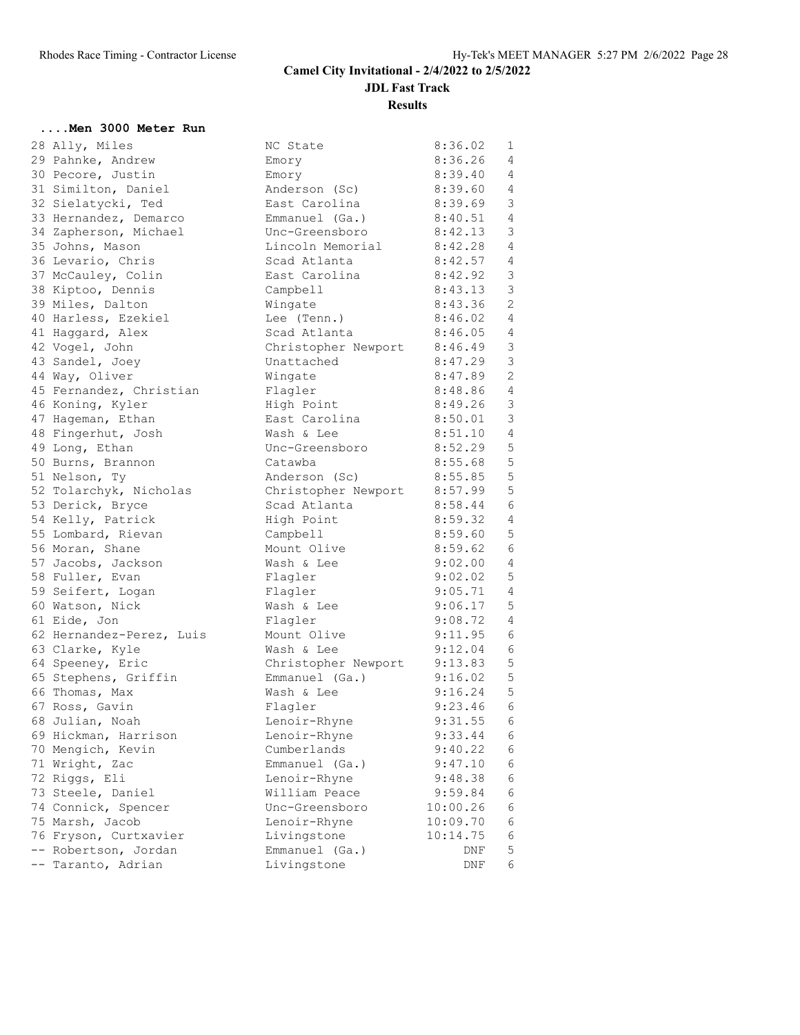# Camel City Invitational - 2/4/2022 to 2/5/2022

## JDL Fast Track

### Results

**....Men 3000 Meter Run**

| Place | Name | School | Time | Heat |
|---|---|---|---|---|
| 28 | Ally, Miles | NC State | 8:36.02 | 1 |
| 29 | Pahnke, Andrew | Emory | 8:36.26 | 4 |
| 30 | Pecore, Justin | Emory | 8:39.40 | 4 |
| 31 | Similton, Daniel | Anderson (Sc) | 8:39.60 | 4 |
| 32 | Sielatycki, Ted | East Carolina | 8:39.69 | 3 |
| 33 | Hernandez, Demarco | Emmanuel (Ga.) | 8:40.51 | 4 |
| 34 | Zapherson, Michael | Unc-Greensboro | 8:42.13 | 3 |
| 35 | Johns, Mason | Lincoln Memorial | 8:42.28 | 4 |
| 36 | Levario, Chris | Scad Atlanta | 8:42.57 | 4 |
| 37 | McCauley, Colin | East Carolina | 8:42.92 | 3 |
| 38 | Kiptoo, Dennis | Campbell | 8:43.13 | 3 |
| 39 | Miles, Dalton | Wingate | 8:43.36 | 2 |
| 40 | Harless, Ezekiel | Lee (Tenn.) | 8:46.02 | 4 |
| 41 | Haggard, Alex | Scad Atlanta | 8:46.05 | 4 |
| 42 | Vogel, John | Christopher Newport | 8:46.49 | 3 |
| 43 | Sandel, Joey | Unattached | 8:47.29 | 3 |
| 44 | Way, Oliver | Wingate | 8:47.89 | 2 |
| 45 | Fernandez, Christian | Flagler | 8:48.86 | 4 |
| 46 | Koning, Kyler | High Point | 8:49.26 | 3 |
| 47 | Hageman, Ethan | East Carolina | 8:50.01 | 3 |
| 48 | Fingerhut, Josh | Wash & Lee | 8:51.10 | 4 |
| 49 | Long, Ethan | Unc-Greensboro | 8:52.29 | 5 |
| 50 | Burns, Brannon | Catawba | 8:55.68 | 5 |
| 51 | Nelson, Ty | Anderson (Sc) | 8:55.85 | 5 |
| 52 | Tolarchyk, Nicholas | Christopher Newport | 8:57.99 | 5 |
| 53 | Derick, Bryce | Scad Atlanta | 8:58.44 | 6 |
| 54 | Kelly, Patrick | High Point | 8:59.32 | 4 |
| 55 | Lombard, Rievan | Campbell | 8:59.60 | 5 |
| 56 | Moran, Shane | Mount Olive | 8:59.62 | 6 |
| 57 | Jacobs, Jackson | Wash & Lee | 9:02.00 | 4 |
| 58 | Fuller, Evan | Flagler | 9:02.02 | 5 |
| 59 | Seifert, Logan | Flagler | 9:05.71 | 4 |
| 60 | Watson, Nick | Wash & Lee | 9:06.17 | 5 |
| 61 | Eide, Jon | Flagler | 9:08.72 | 4 |
| 62 | Hernandez-Perez, Luis | Mount Olive | 9:11.95 | 6 |
| 63 | Clarke, Kyle | Wash & Lee | 9:12.04 | 6 |
| 64 | Speeney, Eric | Christopher Newport | 9:13.83 | 5 |
| 65 | Stephens, Griffin | Emmanuel (Ga.) | 9:16.02 | 5 |
| 66 | Thomas, Max | Wash & Lee | 9:16.24 | 5 |
| 67 | Ross, Gavin | Flagler | 9:23.46 | 6 |
| 68 | Julian, Noah | Lenoir-Rhyne | 9:31.55 | 6 |
| 69 | Hickman, Harrison | Lenoir-Rhyne | 9:33.44 | 6 |
| 70 | Mengich, Kevin | Cumberlands | 9:40.22 | 6 |
| 71 | Wright, Zac | Emmanuel (Ga.) | 9:47.10 | 6 |
| 72 | Riggs, Eli | Lenoir-Rhyne | 9:48.38 | 6 |
| 73 | Steele, Daniel | William Peace | 9:59.84 | 6 |
| 74 | Connick, Spencer | Unc-Greensboro | 10:00.26 | 6 |
| 75 | Marsh, Jacob | Lenoir-Rhyne | 10:09.70 | 6 |
| 76 | Fryson, Curtxavier | Livingstone | 10:14.75 | 6 |
| -- | Robertson, Jordan | Emmanuel (Ga.) | DNF | 5 |
| -- | Taranto, Adrian | Livingstone | DNF | 6 |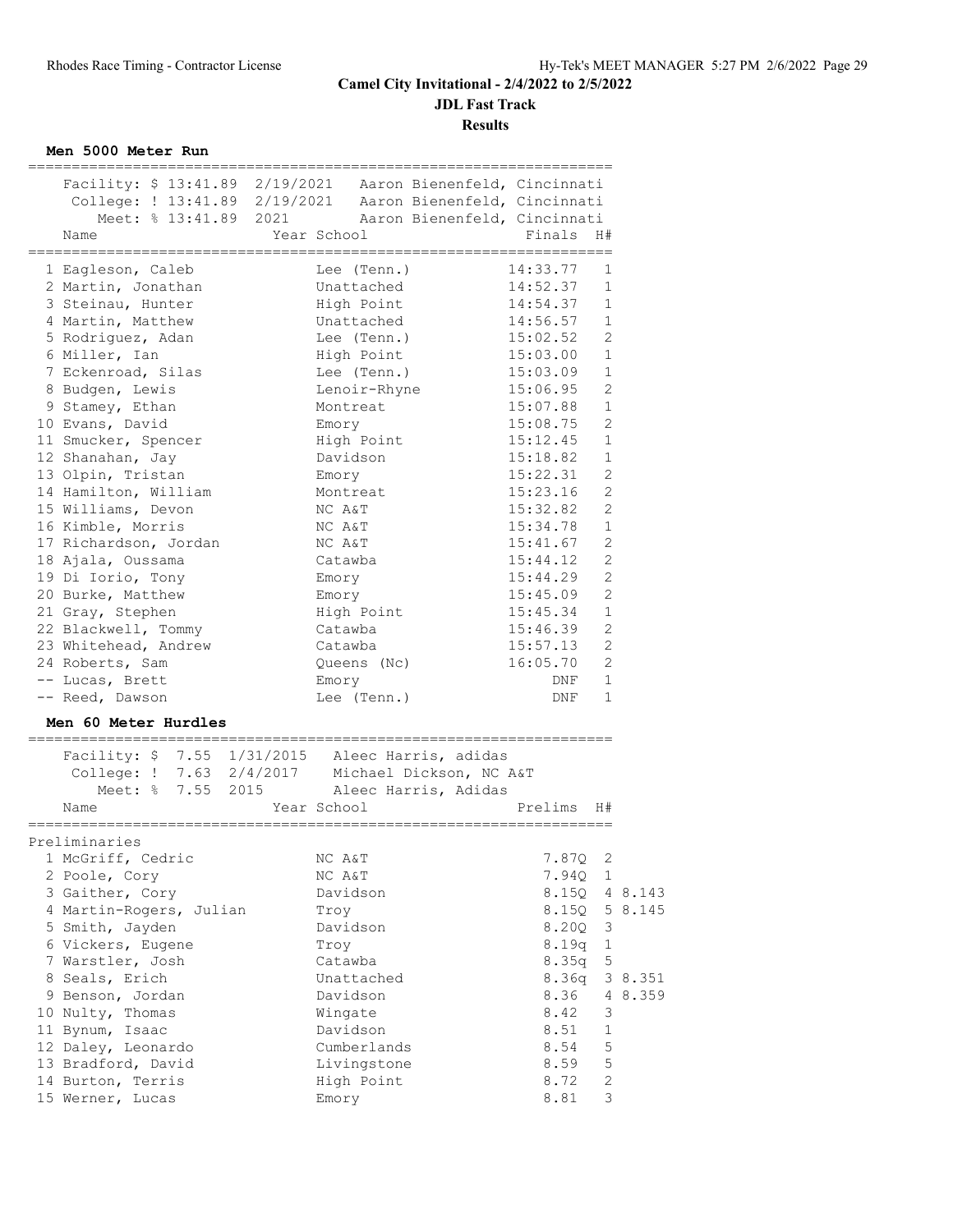# Camel City Invitational - 2/4/2022 to 2/5/2022

## JDL Fast Track

## Results

### Men 5000 Meter Run

Facility: $ 13:41.89 2/19/2021 Aaron Bienenfeld, Cincinnati
College: ! 13:41.89 2/19/2021 Aaron Bienenfeld, Cincinnati
Meet: % 13:41.89 2021 Aaron Bienenfeld, Cincinnati

| Place | Name | Year School | Finals | H# |
|---|---|---|---|---|
| 1 | Eagleson, Caleb | Lee (Tenn.) | 14:33.77 | 1 |
| 2 | Martin, Jonathan | Unattached | 14:52.37 | 1 |
| 3 | Steinau, Hunter | High Point | 14:54.37 | 1 |
| 4 | Martin, Matthew | Unattached | 14:56.57 | 1 |
| 5 | Rodriguez, Adan | Lee (Tenn.) | 15:02.52 | 2 |
| 6 | Miller, Ian | High Point | 15:03.00 | 1 |
| 7 | Eckenroad, Silas | Lee (Tenn.) | 15:03.09 | 1 |
| 8 | Budgen, Lewis | Lenoir-Rhyne | 15:06.95 | 2 |
| 9 | Stamey, Ethan | Montreat | 15:07.88 | 1 |
| 10 | Evans, David | Emory | 15:08.75 | 2 |
| 11 | Smucker, Spencer | High Point | 15:12.45 | 1 |
| 12 | Shanahan, Jay | Davidson | 15:18.82 | 1 |
| 13 | Olpin, Tristan | Emory | 15:22.31 | 2 |
| 14 | Hamilton, William | Montreat | 15:23.16 | 2 |
| 15 | Williams, Devon | NC A&T | 15:32.82 | 2 |
| 16 | Kimble, Morris | NC A&T | 15:34.78 | 1 |
| 17 | Richardson, Jordan | NC A&T | 15:41.67 | 2 |
| 18 | Ajala, Oussama | Catawba | 15:44.12 | 2 |
| 19 | Di Iorio, Tony | Emory | 15:44.29 | 2 |
| 20 | Burke, Matthew | Emory | 15:45.09 | 2 |
| 21 | Gray, Stephen | High Point | 15:45.34 | 1 |
| 22 | Blackwell, Tommy | Catawba | 15:46.39 | 2 |
| 23 | Whitehead, Andrew | Catawba | 15:57.13 | 2 |
| 24 | Roberts, Sam | Queens (Nc) | 16:05.70 | 2 |
| -- | Lucas, Brett | Emory | DNF | 1 |
| -- | Reed, Dawson | Lee (Tenn.) | DNF | 1 |

### Men 60 Meter Hurdles

Facility: $ 7.55 1/31/2015 Aleec Harris, adidas
College: ! 7.63 2/4/2017 Michael Dickson, NC A&T
Meet: % 7.55 2015 Aleec Harris, Adidas

Preliminaries

| Place | Name | Year School | Prelims | H# | |
|---|---|---|---|---|---|
| 1 | McGriff, Cedric | NC A&T | 7.87Q | 2 | |
| 2 | Poole, Cory | NC A&T | 7.94Q | 1 | |
| 3 | Gaither, Cory | Davidson | 8.15Q | 4 | 8.143 |
| 4 | Martin-Rogers, Julian | Troy | 8.15Q | 5 | 8.145 |
| 5 | Smith, Jayden | Davidson | 8.20Q | 3 | |
| 6 | Vickers, Eugene | Troy | 8.19q | 1 | |
| 7 | Warstler, Josh | Catawba | 8.35q | 5 | |
| 8 | Seals, Erich | Unattached | 8.36q | 3 | 8.351 |
| 9 | Benson, Jordan | Davidson | 8.36 | 4 | 8.359 |
| 10 | Nulty, Thomas | Wingate | 8.42 | 3 | |
| 11 | Bynum, Isaac | Davidson | 8.51 | 1 | |
| 12 | Daley, Leonardo | Cumberlands | 8.54 | 5 | |
| 13 | Bradford, David | Livingstone | 8.59 | 5 | |
| 14 | Burton, Terris | High Point | 8.72 | 2 | |
| 15 | Werner, Lucas | Emory | 8.81 | 3 | |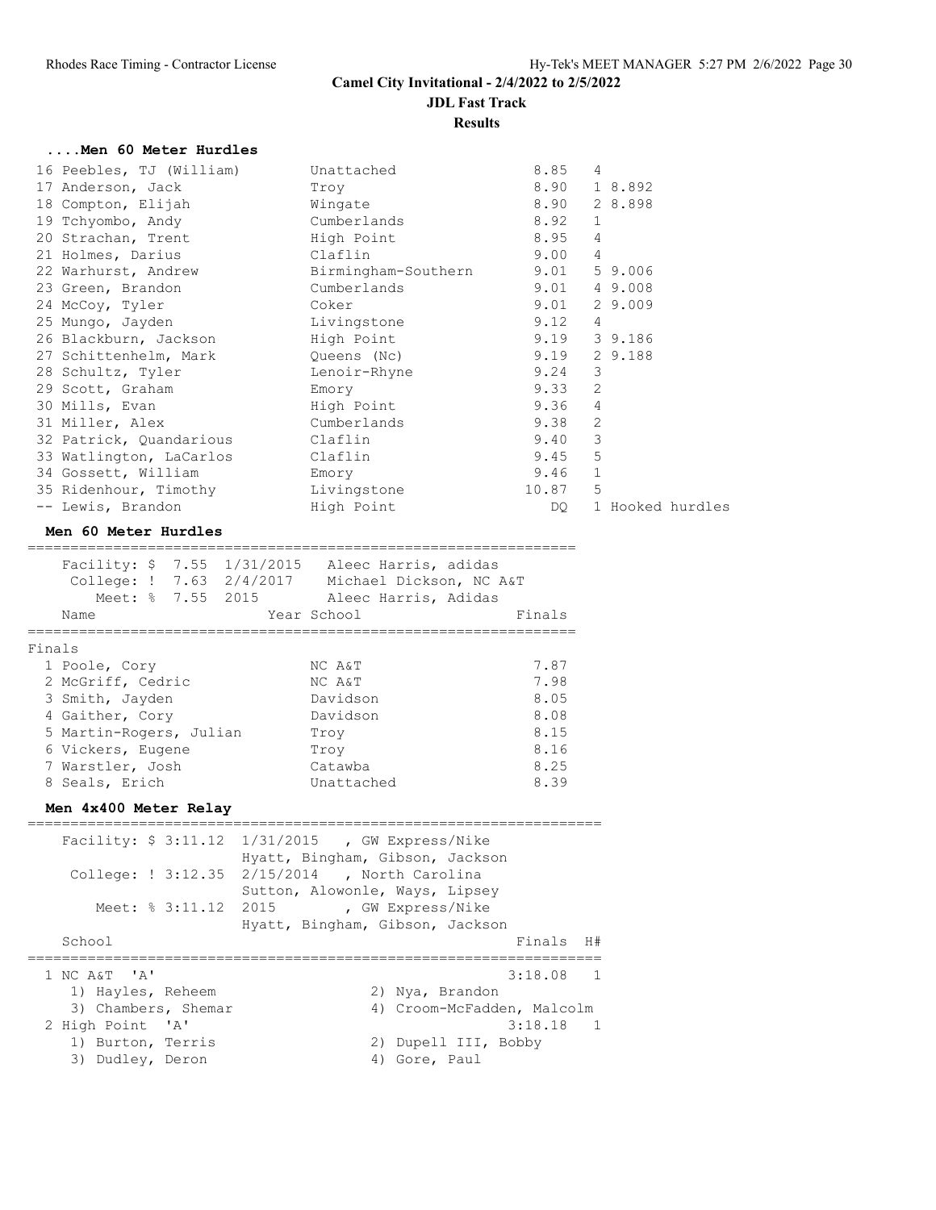## Camel City Invitational - 2/4/2022 to 2/5/2022

### JDL Fast Track

### Results

#### ....Men 60 Meter Hurdles

| Place | Name | School | Time | H# | Note |
|---|---|---|---|---|---|
| 16 | Peebles, TJ (William) | Unattached | 8.85 | 4 | |
| 17 | Anderson, Jack | Troy | 8.90 | 1 | 8.892 |
| 18 | Compton, Elijah | Wingate | 8.90 | 2 | 8.898 |
| 19 | Tchyombo, Andy | Cumberlands | 8.92 | 1 | |
| 20 | Strachan, Trent | High Point | 8.95 | 4 | |
| 21 | Holmes, Darius | Claflin | 9.00 | 4 | |
| 22 | Warhurst, Andrew | Birmingham-Southern | 9.01 | 5 | 9.006 |
| 23 | Green, Brandon | Cumberlands | 9.01 | 4 | 9.008 |
| 24 | McCoy, Tyler | Coker | 9.01 | 2 | 9.009 |
| 25 | Mungo, Jayden | Livingstone | 9.12 | 4 | |
| 26 | Blackburn, Jackson | High Point | 9.19 | 3 | 9.186 |
| 27 | Schittenhelm, Mark | Queens (Nc) | 9.19 | 2 | 9.188 |
| 28 | Schultz, Tyler | Lenoir-Rhyne | 9.24 | 3 | |
| 29 | Scott, Graham | Emory | 9.33 | 2 | |
| 30 | Mills, Evan | High Point | 9.36 | 4 | |
| 31 | Miller, Alex | Cumberlands | 9.38 | 2 | |
| 32 | Patrick, Quandarious | Claflin | 9.40 | 3 | |
| 33 | Watlington, LaCarlos | Claflin | 9.45 | 5 | |
| 34 | Gossett, William | Emory | 9.46 | 1 | |
| 35 | Ridenhour, Timothy | Livingstone | 10.87 | 5 | |
| -- | Lewis, Brandon | High Point | DQ | 1 | Hooked hurdles |

#### Men 60 Meter Hurdles

```
    Facility: $  7.55  1/31/2015   Aleec Harris, adidas
     College: !  7.63  2/4/2017    Michael Dickson, NC A&T
        Meet: %  7.55  2015        Aleec Harris, Adidas
```

Finals

| Place | Name | Year | School | Finals |
|---|---|---|---|---|
| 1 | Poole, Cory | | NC A&T | 7.87 |
| 2 | McGriff, Cedric | | NC A&T | 7.98 |
| 3 | Smith, Jayden | | Davidson | 8.05 |
| 4 | Gaither, Cory | | Davidson | 8.08 |
| 5 | Martin-Rogers, Julian | | Troy | 8.15 |
| 6 | Vickers, Eugene | | Troy | 8.16 |
| 7 | Warstler, Josh | | Catawba | 8.25 |
| 8 | Seals, Erich | | Unattached | 8.39 |

#### Men 4x400 Meter Relay

```
    Facility: $ 3:11.12  1/31/2015   , GW Express/Nike
                         Hyatt, Bingham, Gibson, Jackson
     College: ! 3:12.35  2/15/2014   , North Carolina
                         Sutton, Alowonle, Ways, Lipsey
        Meet: % 3:11.12  2015        , GW Express/Nike
                         Hyatt, Bingham, Gibson, Jackson
```

| Place | School | Finals | H# |
|---|---|---|---|
| 1 | NC A&T 'A' | 3:18.08 | 1 |
| | 1) Hayles, Reheem; 2) Nya, Brandon; 3) Chambers, Shemar; 4) Croom-McFadden, Malcolm | | |
| 2 | High Point 'A' | 3:18.18 | 1 |
| | 1) Burton, Terris; 2) Dupell III, Bobby; 3) Dudley, Deron; 4) Gore, Paul | | |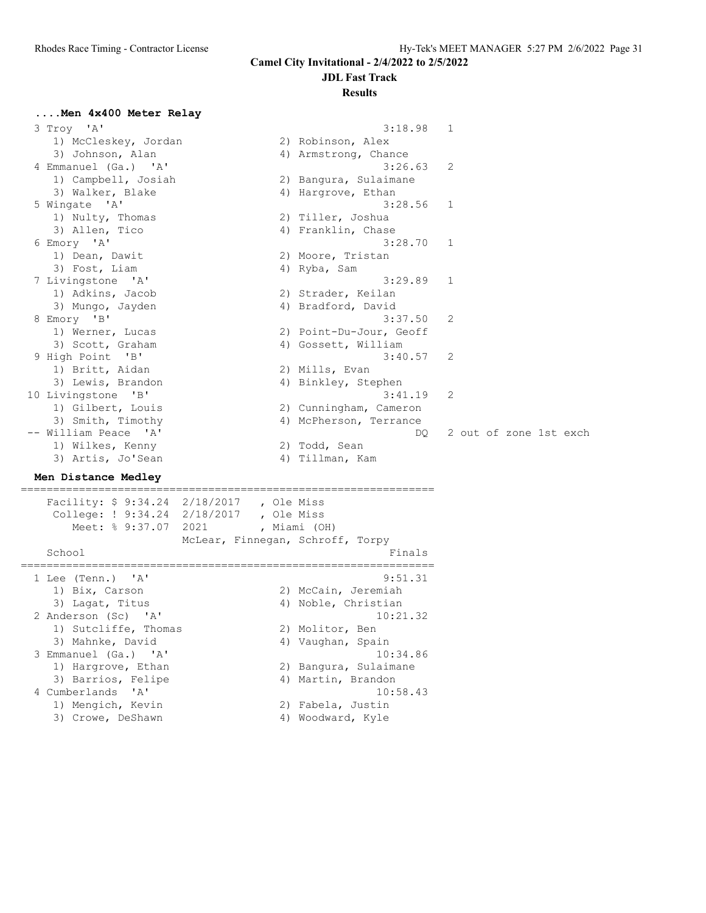# Camel City Invitational - 2/4/2022 to 2/5/2022

## JDL Fast Track

### Results

#### ....Men 4x400 Meter Relay

| Place | School | Time | Heat | Note |
|---|---|---|---|---|
| 3 | Troy 'A' | 3:18.98 | 1 | |
| | 1) McCleskey, Jordan; 2) Robinson, Alex; 3) Johnson, Alan; 4) Armstrong, Chance | | | |
| 4 | Emmanuel (Ga.) 'A' | 3:26.63 | 2 | |
| | 1) Campbell, Josiah; 2) Bangura, Sulaimane; 3) Walker, Blake; 4) Hargrove, Ethan | | | |
| 5 | Wingate 'A' | 3:28.56 | 1 | |
| | 1) Nulty, Thomas; 2) Tiller, Joshua; 3) Allen, Tico; 4) Franklin, Chase | | | |
| 6 | Emory 'A' | 3:28.70 | 1 | |
| | 1) Dean, Dawit; 2) Moore, Tristan; 3) Fost, Liam; 4) Ryba, Sam | | | |
| 7 | Livingstone 'A' | 3:29.89 | 1 | |
| | 1) Adkins, Jacob; 2) Strader, Keilan; 3) Mungo, Jayden; 4) Bradford, David | | | |
| 8 | Emory 'B' | 3:37.50 | 2 | |
| | 1) Werner, Lucas; 2) Point-Du-Jour, Geoff; 3) Scott, Graham; 4) Gossett, William | | | |
| 9 | High Point 'B' | 3:40.57 | 2 | |
| | 1) Britt, Aidan; 2) Mills, Evan; 3) Lewis, Brandon; 4) Binkley, Stephen | | | |
| 10 | Livingstone 'B' | 3:41.19 | 2 | |
| | 1) Gilbert, Louis; 2) Cunningham, Cameron; 3) Smith, Timothy; 4) McPherson, Terrance | | | |
| -- | William Peace 'A' | DQ | 2 | out of zone 1st exch |
| | 1) Wilkes, Kenny; 2) Todd, Sean; 3) Artis, Jo'Sean; 4) Tillman, Kam | | | |

#### Men Distance Medley

Facility: $ 9:34.24 2/18/2017 , Ole Miss
College: ! 9:34.24 2/18/2017 , Ole Miss
Meet: % 9:37.07 2021 , Miami (OH)
McLear, Finnegan, Schroff, Torpy

| Place | School | Finals |
|---|---|---|
| 1 | Lee (Tenn.) 'A' | 9:51.31 |
| | 1) Bix, Carson; 2) McCain, Jeremiah; 3) Lagat, Titus; 4) Noble, Christian | |
| 2 | Anderson (Sc) 'A' | 10:21.32 |
| | 1) Sutcliffe, Thomas; 2) Molitor, Ben; 3) Mahnke, David; 4) Vaughan, Spain | |
| 3 | Emmanuel (Ga.) 'A' | 10:34.86 |
| | 1) Hargrove, Ethan; 2) Bangura, Sulaimane; 3) Barrios, Felipe; 4) Martin, Brandon | |
| 4 | Cumberlands 'A' | 10:58.43 |
| | 1) Mengich, Kevin; 2) Fabela, Justin; 3) Crowe, DeShawn; 4) Woodward, Kyle | |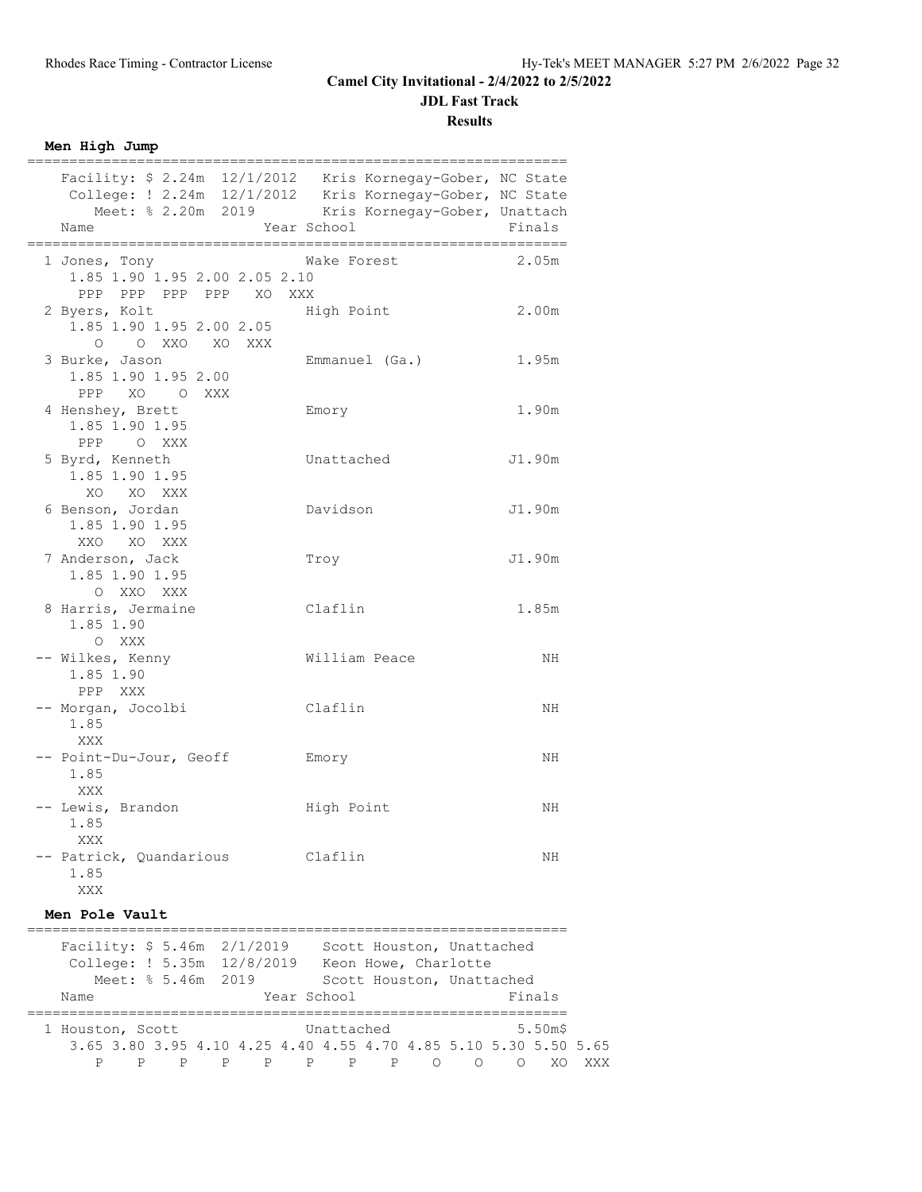**Camel City Invitational - 2/4/2022 to 2/5/2022**

**JDL Fast Track**

**Results**

**Men High Jump**

```
================================================================
   Facility: $ 2.24m  12/1/2012   Kris Kornegay-Gober, NC State 
    College: ! 2.24m  12/1/2012   Kris Kornegay-Gober, NC State 
       Meet: % 2.20m  2019        Kris Kornegay-Gober, Unattach 
   Name                    Year School                  Finals  
================================================================
  1 Jones, Tony                 Wake Forest             2.05m  
     1.85 1.90 1.95 2.00 2.05 2.10 
      PPP  PPP  PPP  PPP   XO  XXX 
  2 Byers, Kolt                 High Point              2.00m  
     1.85 1.90 1.95 2.00 2.05 
        O    O  XXO   XO  XXX 
  3 Burke, Jason                Emmanuel (Ga.)          1.95m  
     1.85 1.90 1.95 2.00 
      PPP   XO    O  XXX 
  4 Henshey, Brett              Emory                   1.90m  
     1.85 1.90 1.95 
      PPP    O  XXX 
  5 Byrd, Kenneth               Unattached             J1.90m  
     1.85 1.90 1.95 
       XO   XO  XXX 
  6 Benson, Jordan              Davidson               J1.90m  
     1.85 1.90 1.95 
      XXO   XO  XXX 
  7 Anderson, Jack              Troy                   J1.90m  
     1.85 1.90 1.95 
        O  XXO  XXX 
  8 Harris, Jermaine            Claflin                 1.85m  
     1.85 1.90 
        O  XXX 
 -- Wilkes, Kenny               William Peace              NH  
     1.85 1.90 
      PPP  XXX 
 -- Morgan, Jocolbi             Claflin                    NH  
     1.85 
      XXX 
 -- Point-Du-Jour, Geoff        Emory                      NH  
     1.85 
      XXX 
 -- Lewis, Brandon              High Point                 NH  
     1.85 
      XXX 
 -- Patrick, Quandarious        Claflin                    NH  
     1.85 
      XXX 
```

**Men Pole Vault**

```
================================================================
   Facility: $ 5.46m  2/1/2019    Scott Houston, Unattached 
    College: ! 5.35m  12/8/2019   Keon Howe, Charlotte 
       Meet: % 5.46m  2019        Scott Houston, Unattached 
   Name                    Year School                  Finals  
================================================================
  1 Houston, Scott              Unattached             5.50m$  
     3.65 3.80 3.95 4.10 4.25 4.40 4.55 4.70 4.85 5.10 5.30 5.50 5.65 
        P    P    P    P    P    P    P    P    O    O    O   XO  XXX 
```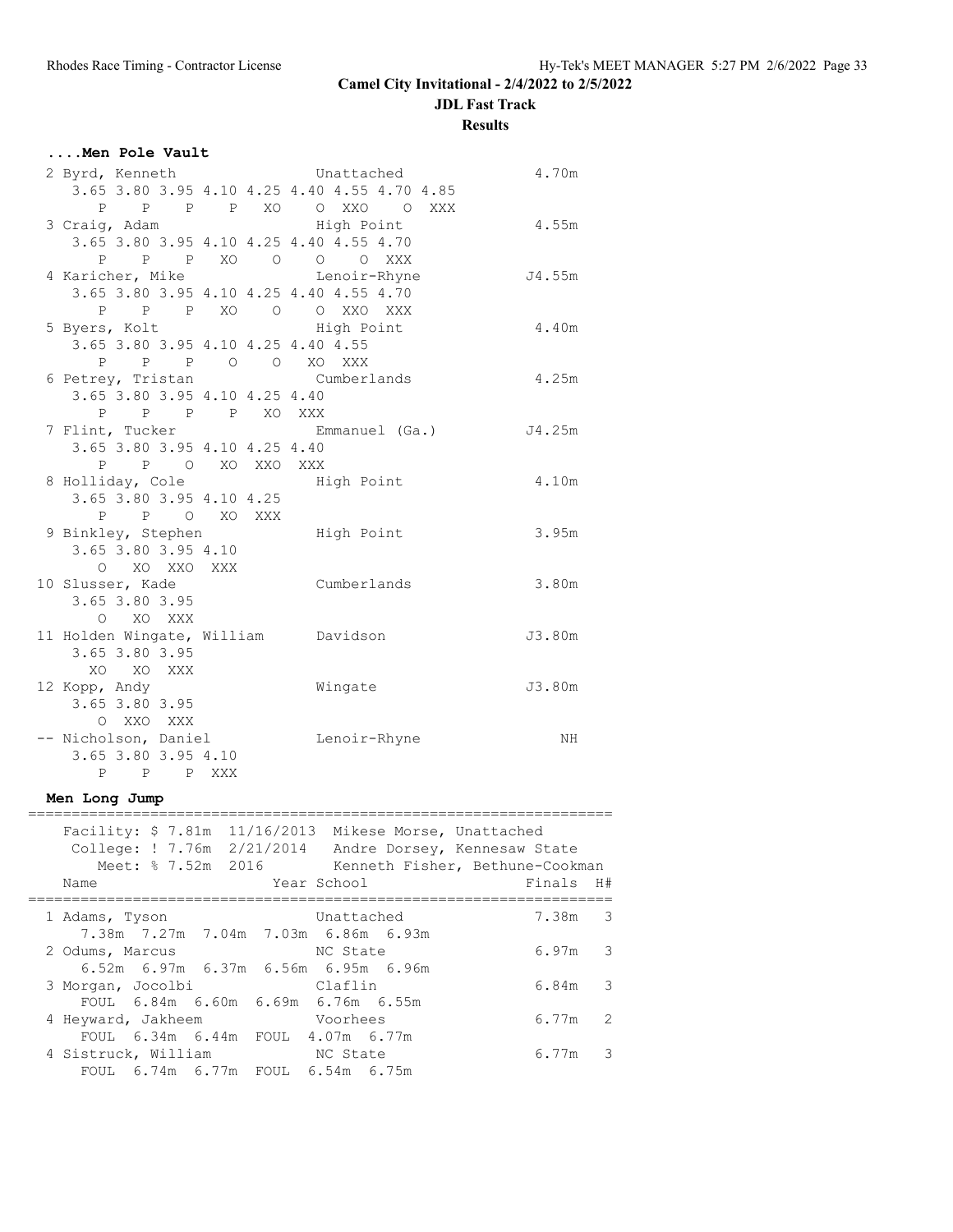**Camel City Invitational - 2/4/2022 to 2/5/2022**

**JDL Fast Track**

**Results**

### ....Men Pole Vault

```
  2 Byrd, Kenneth                Unattached                 4.70m
     3.65 3.80 3.95 4.10 4.25 4.40 4.55 4.70 4.85
        P    P    P    P   XO    O  XXO    O  XXX
  3 Craig, Adam                  High Point                 4.55m
     3.65 3.80 3.95 4.10 4.25 4.40 4.55 4.70
        P    P    P   XO    O    O    O  XXX
  4 Karicher, Mike               Lenoir-Rhyne              J4.55m
     3.65 3.80 3.95 4.10 4.25 4.40 4.55 4.70
        P    P    P   XO    O    O  XXO  XXX
  5 Byers, Kolt                  High Point                 4.40m
     3.65 3.80 3.95 4.10 4.25 4.40 4.55
        P    P    P    O    O   XO  XXX
  6 Petrey, Tristan              Cumberlands                4.25m
     3.65 3.80 3.95 4.10 4.25 4.40
        P    P    P    P   XO  XXX
  7 Flint, Tucker                Emmanuel (Ga.)            J4.25m
     3.65 3.80 3.95 4.10 4.25 4.40
        P    P    O   XO  XXO  XXX
  8 Holliday, Cole               High Point                 4.10m
     3.65 3.80 3.95 4.10 4.25
        P    P    O   XO  XXX
  9 Binkley, Stephen             High Point                 3.95m
     3.65 3.80 3.95 4.10
        O   XO  XXO  XXX
 10 Slusser, Kade                Cumberlands                3.80m
     3.65 3.80 3.95
        O   XO  XXX
 11 Holden Wingate, William      Davidson                  J3.80m
     3.65 3.80 3.95
       XO   XO  XXX
 12 Kopp, Andy                   Wingate                   J3.80m
     3.65 3.80 3.95
        O  XXO  XXX
 -- Nicholson, Daniel            Lenoir-Rhyne                  NH
     3.65 3.80 3.95 4.10
        P    P    P  XXX
```

### Men Long Jump

```
===================================================================
    Facility: $ 7.81m  11/16/2013  Mikese Morse, Unattached
     College: ! 7.76m  2/21/2014   Andre Dorsey, Kennesaw State
        Meet: % 7.52m  2016        Kenneth Fisher, Bethune-Cookman
    Name                    Year School                 Finals  H#
===================================================================
  1 Adams, Tyson                 Unattached              7.38m   3
      7.38m  7.27m  7.04m  7.03m  6.86m  6.93m
  2 Odums, Marcus                NC State                6.97m   3
      6.52m  6.97m  6.37m  6.56m  6.95m  6.96m
  3 Morgan, Jocolbi              Claflin                 6.84m   3
      FOUL  6.84m  6.60m  6.69m  6.76m  6.55m
  4 Heyward, Jakheem             Voorhees                6.77m   2
      FOUL  6.34m  6.44m  FOUL  4.07m  6.77m
  4 Sistruck, William            NC State                6.77m   3
      FOUL  6.74m  6.77m  FOUL  6.54m  6.75m
```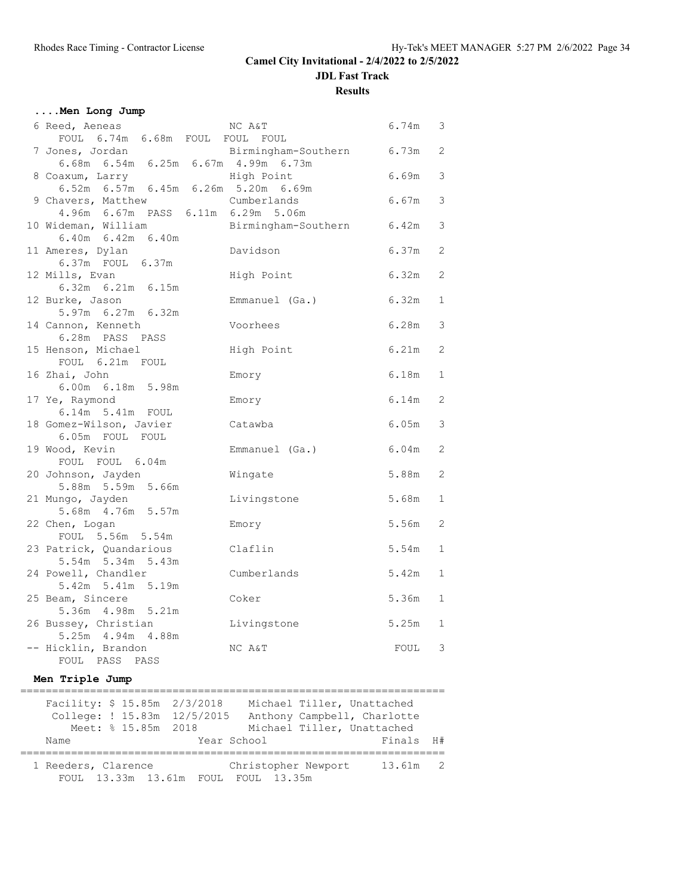**Camel City Invitational - 2/4/2022 to 2/5/2022**

**JDL Fast Track**

**Results**

### ....Men Long Jump

| Place | Name | School | Finals | H# |
|---|---|---|---|---|
| 6 | Reed, Aeneas | NC A&T | 6.74m | 3 |
| | FOUL 6.74m 6.68m FOUL FOUL FOUL | | | |
| 7 | Jones, Jordan | Birmingham-Southern | 6.73m | 2 |
| | 6.68m 6.54m 6.25m 6.67m 4.99m 6.73m | | | |
| 8 | Coaxum, Larry | High Point | 6.69m | 3 |
| | 6.52m 6.57m 6.45m 6.26m 5.20m 6.69m | | | |
| 9 | Chavers, Matthew | Cumberlands | 6.67m | 3 |
| | 4.96m 6.67m PASS 6.11m 6.29m 5.06m | | | |
| 10 | Wideman, William | Birmingham-Southern | 6.42m | 3 |
| | 6.40m 6.42m 6.40m | | | |
| 11 | Ameres, Dylan | Davidson | 6.37m | 2 |
| | 6.37m FOUL 6.37m | | | |
| 12 | Mills, Evan | High Point | 6.32m | 2 |
| | 6.32m 6.21m 6.15m | | | |
| 12 | Burke, Jason | Emmanuel (Ga.) | 6.32m | 1 |
| | 5.97m 6.27m 6.32m | | | |
| 14 | Cannon, Kenneth | Voorhees | 6.28m | 3 |
| | 6.28m PASS PASS | | | |
| 15 | Henson, Michael | High Point | 6.21m | 2 |
| | FOUL 6.21m FOUL | | | |
| 16 | Zhai, John | Emory | 6.18m | 1 |
| | 6.00m 6.18m 5.98m | | | |
| 17 | Ye, Raymond | Emory | 6.14m | 2 |
| | 6.14m 5.41m FOUL | | | |
| 18 | Gomez-Wilson, Javier | Catawba | 6.05m | 3 |
| | 6.05m FOUL FOUL | | | |
| 19 | Wood, Kevin | Emmanuel (Ga.) | 6.04m | 2 |
| | FOUL FOUL 6.04m | | | |
| 20 | Johnson, Jayden | Wingate | 5.88m | 2 |
| | 5.88m 5.59m 5.66m | | | |
| 21 | Mungo, Jayden | Livingstone | 5.68m | 1 |
| | 5.68m 4.76m 5.57m | | | |
| 22 | Chen, Logan | Emory | 5.56m | 2 |
| | FOUL 5.56m 5.54m | | | |
| 23 | Patrick, Quandarious | Claflin | 5.54m | 1 |
| | 5.54m 5.34m 5.43m | | | |
| 24 | Powell, Chandler | Cumberlands | 5.42m | 1 |
| | 5.42m 5.41m 5.19m | | | |
| 25 | Beam, Sincere | Coker | 5.36m | 1 |
| | 5.36m 4.98m 5.21m | | | |
| 26 | Bussey, Christian | Livingstone | 5.25m | 1 |
| | 5.25m 4.94m 4.88m | | | |
| -- | Hicklin, Brandon | NC A&T | FOUL | 3 |
| | FOUL PASS PASS | | | |

### Men Triple Jump

Facility: $ 15.85m 2/3/2018 Michael Tiller, Unattached
College: ! 15.83m 12/5/2015 Anthony Campbell, Charlotte
Meet: % 15.85m 2018 Michael Tiller, Unattached

| Place | Name | Year | School | Finals | H# |
|---|---|---|---|---|---|
| 1 | Reeders, Clarence | | Christopher Newport | 13.61m | 2 |
| | FOUL 13.33m 13.61m FOUL FOUL 13.35m | | | | |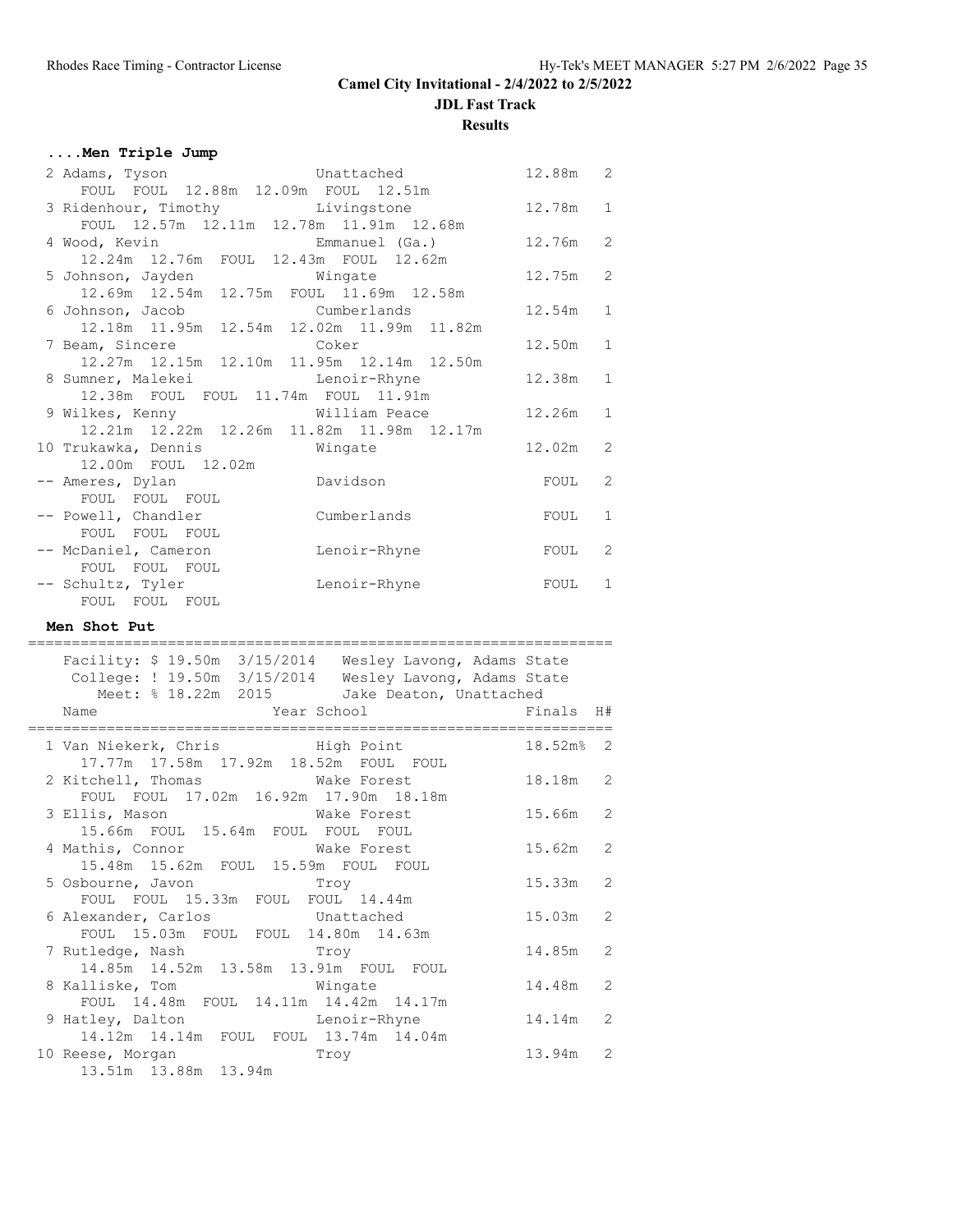**Camel City Invitational - 2/4/2022 to 2/5/2022**

**JDL Fast Track**

**Results**

### ....Men Triple Jump

| Place | Name | School | Finals | H# |
|---|---|---|---|---|
| 2 | Adams, Tyson | Unattached | 12.88m | 2 |
| | FOUL FOUL 12.88m 12.09m FOUL 12.51m | | | |
| 3 | Ridenhour, Timothy | Livingstone | 12.78m | 1 |
| | FOUL 12.57m 12.11m 12.78m 11.91m 12.68m | | | |
| 4 | Wood, Kevin | Emmanuel (Ga.) | 12.76m | 2 |
| | 12.24m 12.76m FOUL 12.43m FOUL 12.62m | | | |
| 5 | Johnson, Jayden | Wingate | 12.75m | 2 |
| | 12.69m 12.54m 12.75m FOUL 11.69m 12.58m | | | |
| 6 | Johnson, Jacob | Cumberlands | 12.54m | 1 |
| | 12.18m 11.95m 12.54m 12.02m 11.99m 11.82m | | | |
| 7 | Beam, Sincere | Coker | 12.50m | 1 |
| | 12.27m 12.15m 12.10m 11.95m 12.14m 12.50m | | | |
| 8 | Sumner, Malekei | Lenoir-Rhyne | 12.38m | 1 |
| | 12.38m FOUL FOUL 11.74m FOUL 11.91m | | | |
| 9 | Wilkes, Kenny | William Peace | 12.26m | 1 |
| | 12.21m 12.22m 12.26m 11.82m 11.98m 12.17m | | | |
| 10 | Trukawka, Dennis | Wingate | 12.02m | 2 |
| | 12.00m FOUL 12.02m | | | |
| -- | Ameres, Dylan | Davidson | FOUL | 2 |
| | FOUL FOUL FOUL | | | |
| -- | Powell, Chandler | Cumberlands | FOUL | 1 |
| | FOUL FOUL FOUL | | | |
| -- | McDaniel, Cameron | Lenoir-Rhyne | FOUL | 2 |
| | FOUL FOUL FOUL | | | |
| -- | Schultz, Tyler | Lenoir-Rhyne | FOUL | 1 |
| | FOUL FOUL FOUL | | | |

### Men Shot Put

Facility: $ 19.50m 3/15/2014 Wesley Lavong, Adams State
College: ! 19.50m 3/15/2014 Wesley Lavong, Adams State
Meet: % 18.22m 2015 Jake Deaton, Unattached

| Place | Name | Year School | Finals | H# |
|---|---|---|---|---|
| 1 | Van Niekerk, Chris | High Point | 18.52m% | 2 |
| | 17.77m 17.58m 17.92m 18.52m FOUL FOUL | | | |
| 2 | Kitchell, Thomas | Wake Forest | 18.18m | 2 |
| | FOUL FOUL 17.02m 16.92m 17.90m 18.18m | | | |
| 3 | Ellis, Mason | Wake Forest | 15.66m | 2 |
| | 15.66m FOUL 15.64m FOUL FOUL FOUL | | | |
| 4 | Mathis, Connor | Wake Forest | 15.62m | 2 |
| | 15.48m 15.62m FOUL 15.59m FOUL FOUL | | | |
| 5 | Osbourne, Javon | Troy | 15.33m | 2 |
| | FOUL FOUL 15.33m FOUL FOUL 14.44m | | | |
| 6 | Alexander, Carlos | Unattached | 15.03m | 2 |
| | FOUL 15.03m FOUL FOUL 14.80m 14.63m | | | |
| 7 | Rutledge, Nash | Troy | 14.85m | 2 |
| | 14.85m 14.52m 13.58m 13.91m FOUL FOUL | | | |
| 8 | Kalliske, Tom | Wingate | 14.48m | 2 |
| | FOUL 14.48m FOUL 14.11m 14.42m 14.17m | | | |
| 9 | Hatley, Dalton | Lenoir-Rhyne | 14.14m | 2 |
| | 14.12m 14.14m FOUL FOUL 13.74m 14.04m | | | |
| 10 | Reese, Morgan | Troy | 13.94m | 2 |
| | 13.51m 13.88m 13.94m | | | |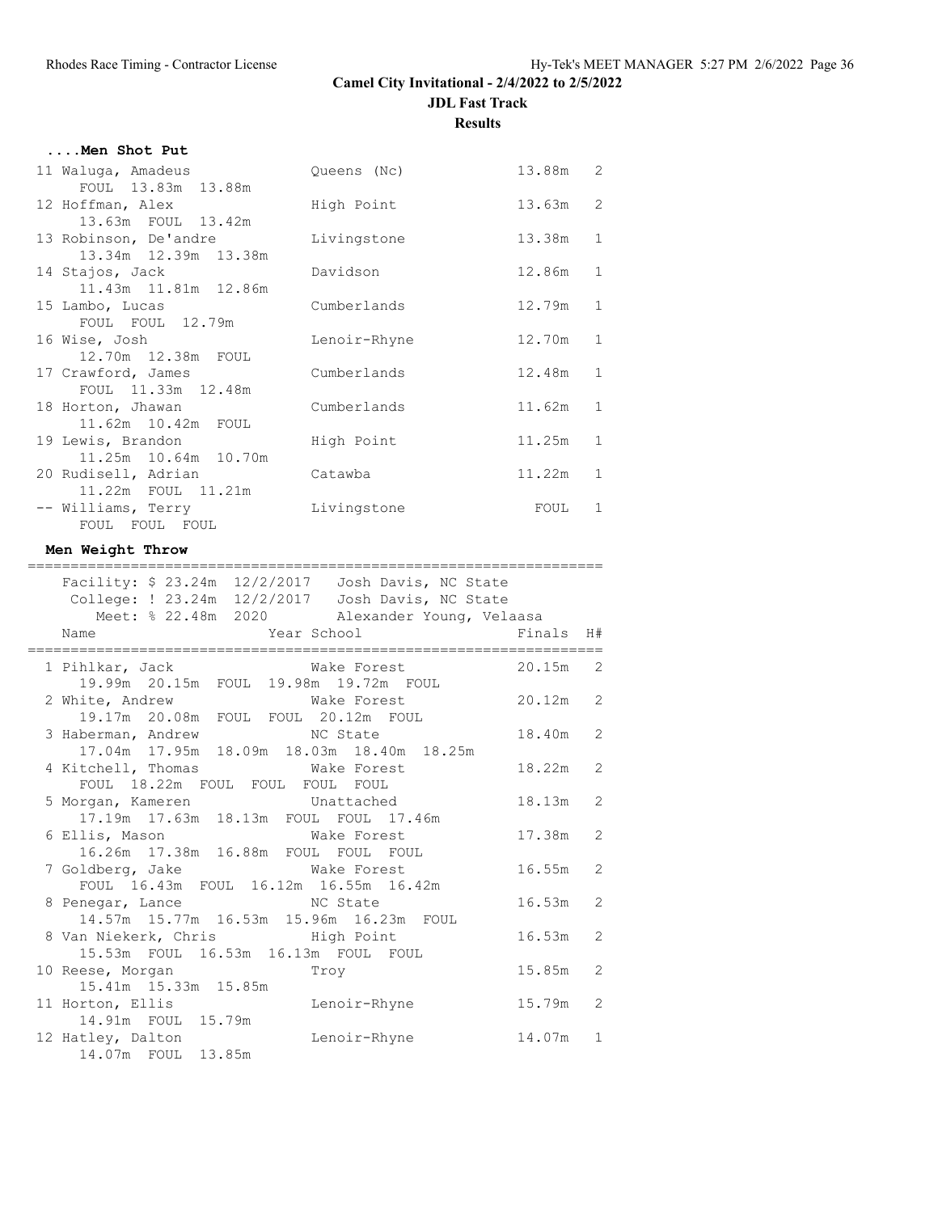## ....Men Shot Put

```
 11 Waluga, Amadeus            Queens (Nc)             13.88m   2
      FOUL  13.83m  13.88m
 12 Hoffman, Alex              High Point              13.63m   2
      13.63m  FOUL  13.42m
 13 Robinson, De'andre         Livingstone             13.38m   1
      13.34m  12.39m  13.38m
 14 Stajos, Jack               Davidson                12.86m   1
      11.43m  11.81m  12.86m
 15 Lambo, Lucas               Cumberlands             12.79m   1
      FOUL  FOUL  12.79m
 16 Wise, Josh                 Lenoir-Rhyne            12.70m   1
      12.70m  12.38m  FOUL
 17 Crawford, James            Cumberlands             12.48m   1
      FOUL  11.33m  12.48m
 18 Horton, Jhawan             Cumberlands             11.62m   1
      11.62m  10.42m  FOUL
 19 Lewis, Brandon             High Point              11.25m   1
      11.25m  10.64m  10.70m
 20 Rudisell, Adrian           Catawba                 11.22m   1
      11.22m  FOUL  11.21m
 -- Williams, Terry            Livingstone               FOUL   1
      FOUL  FOUL  FOUL
```

## Men Weight Throw

```
===================================================================
    Facility: $ 23.24m  12/2/2017   Josh Davis, NC State
     College: ! 23.24m  12/2/2017   Josh Davis, NC State
        Meet: % 22.48m  2020        Alexander Young, Velaasa
    Name                    Year School                 Finals  H#
===================================================================
  1 Pihlkar, Jack                Wake Forest             20.15m   2
      19.99m  20.15m  FOUL  19.98m  19.72m  FOUL
  2 White, Andrew                Wake Forest             20.12m   2
      19.17m  20.08m  FOUL  FOUL  20.12m  FOUL
  3 Haberman, Andrew             NC State                18.40m   2
      17.04m  17.95m  18.09m  18.03m  18.40m  18.25m
  4 Kitchell, Thomas             Wake Forest             18.22m   2
      FOUL  18.22m  FOUL  FOUL  FOUL  FOUL
  5 Morgan, Kameren              Unattached              18.13m   2
      17.19m  17.63m  18.13m  FOUL  FOUL  17.46m
  6 Ellis, Mason                 Wake Forest             17.38m   2
      16.26m  17.38m  16.88m  FOUL  FOUL  FOUL
  7 Goldberg, Jake               Wake Forest             16.55m   2
      FOUL  16.43m  FOUL  16.12m  16.55m  16.42m
  8 Penegar, Lance               NC State                16.53m   2
      14.57m  15.77m  16.53m  15.96m  16.23m  FOUL
  8 Van Niekerk, Chris           High Point              16.53m   2
      15.53m  FOUL  16.53m  16.13m  FOUL  FOUL
 10 Reese, Morgan                Troy                    15.85m   2
      15.41m  15.33m  15.85m
 11 Horton, Ellis                Lenoir-Rhyne            15.79m   2
      14.91m  FOUL  15.79m
 12 Hatley, Dalton               Lenoir-Rhyne            14.07m   1
      14.07m  FOUL  13.85m
```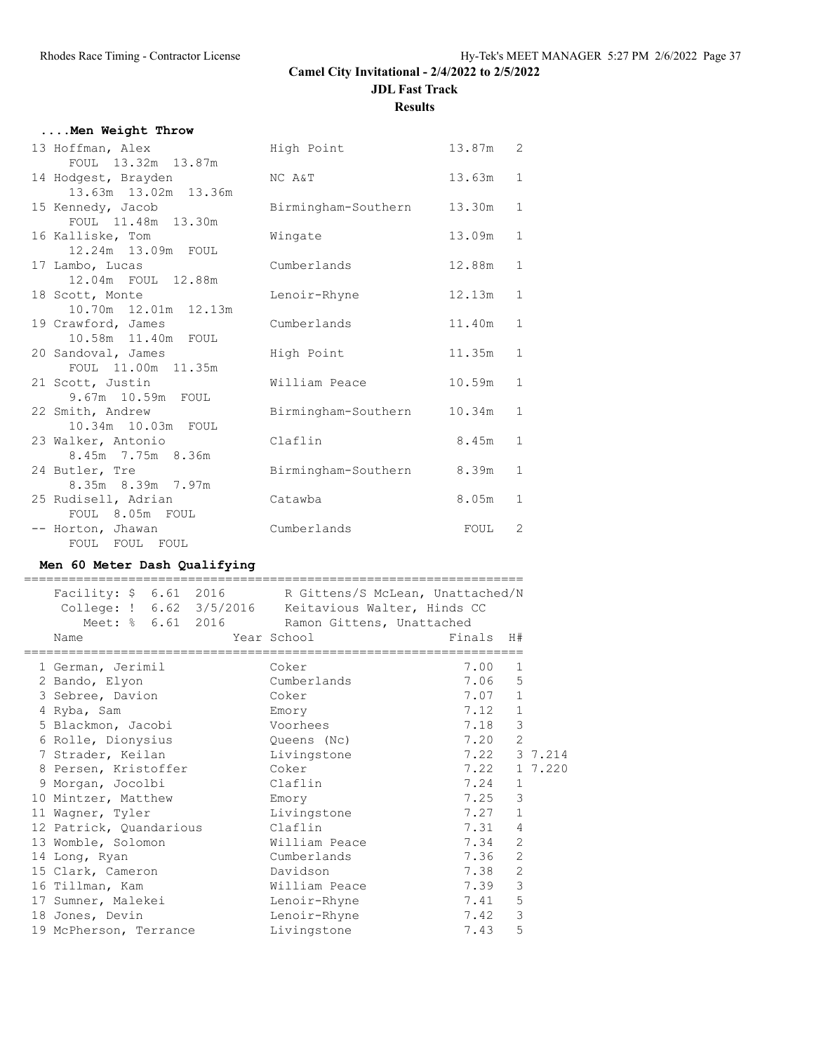Camel City Invitational - 2/4/2022 to 2/5/2022

JDL Fast Track

Results

### ....Men Weight Throw

| Place | Name | School | Mark | Flight |
|---|---|---|---|---|
| 13 | Hoffman, Alex | High Point | 13.87m | 2 |
| | FOUL 13.32m 13.87m | | | |
| 14 | Hodgest, Brayden | NC A&T | 13.63m | 1 |
| | 13.63m 13.02m 13.36m | | | |
| 15 | Kennedy, Jacob | Birmingham-Southern | 13.30m | 1 |
| | FOUL 11.48m 13.30m | | | |
| 16 | Kalliske, Tom | Wingate | 13.09m | 1 |
| | 12.24m 13.09m FOUL | | | |
| 17 | Lambo, Lucas | Cumberlands | 12.88m | 1 |
| | 12.04m FOUL 12.88m | | | |
| 18 | Scott, Monte | Lenoir-Rhyne | 12.13m | 1 |
| | 10.70m 12.01m 12.13m | | | |
| 19 | Crawford, James | Cumberlands | 11.40m | 1 |
| | 10.58m 11.40m FOUL | | | |
| 20 | Sandoval, James | High Point | 11.35m | 1 |
| | FOUL 11.00m 11.35m | | | |
| 21 | Scott, Justin | William Peace | 10.59m | 1 |
| | 9.67m 10.59m FOUL | | | |
| 22 | Smith, Andrew | Birmingham-Southern | 10.34m | 1 |
| | 10.34m 10.03m FOUL | | | |
| 23 | Walker, Antonio | Claflin | 8.45m | 1 |
| | 8.45m 7.75m 8.36m | | | |
| 24 | Butler, Tre | Birmingham-Southern | 8.39m | 1 |
| | 8.35m 8.39m 7.97m | | | |
| 25 | Rudisell, Adrian | Catawba | 8.05m | 1 |
| | FOUL 8.05m FOUL | | | |
| -- | Horton, Jhawan | Cumberlands | FOUL | 2 |
| | FOUL FOUL FOUL | | | |

### Men 60 Meter Dash Qualifying

Facility: $ 6.61 2016 R Gittens/S McLean, Unattached/N
College: ! 6.62 3/5/2016 Keitavious Walter, Hinds CC
Meet: % 6.61 2016 Ramon Gittens, Unattached

| Place | Name | Year School | Finals | H# | |
|---|---|---|---|---|---|
| 1 | German, Jerimil | Coker | 7.00 | 1 | |
| 2 | Bando, Elyon | Cumberlands | 7.06 | 5 | |
| 3 | Sebree, Davion | Coker | 7.07 | 1 | |
| 4 | Ryba, Sam | Emory | 7.12 | 1 | |
| 5 | Blackmon, Jacobi | Voorhees | 7.18 | 3 | |
| 6 | Rolle, Dionysius | Queens (Nc) | 7.20 | 2 | |
| 7 | Strader, Keilan | Livingstone | 7.22 | 3 | 7.214 |
| 8 | Persen, Kristoffer | Coker | 7.22 | 1 | 7.220 |
| 9 | Morgan, Jocolbi | Claflin | 7.24 | 1 | |
| 10 | Mintzer, Matthew | Emory | 7.25 | 3 | |
| 11 | Wagner, Tyler | Livingstone | 7.27 | 1 | |
| 12 | Patrick, Quandarious | Claflin | 7.31 | 4 | |
| 13 | Womble, Solomon | William Peace | 7.34 | 2 | |
| 14 | Long, Ryan | Cumberlands | 7.36 | 2 | |
| 15 | Clark, Cameron | Davidson | 7.38 | 2 | |
| 16 | Tillman, Kam | William Peace | 7.39 | 3 | |
| 17 | Sumner, Malekei | Lenoir-Rhyne | 7.41 | 5 | |
| 18 | Jones, Devin | Lenoir-Rhyne | 7.42 | 3 | |
| 19 | McPherson, Terrance | Livingstone | 7.43 | 5 | |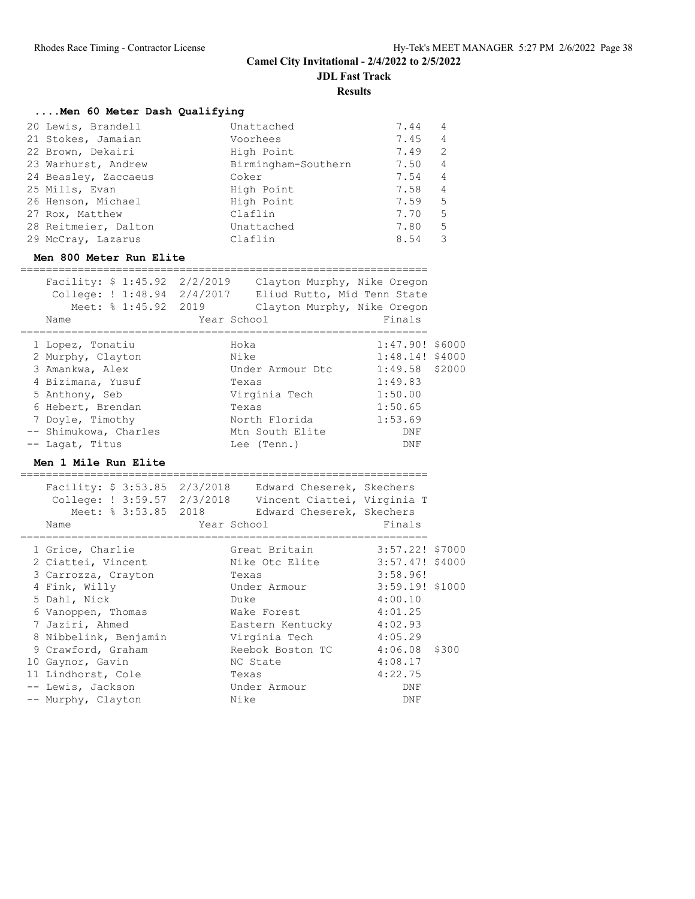Camel City Invitational - 2/4/2022 to 2/5/2022

JDL Fast Track

Results

### ....Men 60 Meter Dash Qualifying

| Place | Name | School | Time | Heat |
|---|---|---|---|---|
| 20 | Lewis, Brandell | Unattached | 7.44 | 4 |
| 21 | Stokes, Jamaian | Voorhees | 7.45 | 4 |
| 22 | Brown, Dekairi | High Point | 7.49 | 2 |
| 23 | Warhurst, Andrew | Birmingham-Southern | 7.50 | 4 |
| 24 | Beasley, Zaccaeus | Coker | 7.54 | 4 |
| 25 | Mills, Evan | High Point | 7.58 | 4 |
| 26 | Henson, Michael | High Point | 7.59 | 5 |
| 27 | Rox, Matthew | Claflin | 7.70 | 5 |
| 28 | Reitmeier, Dalton | Unattached | 7.80 | 5 |
| 29 | McCray, Lazarus | Claflin | 8.54 | 3 |

### Men 800 Meter Run Elite

Facility: $ 1:45.92 2/2/2019 Clayton Murphy, Nike Oregon
College: ! 1:48.94 2/4/2017 Eliud Rutto, Mid Tenn State
Meet: % 1:45.92 2019 Clayton Murphy, Nike Oregon

| Place | Name | Year School | Finals | Prize |
|---|---|---|---|---|
| 1 | Lopez, Tonatiu | Hoka | 1:47.90! | $6000 |
| 2 | Murphy, Clayton | Nike | 1:48.14! | $4000 |
| 3 | Amankwa, Alex | Under Armour Dtc | 1:49.58 | $2000 |
| 4 | Bizimana, Yusuf | Texas | 1:49.83 | |
| 5 | Anthony, Seb | Virginia Tech | 1:50.00 | |
| 6 | Hebert, Brendan | Texas | 1:50.65 | |
| 7 | Doyle, Timothy | North Florida | 1:53.69 | |
| -- | Shimukowa, Charles | Mtn South Elite | DNF | |
| -- | Lagat, Titus | Lee (Tenn.) | DNF | |

### Men 1 Mile Run Elite

Facility: $ 3:53.85 2/3/2018 Edward Cheserek, Skechers
College: ! 3:59.57 2/3/2018 Vincent Ciattei, Virginia T
Meet: % 3:53.85 2018 Edward Cheserek, Skechers

| Place | Name | Year School | Finals | Prize |
|---|---|---|---|---|
| 1 | Grice, Charlie | Great Britain | 3:57.22! | $7000 |
| 2 | Ciattei, Vincent | Nike Otc Elite | 3:57.47! | $4000 |
| 3 | Carrozza, Crayton | Texas | 3:58.96! | |
| 4 | Fink, Willy | Under Armour | 3:59.19! | $1000 |
| 5 | Dahl, Nick | Duke | 4:00.10 | |
| 6 | Vanoppen, Thomas | Wake Forest | 4:01.25 | |
| 7 | Jaziri, Ahmed | Eastern Kentucky | 4:02.93 | |
| 8 | Nibbelink, Benjamin | Virginia Tech | 4:05.29 | |
| 9 | Crawford, Graham | Reebok Boston TC | 4:06.08 | $300 |
| 10 | Gaynor, Gavin | NC State | 4:08.17 | |
| 11 | Lindhorst, Cole | Texas | 4:22.75 | |
| -- | Lewis, Jackson | Under Armour | DNF | |
| -- | Murphy, Clayton | Nike | DNF | |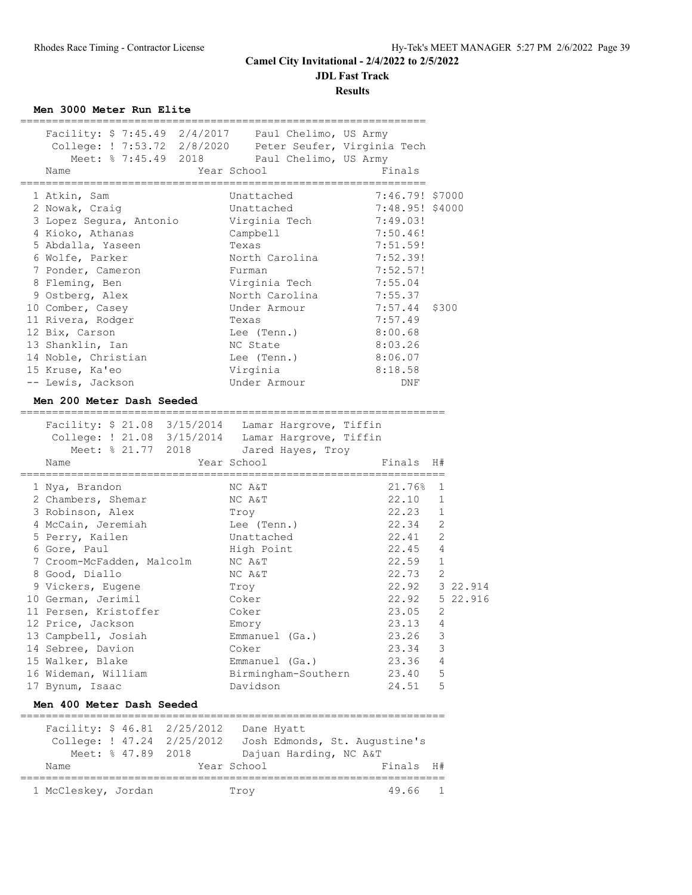# Camel City Invitational - 2/4/2022 to 2/5/2022

## JDL Fast Track

### Results

**Men 3000 Meter Run Elite**

Facility: $ 7:45.49 2/4/2017 Paul Chelimo, US Army
College: ! 7:53.72 2/8/2020 Peter Seufer, Virginia Tech
Meet: % 7:45.49 2018 Paul Chelimo, US Army

| Place | Name | Year | School | Finals | |
|---|---|---|---|---|---|
| 1 | Atkin, Sam | | Unattached | 7:46.79! | $7000 |
| 2 | Nowak, Craig | | Unattached | 7:48.95! | $4000 |
| 3 | Lopez Segura, Antonio | | Virginia Tech | 7:49.03! | |
| 4 | Kioko, Athanas | | Campbell | 7:50.46! | |
| 5 | Abdalla, Yaseen | | Texas | 7:51.59! | |
| 6 | Wolfe, Parker | | North Carolina | 7:52.39! | |
| 7 | Ponder, Cameron | | Furman | 7:52.57! | |
| 8 | Fleming, Ben | | Virginia Tech | 7:55.04 | |
| 9 | Ostberg, Alex | | North Carolina | 7:55.37 | |
| 10 | Comber, Casey | | Under Armour | 7:57.44 | $300 |
| 11 | Rivera, Rodger | | Texas | 7:57.49 | |
| 12 | Bix, Carson | | Lee (Tenn.) | 8:00.68 | |
| 13 | Shanklin, Ian | | NC State | 8:03.26 | |
| 14 | Noble, Christian | | Lee (Tenn.) | 8:06.07 | |
| 15 | Kruse, Ka'eo | | Virginia | 8:18.58 | |
| -- | Lewis, Jackson | | Under Armour | DNF | |

**Men 200 Meter Dash Seeded**

Facility: $ 21.08 3/15/2014 Lamar Hargrove, Tiffin
College: ! 21.08 3/15/2014 Lamar Hargrove, Tiffin
Meet: % 21.77 2018 Jared Hayes, Troy

| Place | Name | Year | School | Finals | H# | |
|---|---|---|---|---|---|---|
| 1 | Nya, Brandon | | NC A&T | 21.76% | 1 | |
| 2 | Chambers, Shemar | | NC A&T | 22.10 | 1 | |
| 3 | Robinson, Alex | | Troy | 22.23 | 1 | |
| 4 | McCain, Jeremiah | | Lee (Tenn.) | 22.34 | 2 | |
| 5 | Perry, Kailen | | Unattached | 22.41 | 2 | |
| 6 | Gore, Paul | | High Point | 22.45 | 4 | |
| 7 | Croom-McFadden, Malcolm | | NC A&T | 22.59 | 1 | |
| 8 | Good, Diallo | | NC A&T | 22.73 | 2 | |
| 9 | Vickers, Eugene | | Troy | 22.92 | 3 | 22.914 |
| 10 | German, Jerimil | | Coker | 22.92 | 5 | 22.916 |
| 11 | Persen, Kristoffer | | Coker | 23.05 | 2 | |
| 12 | Price, Jackson | | Emory | 23.13 | 4 | |
| 13 | Campbell, Josiah | | Emmanuel (Ga.) | 23.26 | 3 | |
| 14 | Sebree, Davion | | Coker | 23.34 | 3 | |
| 15 | Walker, Blake | | Emmanuel (Ga.) | 23.36 | 4 | |
| 16 | Wideman, William | | Birmingham-Southern | 23.40 | 5 | |
| 17 | Bynum, Isaac | | Davidson | 24.51 | 5 | |

**Men 400 Meter Dash Seeded**

Facility: $ 46.81 2/25/2012 Dane Hyatt
College: ! 47.24 2/25/2012 Josh Edmonds, St. Augustine's
Meet: % 47.89 2018 Dajuan Harding, NC A&T

| Place | Name | Year | School | Finals | H# |
|---|---|---|---|---|---|
| 1 | McCleskey, Jordan | | Troy | 49.66 | 1 |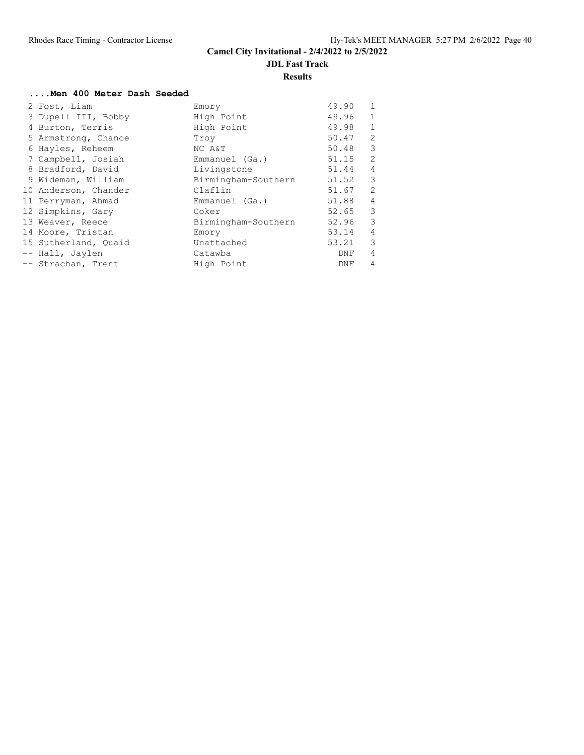**Camel City Invitational - 2/4/2022 to 2/5/2022**

**JDL Fast Track**

**Results**

### ....Men 400 Meter Dash Seeded

| | | | | |
|---|---|---|---|---|
| 2 | Fost, Liam | Emory | 49.90 | 1 |
| 3 | Dupell III, Bobby | High Point | 49.96 | 1 |
| 4 | Burton, Terris | High Point | 49.98 | 1 |
| 5 | Armstrong, Chance | Troy | 50.47 | 2 |
| 6 | Hayles, Reheem | NC A&T | 50.48 | 3 |
| 7 | Campbell, Josiah | Emmanuel (Ga.) | 51.15 | 2 |
| 8 | Bradford, David | Livingstone | 51.44 | 4 |
| 9 | Wideman, William | Birmingham-Southern | 51.52 | 3 |
| 10 | Anderson, Chander | Claflin | 51.67 | 2 |
| 11 | Perryman, Ahmad | Emmanuel (Ga.) | 51.88 | 4 |
| 12 | Simpkins, Gary | Coker | 52.65 | 3 |
| 13 | Weaver, Reece | Birmingham-Southern | 52.96 | 3 |
| 14 | Moore, Tristan | Emory | 53.14 | 4 |
| 15 | Sutherland, Quaid | Unattached | 53.21 | 3 |
| -- | Hall, Jaylen | Catawba | DNF | 4 |
| -- | Strachan, Trent | High Point | DNF | 4 |